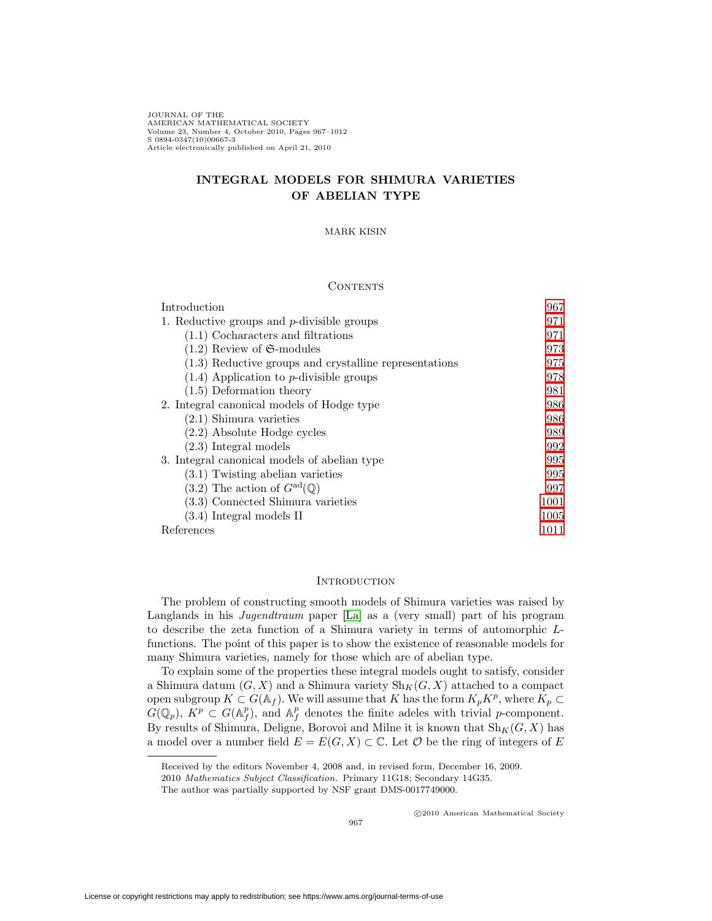# INTEGRAL MODELS FOR SHIMURA VARIETIES OF ABELIAN TYPE

MARK KISIN

## Contents

| | |
|---|---|
| Introduction | 967 |
| 1. Reductive groups and $p$-divisible groups | 971 |
| (1.1) Cocharacters and filtrations | 971 |
| (1.2) Review of $\mathfrak{S}$-modules | 973 |
| (1.3) Reductive groups and crystalline representations | 975 |
| (1.4) Application to $p$-divisible groups | 978 |
| (1.5) Deformation theory | 981 |
| 2. Integral canonical models of Hodge type | 986 |
| (2.1) Shimura varieties | 986 |
| (2.2) Absolute Hodge cycles | 989 |
| (2.3) Integral models | 992 |
| 3. Integral canonical models of abelian type | 995 |
| (3.1) Twisting abelian varieties | 995 |
| (3.2) The action of $G^{\mathrm{ad}}(\mathbb{Q})$ | 997 |
| (3.3) Connected Shimura varieties | 1001 |
| (3.4) Integral models II | 1005 |
| References | 1011 |

## Introduction

The problem of constructing smooth models of Shimura varieties was raised by Langlands in his *Jugendtraum* paper [La] as a (very small) part of his program to describe the zeta function of a Shimura variety in terms of automorphic $L$-functions. The point of this paper is to show the existence of reasonable models for many Shimura varieties, namely for those which are of abelian type.

To explain some of the properties these integral models ought to satisfy, consider a Shimura datum $(G, X)$ and a Shimura variety $\mathrm{Sh}_K(G, X)$ attached to a compact open subgroup $K \subset G(\mathbb{A}_f)$. We will assume that $K$ has the form $K_p K^p$, where $K_p \subset G(\mathbb{Q}_p)$, $K^p \subset G(\mathbb{A}_f^p)$, and $\mathbb{A}_f^p$ denotes the finite adeles with trivial $p$-component. By results of Shimura, Deligne, Borovoi and Milne it is known that $\mathrm{Sh}_K(G, X)$ has a model over a number field $E = E(G, X) \subset \mathbb{C}$. Let $\mathcal{O}$ be the ring of integers of $E$

---

Received by the editors November 4, 2008 and, in revised form, December 16, 2009.

2010 *Mathematics Subject Classification.* Primary 11G18; Secondary 14G35.

The author was partially supported by NSF grant DMS-0017749000.

©2010 American Mathematical Society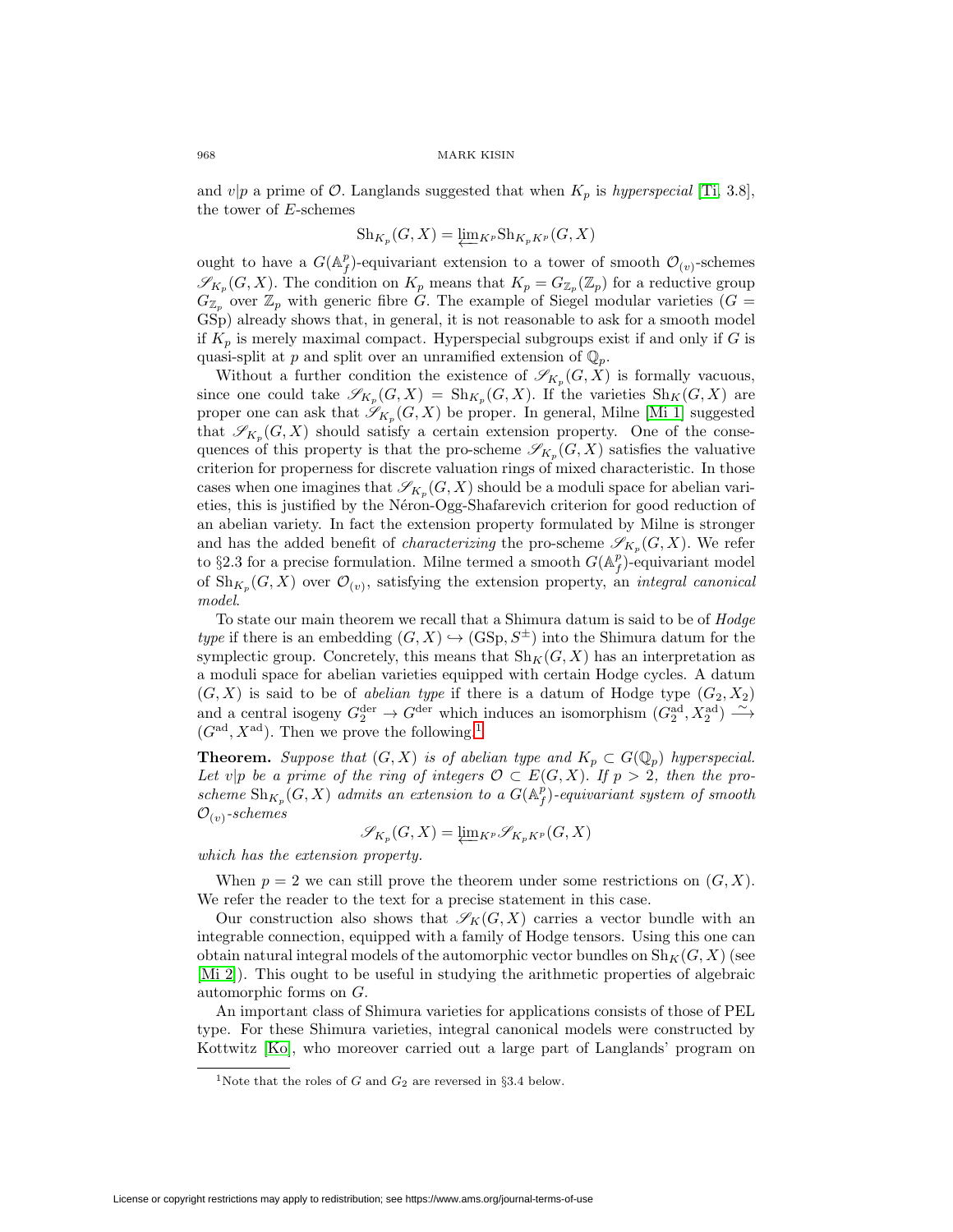and $v|p$ a prime of $\mathcal{O}$. Langlands suggested that when $K_p$ is *hyperspecial* [Ti, 3.8], the tower of $E$-schemes

$$\mathrm{Sh}_{K_p}(G,X) = \varprojlim_{K^p} \mathrm{Sh}_{K_pK^p}(G,X)$$

ought to have a $G(\mathbb{A}_f^p)$-equivariant extension to a tower of smooth $\mathcal{O}_{(v)}$-schemes $\mathscr{S}_{K_p}(G,X)$. The condition on $K_p$ means that $K_p = G_{\mathbb{Z}_p}(\mathbb{Z}_p)$ for a reductive group $G_{\mathbb{Z}_p}$ over $\mathbb{Z}_p$ with generic fibre $G$. The example of Siegel modular varieties ($G = \mathrm{GSp}$) already shows that, in general, it is not reasonable to ask for a smooth model if $K_p$ is merely maximal compact. Hyperspecial subgroups exist if and only if $G$ is quasi-split at $p$ and split over an unramified extension of $\mathbb{Q}_p$.

Without a further condition the existence of $\mathscr{S}_{K_p}(G,X)$ is formally vacuous, since one could take $\mathscr{S}_{K_p}(G,X) = \mathrm{Sh}_{K_p}(G,X)$. If the varieties $\mathrm{Sh}_K(G,X)$ are proper one can ask that $\mathscr{S}_{K_p}(G,X)$ be proper. In general, Milne [Mi 1] suggested that $\mathscr{S}_{K_p}(G,X)$ should satisfy a certain extension property. One of the consequences of this property is that the pro-scheme $\mathscr{S}_{K_p}(G,X)$ satisfies the valuative criterion for properness for discrete valuation rings of mixed characteristic. In those cases when one imagines that $\mathscr{S}_{K_p}(G,X)$ should be a moduli space for abelian varieties, this is justified by the Néron-Ogg-Shafarevich criterion for good reduction of an abelian variety. In fact the extension property formulated by Milne is stronger and has the added benefit of *characterizing* the pro-scheme $\mathscr{S}_{K_p}(G,X)$. We refer to §2.3 for a precise formulation. Milne termed a smooth $G(\mathbb{A}_f^p)$-equivariant model of $\mathrm{Sh}_{K_p}(G,X)$ over $\mathcal{O}_{(v)}$, satisfying the extension property, an *integral canonical model*.

To state our main theorem we recall that a Shimura datum is said to be of *Hodge type* if there is an embedding $(G,X) \hookrightarrow (\mathrm{GSp}, S^{\pm})$ into the Shimura datum for the symplectic group. Concretely, this means that $\mathrm{Sh}_K(G,X)$ has an interpretation as a moduli space for abelian varieties equipped with certain Hodge cycles. A datum $(G,X)$ is said to be of *abelian type* if there is a datum of Hodge type $(G_2, X_2)$ and a central isogeny $G_2^{\mathrm{der}} \to G^{\mathrm{der}}$ which induces an isomorphism $(G_2^{\mathrm{ad}}, X_2^{\mathrm{ad}}) \xrightarrow{\sim} (G^{\mathrm{ad}}, X^{\mathrm{ad}})$. Then we prove the following.[1]

**Theorem.** *Suppose that $(G,X)$ is of abelian type and $K_p \subset G(\mathbb{Q}_p)$ hyperspecial. Let $v|p$ be a prime of the ring of integers $\mathcal{O} \subset E(G,X)$. If $p > 2$, then the pro-scheme $\mathrm{Sh}_{K_p}(G,X)$ admits an extension to a $G(\mathbb{A}_f^p)$-equivariant system of smooth $\mathcal{O}_{(v)}$-schemes*

$$\mathscr{S}_{K_p}(G,X) = \varprojlim_{K^p} \mathscr{S}_{K_pK^p}(G,X)$$

*which has the extension property.*

When $p = 2$ we can still prove the theorem under some restrictions on $(G,X)$. We refer the reader to the text for a precise statement in this case.

Our construction also shows that $\mathscr{S}_K(G,X)$ carries a vector bundle with an integrable connection, equipped with a family of Hodge tensors. Using this one can obtain natural integral models of the automorphic vector bundles on $\mathrm{Sh}_K(G,X)$ (see [Mi 2]). This ought to be useful in studying the arithmetic properties of algebraic automorphic forms on $G$.

An important class of Shimura varieties for applications consists of those of PEL type. For these Shimura varieties, integral canonical models were constructed by Kottwitz [Ko], who moreover carried out a large part of Langlands' program on

[1] Note that the roles of $G$ and $G_2$ are reversed in §3.4 below.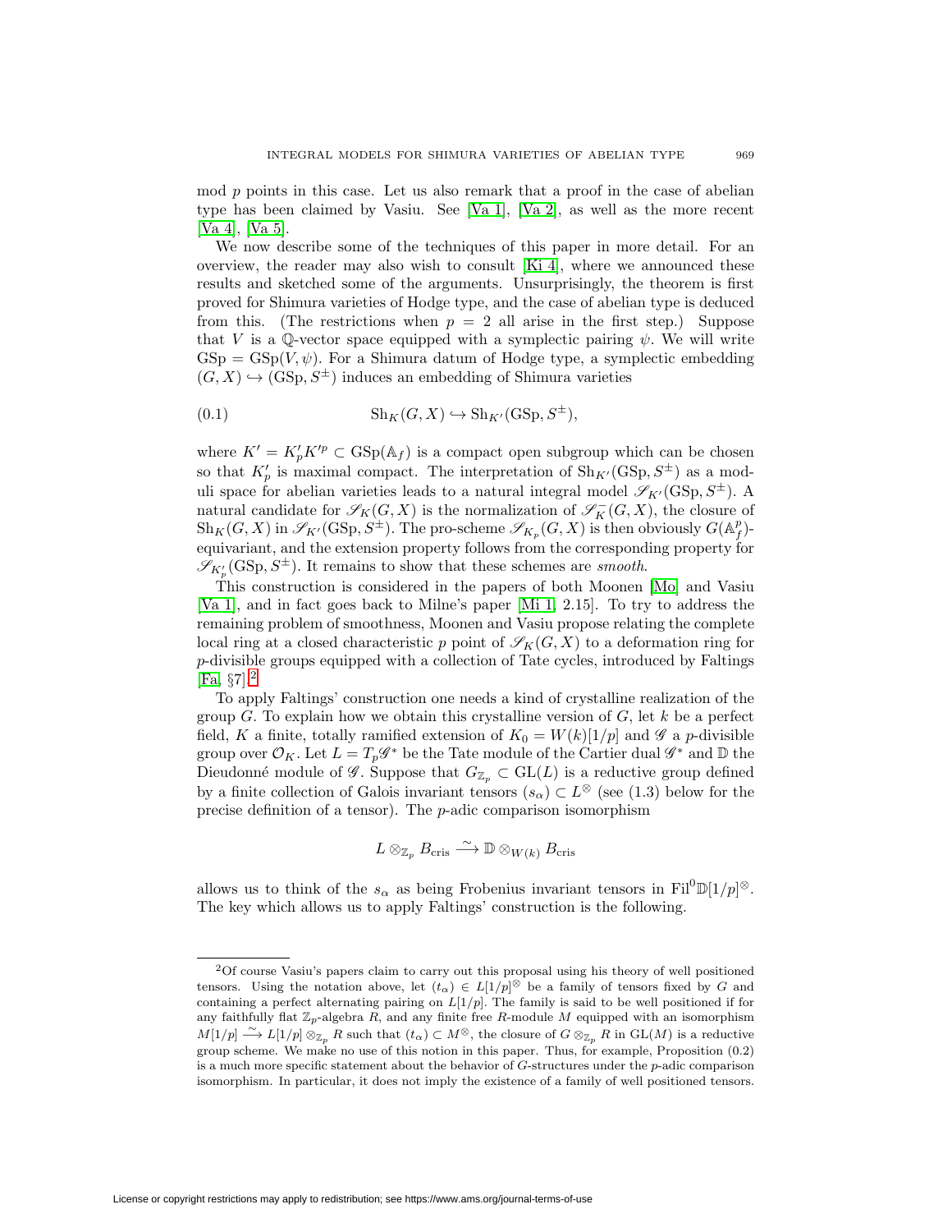mod $p$ points in this case. Let us also remark that a proof in the case of abelian type has been claimed by Vasiu. See [Va 1], [Va 2], as well as the more recent [Va 4], [Va 5].

We now describe some of the techniques of this paper in more detail. For an overview, the reader may also wish to consult [Ki 4], where we announced these results and sketched some of the arguments. Unsurprisingly, the theorem is first proved for Shimura varieties of Hodge type, and the case of abelian type is deduced from this. (The restrictions when $p = 2$ all arise in the first step.) Suppose that $V$ is a $\mathbb{Q}$-vector space equipped with a symplectic pairing $\psi$. We will write $\mathrm{GSp} = \mathrm{GSp}(V, \psi)$. For a Shimura datum of Hodge type, a symplectic embedding $(G, X) \hookrightarrow (\mathrm{GSp}, S^{\pm})$ induces an embedding of Shimura varieties

$$\mathrm{Sh}_K(G, X) \hookrightarrow \mathrm{Sh}_{K'}(\mathrm{GSp}, S^{\pm}), \tag{0.1}$$

where $K' = K'_p K'^p \subset \mathrm{GSp}(\mathbb{A}_f)$ is a compact open subgroup which can be chosen so that $K'_p$ is maximal compact. The interpretation of $\mathrm{Sh}_{K'}(\mathrm{GSp}, S^{\pm})$ as a moduli space for abelian varieties leads to a natural integral model $\mathscr{S}_{K'}(\mathrm{GSp}, S^{\pm})$. A natural candidate for $\mathscr{S}_K(G, X)$ is the normalization of $\mathscr{S}_K^-(G, X)$, the closure of $\mathrm{Sh}_K(G, X)$ in $\mathscr{S}_{K'}(\mathrm{GSp}, S^{\pm})$. The pro-scheme $\mathscr{S}_{K_p}(G, X)$ is then obviously $G(\mathbb{A}_f^p)$-equivariant, and the extension property follows from the corresponding property for $\mathscr{S}_{K'_p}(\mathrm{GSp}, S^{\pm})$. It remains to show that these schemes are *smooth*.

This construction is considered in the papers of both Moonen [Mo] and Vasiu [Va 1], and in fact goes back to Milne's paper [Mi 1, 2.15]. To try to address the remaining problem of smoothness, Moonen and Vasiu propose relating the complete local ring at a closed characteristic $p$ point of $\mathscr{S}_K(G, X)$ to a deformation ring for $p$-divisible groups equipped with a collection of Tate cycles, introduced by Faltings [Fa, §7].[2]

To apply Faltings' construction one needs a kind of crystalline realization of the group $G$. To explain how we obtain this crystalline version of $G$, let $k$ be a perfect field, $K$ a finite, totally ramified extension of $K_0 = W(k)[1/p]$ and $\mathscr{G}$ a $p$-divisible group over $\mathcal{O}_K$. Let $L = T_p\mathscr{G}^*$ be the Tate module of the Cartier dual $\mathscr{G}^*$ and $\mathbb{D}$ the Dieudonné module of $\mathscr{G}$. Suppose that $G_{\mathbb{Z}_p} \subset \mathrm{GL}(L)$ is a reductive group defined by a finite collection of Galois invariant tensors $(s_\alpha) \subset L^{\otimes}$ (see (1.3) below for the precise definition of a tensor). The $p$-adic comparison isomorphism

$$L \otimes_{\mathbb{Z}_p} B_{\mathrm{cris}} \xrightarrow{\sim} \mathbb{D} \otimes_{W(k)} B_{\mathrm{cris}}$$

allows us to think of the $s_\alpha$ as being Frobenius invariant tensors in $\mathrm{Fil}^0\mathbb{D}[1/p]^{\otimes}$. The key which allows us to apply Faltings' construction is the following.

---

[2] Of course Vasiu's papers claim to carry out this proposal using his theory of well positioned tensors. Using the notation above, let $(t_\alpha) \in L[1/p]^{\otimes}$ be a family of tensors fixed by $G$ and containing a perfect alternating pairing on $L[1/p]$. The family is said to be well positioned if for any faithfully flat $\mathbb{Z}_p$-algebra $R$, and any finite free $R$-module $M$ equipped with an isomorphism $M[1/p] \xrightarrow{\sim} L[1/p] \otimes_{\mathbb{Z}_p} R$ such that $(t_\alpha) \subset M^{\otimes}$, the closure of $G \otimes_{\mathbb{Z}_p} R$ in $\mathrm{GL}(M)$ is a reductive group scheme. We make no use of this notion in this paper. Thus, for example, Proposition (0.2) is a much more specific statement about the behavior of $G$-structures under the $p$-adic comparison isomorphism. In particular, it does not imply the existence of a family of well positioned tensors.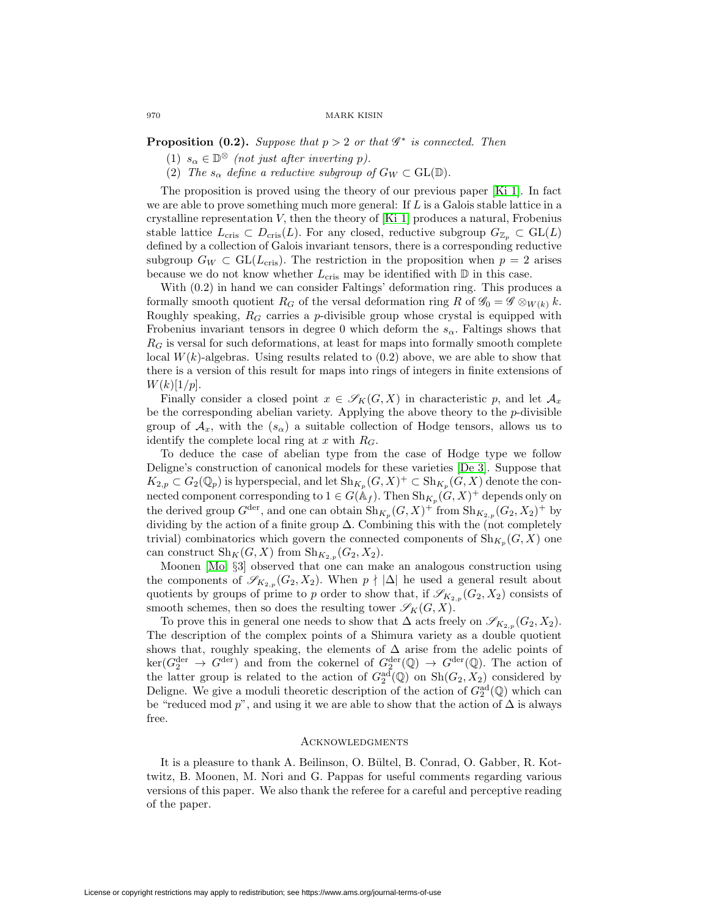**Proposition (0.2).** *Suppose that $p > 2$ or that $\mathscr{G}^*$ is connected. Then*

1. $s_\alpha \in \mathbb{D}^\otimes$ *(not just after inverting $p$).*
2. *The $s_\alpha$ define a reductive subgroup of $G_W \subset \mathrm{GL}(\mathbb{D})$.*

The proposition is proved using the theory of our previous paper [Ki 1]. In fact we are able to prove something much more general: If $L$ is a Galois stable lattice in a crystalline representation $V$, then the theory of [Ki 1] produces a natural, Frobenius stable lattice $L_{\mathrm{cris}} \subset D_{\mathrm{cris}}(L)$. For any closed, reductive subgroup $G_{\mathbb{Z}_p} \subset \mathrm{GL}(L)$ defined by a collection of Galois invariant tensors, there is a corresponding reductive subgroup $G_W \subset \mathrm{GL}(L_{\mathrm{cris}})$. The restriction in the proposition when $p = 2$ arises because we do not know whether $L_{\mathrm{cris}}$ may be identified with $\mathbb{D}$ in this case.

With (0.2) in hand we can consider Faltings' deformation ring. This produces a formally smooth quotient $R_G$ of the versal deformation ring $R$ of $\mathscr{G}_0 = \mathscr{G} \otimes_{W(k)} k$. Roughly speaking, $R_G$ carries a $p$-divisible group whose crystal is equipped with Frobenius invariant tensors in degree 0 which deform the $s_\alpha$. Faltings shows that $R_G$ is versal for such deformations, at least for maps into formally smooth complete local $W(k)$-algebras. Using results related to (0.2) above, we are able to show that there is a version of this result for maps into rings of integers in finite extensions of $W(k)[1/p]$.

Finally consider a closed point $x \in \mathscr{S}_K(G, X)$ in characteristic $p$, and let $\mathcal{A}_x$ be the corresponding abelian variety. Applying the above theory to the $p$-divisible group of $\mathcal{A}_x$, with the $(s_\alpha)$ a suitable collection of Hodge tensors, allows us to identify the complete local ring at $x$ with $R_G$.

To deduce the case of abelian type from the case of Hodge type we follow Deligne's construction of canonical models for these varieties [De 3]. Suppose that $K_{2,p} \subset G_2(\mathbb{Q}_p)$ is hyperspecial, and let $\mathrm{Sh}_{K_p}(G, X)^+ \subset \mathrm{Sh}_{K_p}(G, X)$ denote the connected component corresponding to $1 \in G(\mathbb{A}_f)$. Then $\mathrm{Sh}_{K_p}(G, X)^+$ depends only on the derived group $G^{\mathrm{der}}$, and one can obtain $\mathrm{Sh}_{K_p}(G, X)^+$ from $\mathrm{Sh}_{K_{2,p}}(G_2, X_2)^+$ by dividing by the action of a finite group $\Delta$. Combining this with the (not completely trivial) combinatorics which govern the connected components of $\mathrm{Sh}_{K_p}(G, X)$ one can construct $\mathrm{Sh}_K(G, X)$ from $\mathrm{Sh}_{K_{2,p}}(G_2, X_2)$.

Moonen [Mo, §3] observed that one can make an analogous construction using the components of $\mathscr{S}_{K_{2,p}}(G_2, X_2)$. When $p \nmid |\Delta|$ he used a general result about quotients by groups of prime to $p$ order to show that, if $\mathscr{S}_{K_{2,p}}(G_2, X_2)$ consists of smooth schemes, then so does the resulting tower $\mathscr{S}_K(G, X)$.

To prove this in general one needs to show that $\Delta$ acts freely on $\mathscr{S}_{K_{2,p}}(G_2, X_2)$. The description of the complex points of a Shimura variety as a double quotient shows that, roughly speaking, the elements of $\Delta$ arise from the adelic points of $\ker(G_2^{\mathrm{der}} \to G^{\mathrm{der}})$ and from the cokernel of $G_2^{\mathrm{der}}(\mathbb{Q}) \to G^{\mathrm{der}}(\mathbb{Q})$. The action of the latter group is related to the action of $G_2^{\mathrm{ad}}(\mathbb{Q})$ on $\mathrm{Sh}(G_2, X_2)$ considered by Deligne. We give a moduli theoretic description of the action of $G_2^{\mathrm{ad}}(\mathbb{Q})$ which can be "reduced mod $p$", and using it we are able to show that the action of $\Delta$ is always free.

## Acknowledgments

It is a pleasure to thank A. Beilinson, O. Bültel, B. Conrad, O. Gabber, R. Kottwitz, B. Moonen, M. Nori and G. Pappas for useful comments regarding various versions of this paper. We also thank the referee for a careful and perceptive reading of the paper.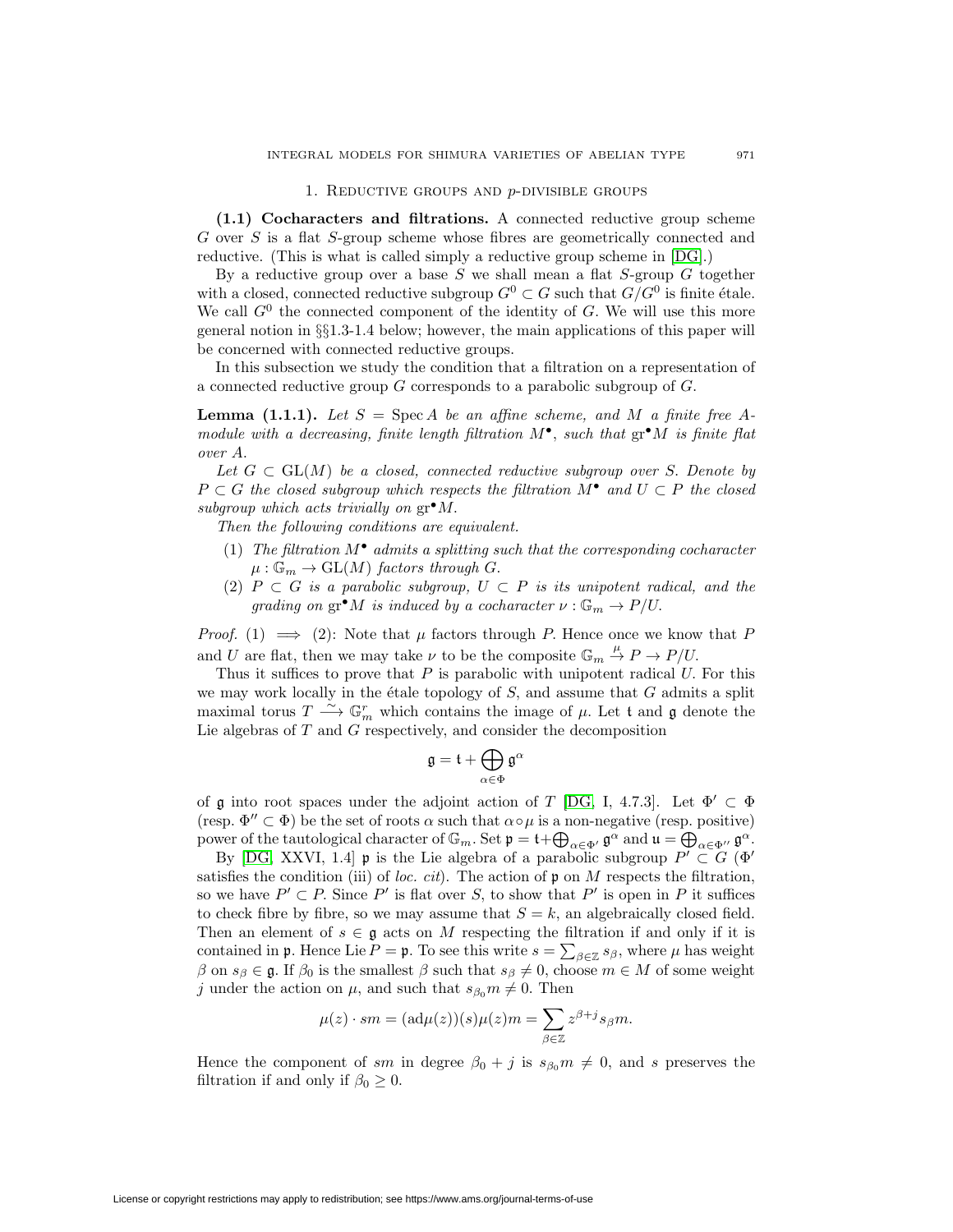## 1. Reductive groups and $p$-divisible groups

**(1.1) Cocharacters and filtrations.** A connected reductive group scheme $G$ over $S$ is a flat $S$-group scheme whose fibres are geometrically connected and reductive. (This is what is called simply a reductive group scheme in [DG].)

By a reductive group over a base $S$ we shall mean a flat $S$-group $G$ together with a closed, connected reductive subgroup $G^0 \subset G$ such that $G/G^0$ is finite étale. We call $G^0$ the connected component of the identity of $G$. We will use this more general notion in §§1.3-1.4 below; however, the main applications of this paper will be concerned with connected reductive groups.

In this subsection we study the condition that a filtration on a representation of a connected reductive group $G$ corresponds to a parabolic subgroup of $G$.

**Lemma (1.1.1).** *Let $S = \operatorname{Spec} A$ be an affine scheme, and $M$ a finite free $A$-module with a decreasing, finite length filtration $M^\bullet$, such that $\operatorname{gr}^\bullet M$ is finite flat over $A$.*

*Let $G \subset \operatorname{GL}(M)$ be a closed, connected reductive subgroup over $S$. Denote by $P \subset G$ the closed subgroup which respects the filtration $M^\bullet$ and $U \subset P$ the closed subgroup which acts trivially on $\operatorname{gr}^\bullet M$.*

*Then the following conditions are equivalent.*

1. *The filtration $M^\bullet$ admits a splitting such that the corresponding cocharacter $\mu : \mathbb{G}_m \to \operatorname{GL}(M)$ factors through $G$.*
2. *$P \subset G$ is a parabolic subgroup, $U \subset P$ is its unipotent radical, and the grading on $\operatorname{gr}^\bullet M$ is induced by a cocharacter $\nu : \mathbb{G}_m \to P/U$.*

*Proof.* (1) $\implies$ (2): Note that $\mu$ factors through $P$. Hence once we know that $P$ and $U$ are flat, then we may take $\nu$ to be the composite $\mathbb{G}_m \xrightarrow{\mu} P \to P/U$.

Thus it suffices to prove that $P$ is parabolic with unipotent radical $U$. For this we may work locally in the étale topology of $S$, and assume that $G$ admits a split maximal torus $T \xrightarrow{\sim} \mathbb{G}_m^r$ which contains the image of $\mu$. Let $\mathfrak{t}$ and $\mathfrak{g}$ denote the Lie algebras of $T$ and $G$ respectively, and consider the decomposition

$$\mathfrak{g} = \mathfrak{t} + \bigoplus_{\alpha \in \Phi} \mathfrak{g}^\alpha$$

of $\mathfrak{g}$ into root spaces under the adjoint action of $T$ [DG, I, 4.7.3]. Let $\Phi' \subset \Phi$ (resp. $\Phi'' \subset \Phi$) be the set of roots $\alpha$ such that $\alpha \circ \mu$ is a non-negative (resp. positive) power of the tautological character of $\mathbb{G}_m$. Set $\mathfrak{p} = \mathfrak{t} + \bigoplus_{\alpha \in \Phi'} \mathfrak{g}^\alpha$ and $\mathfrak{u} = \bigoplus_{\alpha \in \Phi''} \mathfrak{g}^\alpha$.

By [DG, XXVI, 1.4] $\mathfrak{p}$ is the Lie algebra of a parabolic subgroup $P' \subset G$ ($\Phi'$ satisfies the condition (iii) of *loc. cit*). The action of $\mathfrak{p}$ on $M$ respects the filtration, so we have $P' \subset P$. Since $P'$ is flat over $S$, to show that $P'$ is open in $P$ it suffices to check fibre by fibre, so we may assume that $S = k$, an algebraically closed field. Then an element of $s \in \mathfrak{g}$ acts on $M$ respecting the filtration if and only if it is contained in $\mathfrak{p}$. Hence $\operatorname{Lie} P = \mathfrak{p}$. To see this write $s = \sum_{\beta \in \mathbb{Z}} s_\beta$, where $\mu$ has weight $\beta$ on $s_\beta \in \mathfrak{g}$. If $\beta_0$ is the smallest $\beta$ such that $s_\beta \neq 0$, choose $m \in M$ of some weight $j$ under the action on $\mu$, and such that $s_{\beta_0} m \neq 0$. Then

$$\mu(z) \cdot sm = (\operatorname{ad}\mu(z))(s)\mu(z)m = \sum_{\beta \in \mathbb{Z}} z^{\beta + j} s_\beta m.$$

Hence the component of $sm$ in degree $\beta_0 + j$ is $s_{\beta_0} m \neq 0$, and $s$ preserves the filtration if and only if $\beta_0 \geq 0$.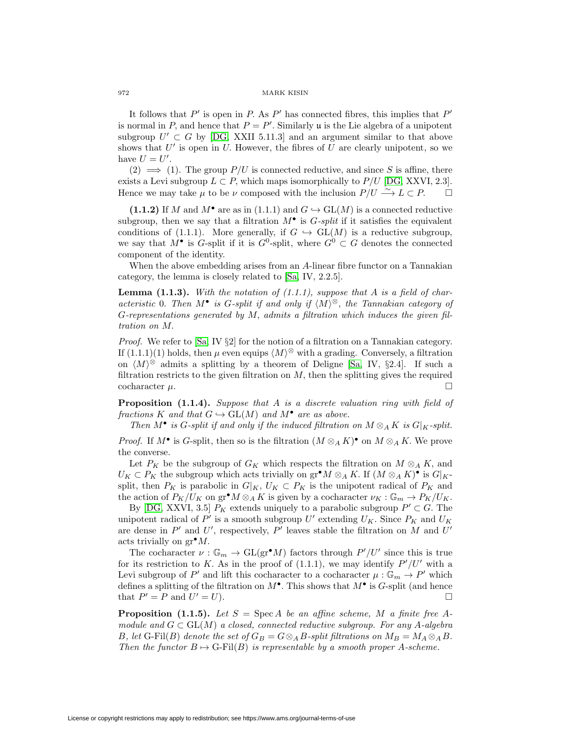It follows that $P'$ is open in $P$. As $P'$ has connected fibres, this implies that $P'$ is normal in $P$, and hence that $P = P'$. Similarly $\mathfrak{u}$ is the Lie algebra of a unipotent subgroup $U' \subset G$ by [DG, XXII 5.11.3] and an argument similar to that above shows that $U'$ is open in $U$. However, the fibres of $U$ are clearly unipotent, so we have $U = U'$.

(2) $\implies$ (1). The group $P/U$ is connected reductive, and since $S$ is affine, there exists a Levi subgroup $L \subset P$, which maps isomorphically to $P/U$ [DG, XXVI, 2.3]. Hence we may take $\mu$ to be $\nu$ composed with the inclusion $P/U \xrightarrow{\sim} L \subset P$. $\square$

**(1.1.2)** If $M$ and $M^\bullet$ are as in (1.1.1) and $G \hookrightarrow \mathrm{GL}(M)$ is a connected reductive subgroup, then we say that a filtration $M^\bullet$ is *$G$-split* if it satisfies the equivalent conditions of (1.1.1). More generally, if $G \hookrightarrow \mathrm{GL}(M)$ is a reductive subgroup, we say that $M^\bullet$ is $G$-split if it is $G^0$-split, where $G^0 \subset G$ denotes the connected component of the identity.

When the above embedding arises from an $A$-linear fibre functor on a Tannakian category, the lemma is closely related to [Sa, IV, 2.2.5].

**Lemma (1.1.3).** *With the notation of (1.1.1), suppose that $A$ is a field of characteristic 0. Then $M^\bullet$ is $G$-split if and only if $\langle M\rangle^\otimes$, the Tannakian category of $G$-representations generated by $M$, admits a filtration which induces the given filtration on $M$.*

*Proof.* We refer to [Sa, IV §2] for the notion of a filtration on a Tannakian category. If (1.1.1)(1) holds, then $\mu$ even equips $\langle M\rangle^\otimes$ with a grading. Conversely, a filtration on $\langle M\rangle^\otimes$ admits a splitting by a theorem of Deligne [Sa, IV, §2.4]. If such a filtration restricts to the given filtration on $M$, then the splitting gives the required cocharacter $\mu$. $\square$

**Proposition (1.1.4).** *Suppose that $A$ is a discrete valuation ring with field of fractions $K$ and that $G \hookrightarrow \mathrm{GL}(M)$ and $M^\bullet$ are as above.*

*Then $M^\bullet$ is $G$-split if and only if the induced filtration on $M \otimes_A K$ is $G|_K$-split.*

*Proof.* If $M^\bullet$ is $G$-split, then so is the filtration $(M \otimes_A K)^\bullet$ on $M \otimes_A K$. We prove the converse.

Let $P_K$ be the subgroup of $G_K$ which respects the filtration on $M \otimes_A K$, and $U_K \subset P_K$ the subgroup which acts trivially on $\mathrm{gr}^\bullet M \otimes_A K$. If $(M \otimes_A K)^\bullet$ is $G|_K$-split, then $P_K$ is parabolic in $G|_K$, $U_K \subset P_K$ is the unipotent radical of $P_K$ and the action of $P_K/U_K$ on $\mathrm{gr}^\bullet M \otimes_A K$ is given by a cocharacter $\nu_K : \mathbb{G}_m \to P_K/U_K$.

By [DG, XXVI, 3.5] $P_K$ extends uniquely to a parabolic subgroup $P' \subset G$. The unipotent radical of $P'$ is a smooth subgroup $U'$ extending $U_K$. Since $P_K$ and $U_K$ are dense in $P'$ and $U'$, respectively, $P'$ leaves stable the filtration on $M$ and $U'$ acts trivially on $\mathrm{gr}^\bullet M$.

The cocharacter $\nu : \mathbb{G}_m \to \mathrm{GL}(\mathrm{gr}^\bullet M)$ factors through $P'/U'$ since this is true for its restriction to $K$. As in the proof of (1.1.1), we may identify $P'/U'$ with a Levi subgroup of $P'$ and lift this cocharacter to a cocharacter $\mu : \mathbb{G}_m \to P'$ which defines a splitting of the filtration on $M^\bullet$. This shows that $M^\bullet$ is $G$-split (and hence that $P' = P$ and $U' = U$). $\square$

**Proposition (1.1.5).** *Let $S = \mathrm{Spec}\, A$ be an affine scheme, $M$ a finite free $A$-module and $G \subset \mathrm{GL}(M)$ a closed, connected reductive subgroup. For any $A$-algebra $B$, let G-Fil$(B)$ denote the set of $G_B = G \otimes_A B$-split filtrations on $M_B = M_A \otimes_A B$. Then the functor $B \mapsto$ G-Fil$(B)$ is representable by a smooth proper $A$-scheme.*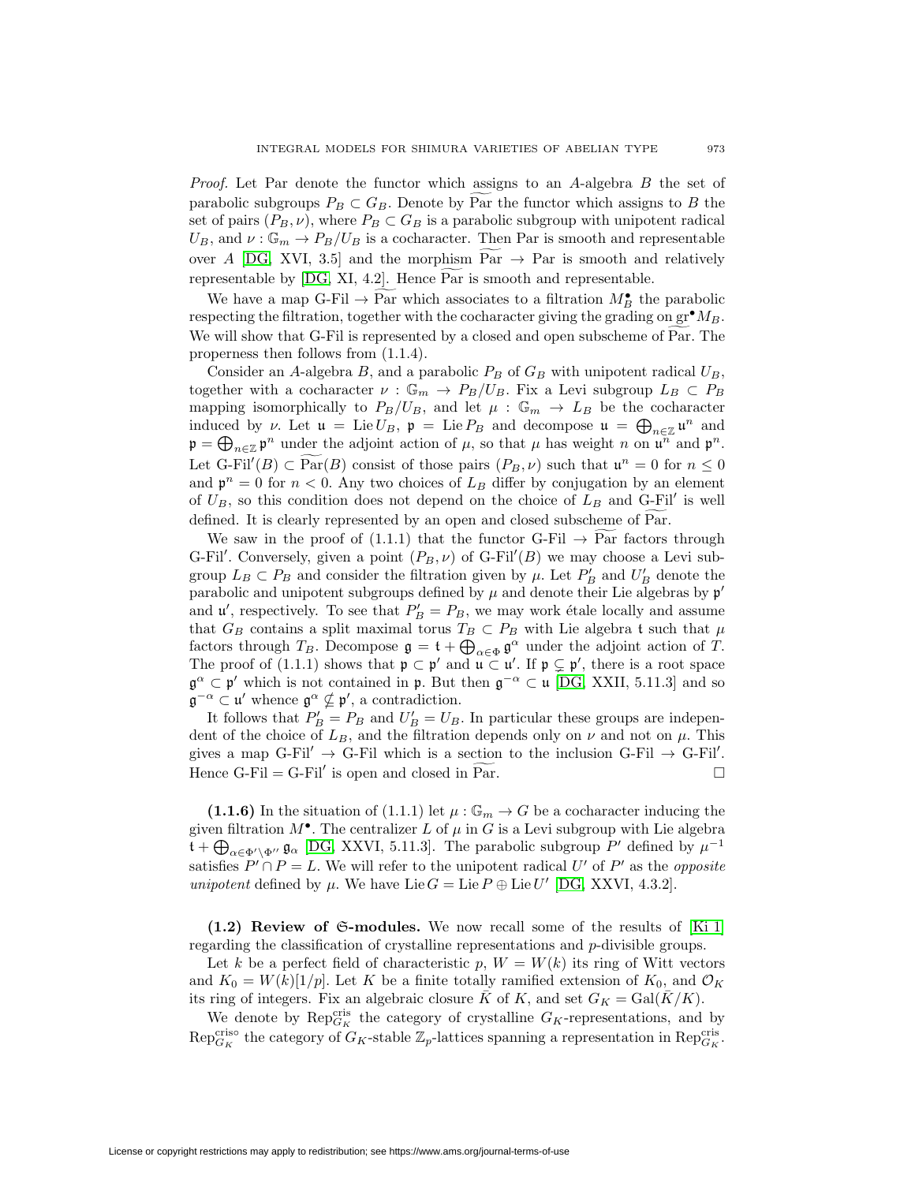*Proof.* Let Par denote the functor which assigns to an $A$-algebra $B$ the set of parabolic subgroups $P_B \subset G_B$. Denote by $\widetilde{\mathrm{Par}}$ the functor which assigns to $B$ the set of pairs $(P_B, \nu)$, where $P_B \subset G_B$ is a parabolic subgroup with unipotent radical $U_B$, and $\nu : \mathbb{G}_m \to P_B/U_B$ is a cocharacter. Then Par is smooth and representable over $A$ [DG, XVI, 3.5] and the morphism $\widetilde{\mathrm{Par}} \to \mathrm{Par}$ is smooth and relatively representable by [DG, XI, 4.2]. Hence $\widetilde{\mathrm{Par}}$ is smooth and representable.

We have a map G-Fil $\to \widetilde{\mathrm{Par}}$ which associates to a filtration $M_B^\bullet$ the parabolic respecting the filtration, together with the cocharacter giving the grading on $\mathrm{gr}^\bullet M_B$. We will show that G-Fil is represented by a closed and open subscheme of $\widetilde{\mathrm{Par}}$. The properness then follows from (1.1.4).

Consider an $A$-algebra $B$, and a parabolic $P_B$ of $G_B$ with unipotent radical $U_B$, together with a cocharacter $\nu : \mathbb{G}_m \to P_B/U_B$. Fix a Levi subgroup $L_B \subset P_B$ mapping isomorphically to $P_B/U_B$, and let $\mu : \mathbb{G}_m \to L_B$ be the cocharacter induced by $\nu$. Let $\mathfrak{u} = \mathrm{Lie}\, U_B$, $\mathfrak{p} = \mathrm{Lie}\, P_B$ and decompose $\mathfrak{u} = \bigoplus_{n\in\mathbb{Z}} \mathfrak{u}^n$ and $\mathfrak{p} = \bigoplus_{n\in\mathbb{Z}} \mathfrak{p}^n$ under the adjoint action of $\mu$, so that $\mu$ has weight $n$ on $\mathfrak{u}^n$ and $\mathfrak{p}^n$. Let $\mathrm{G\text{-}Fil}'(B) \subset \widetilde{\mathrm{Par}}(B)$ consist of those pairs $(P_B, \nu)$ such that $\mathfrak{u}^n = 0$ for $n \leq 0$ and $\mathfrak{p}^n = 0$ for $n < 0$. Any two choices of $L_B$ differ by conjugation by an element of $U_B$, so this condition does not depend on the choice of $L_B$ and G-Fil$'$ is well defined. It is clearly represented by an open and closed subscheme of $\widetilde{\mathrm{Par}}$.

We saw in the proof of (1.1.1) that the functor G-Fil $\to \widetilde{\mathrm{Par}}$ factors through G-Fil$'$. Conversely, given a point $(P_B, \nu)$ of $\mathrm{G\text{-}Fil}'(B)$ we may choose a Levi subgroup $L_B \subset P_B$ and consider the filtration given by $\mu$. Let $P_B'$ and $U_B'$ denote the parabolic and unipotent subgroups defined by $\mu$ and denote their Lie algebras by $\mathfrak{p}'$ and $\mathfrak{u}'$, respectively. To see that $P_B' = P_B$, we may work étale locally and assume that $G_B$ contains a split maximal torus $T_B \subset P_B$ with Lie algebra $\mathfrak{t}$ such that $\mu$ factors through $T_B$. Decompose $\mathfrak{g} = \mathfrak{t} + \bigoplus_{\alpha\in\Phi} \mathfrak{g}^\alpha$ under the adjoint action of $T$. The proof of (1.1.1) shows that $\mathfrak{p} \subset \mathfrak{p}'$ and $\mathfrak{u} \subset \mathfrak{u}'$. If $\mathfrak{p} \subsetneq \mathfrak{p}'$, there is a root space $\mathfrak{g}^\alpha \subset \mathfrak{p}'$ which is not contained in $\mathfrak{p}$. But then $\mathfrak{g}^{-\alpha} \subset \mathfrak{u}$ [DG, XXII, 5.11.3] and so $\mathfrak{g}^{-\alpha} \subset \mathfrak{u}'$ whence $\mathfrak{g}^\alpha \not\subset \mathfrak{p}'$, a contradiction.

It follows that $P_B' = P_B$ and $U_B' = U_B$. In particular these groups are independent of the choice of $L_B$, and the filtration depends only on $\nu$ and not on $\mu$. This gives a map G-Fil$'$ $\to$ G-Fil which is a section to the inclusion G-Fil $\to$ G-Fil$'$. Hence G-Fil $=$ G-Fil$'$ is open and closed in $\widetilde{\mathrm{Par}}$. $\square$

**(1.1.6)** In the situation of (1.1.1) let $\mu : \mathbb{G}_m \to G$ be a cocharacter inducing the given filtration $M^\bullet$. The centralizer $L$ of $\mu$ in $G$ is a Levi subgroup with Lie algebra $\mathfrak{t} + \bigoplus_{\alpha\in\Phi'\setminus\Phi''} \mathfrak{g}_\alpha$ [DG, XXVI, 5.11.3]. The parabolic subgroup $P'$ defined by $\mu^{-1}$ satisfies $P' \cap P = L$. We will refer to the unipotent radical $U'$ of $P'$ as the *opposite unipotent* defined by $\mu$. We have $\mathrm{Lie}\, G = \mathrm{Lie}\, P \oplus \mathrm{Lie}\, U'$ [DG, XXVI, 4.3.2].

**(1.2) Review of $\mathfrak{S}$-modules.** We now recall some of the results of [Ki 1] regarding the classification of crystalline representations and $p$-divisible groups.

Let $k$ be a perfect field of characteristic $p$, $W = W(k)$ its ring of Witt vectors and $K_0 = W(k)[1/p]$. Let $K$ be a finite totally ramified extension of $K_0$, and $\mathcal{O}_K$ its ring of integers. Fix an algebraic closure $\bar{K}$ of $K$, and set $G_K = \mathrm{Gal}(\bar{K}/K)$.

We denote by $\mathrm{Rep}_{G_K}^{\mathrm{cris}}$ the category of crystalline $G_K$-representations, and by $\mathrm{Rep}_{G_K}^{\mathrm{cris}\circ}$ the category of $G_K$-stable $\mathbb{Z}_p$-lattices spanning a representation in $\mathrm{Rep}_{G_K}^{\mathrm{cris}}$.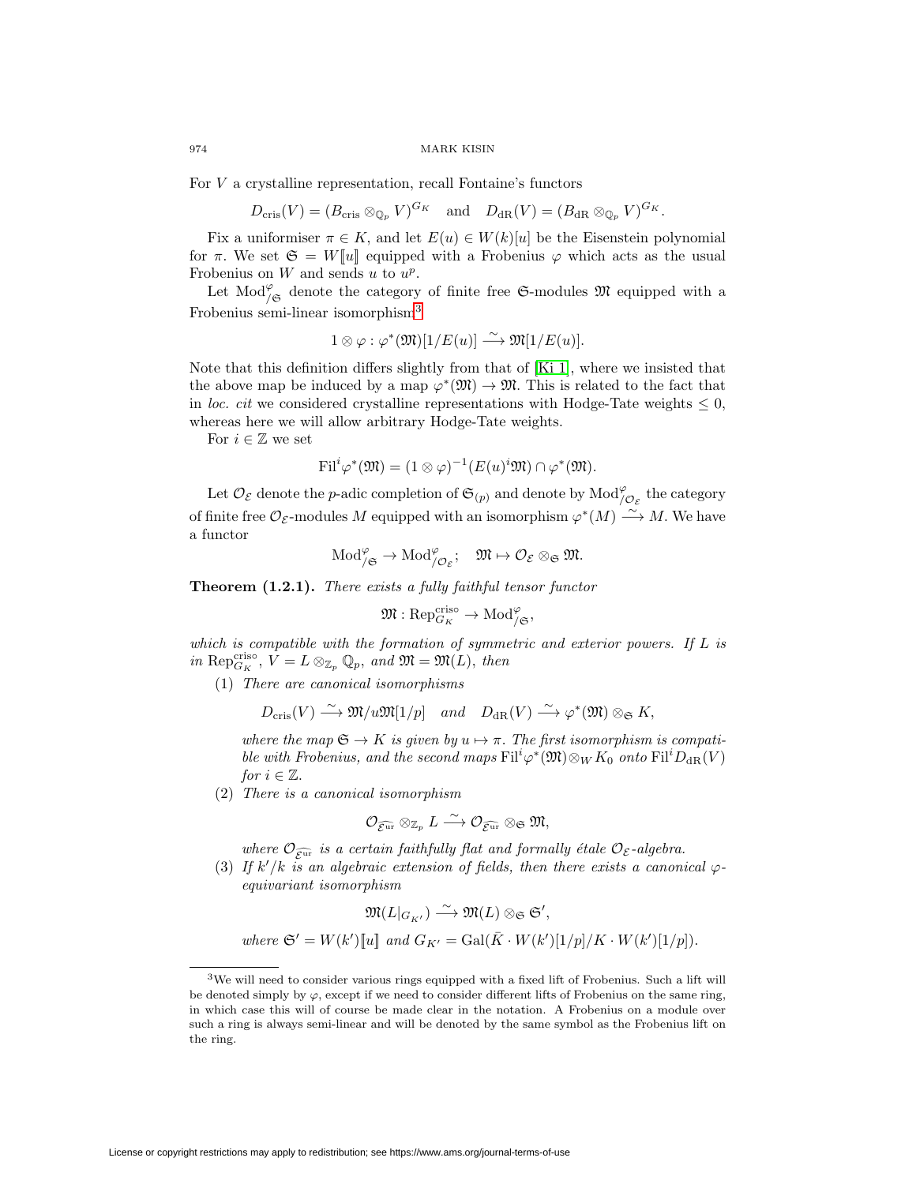For $V$ a crystalline representation, recall Fontaine's functors

$$D_{\mathrm{cris}}(V) = (B_{\mathrm{cris}} \otimes_{\mathbb{Q}_p} V)^{G_K} \quad \text{and} \quad D_{\mathrm{dR}}(V) = (B_{\mathrm{dR}} \otimes_{\mathbb{Q}_p} V)^{G_K}.$$

Fix a uniformiser $\pi \in K$, and let $E(u) \in W(k)[u]$ be the Eisenstein polynomial for $\pi$. We set $\mathfrak{S} = W[\![u]\!]$ equipped with a Frobenius $\varphi$ which acts as the usual Frobenius on $W$ and sends $u$ to $u^p$.

Let $\mathrm{Mod}^{\varphi}_{/\mathfrak{S}}$ denote the category of finite free $\mathfrak{S}$-modules $\mathfrak{M}$ equipped with a Frobenius semi-linear isomorphism[3]

$$1 \otimes \varphi : \varphi^*(\mathfrak{M})[1/E(u)] \xrightarrow{\sim} \mathfrak{M}[1/E(u)].$$

Note that this definition differs slightly from that of [Ki 1], where we insisted that the above map be induced by a map $\varphi^*(\mathfrak{M}) \to \mathfrak{M}$. This is related to the fact that in *loc. cit* we considered crystalline representations with Hodge-Tate weights $\leq 0$, whereas here we will allow arbitrary Hodge-Tate weights.

For $i \in \mathbb{Z}$ we set

$$\mathrm{Fil}^i \varphi^*(\mathfrak{M}) = (1 \otimes \varphi)^{-1}(E(u)^i \mathfrak{M}) \cap \varphi^*(\mathfrak{M}).$$

Let $\mathcal{O}_{\mathcal{E}}$ denote the $p$-adic completion of $\mathfrak{S}_{(p)}$ and denote by $\mathrm{Mod}^{\varphi}_{/\mathcal{O}_{\mathcal{E}}}$ the category of finite free $\mathcal{O}_{\mathcal{E}}$-modules $M$ equipped with an isomorphism $\varphi^*(M) \xrightarrow{\sim} M$. We have a functor

$$\mathrm{Mod}^{\varphi}_{/\mathfrak{S}} \to \mathrm{Mod}^{\varphi}_{/\mathcal{O}_{\mathcal{E}}}; \quad \mathfrak{M} \mapsto \mathcal{O}_{\mathcal{E}} \otimes_{\mathfrak{S}} \mathfrak{M}.$$

**Theorem (1.2.1).** *There exists a fully faithful tensor functor*

$$\mathfrak{M} : \mathrm{Rep}^{\mathrm{cris}\circ}_{G_K} \to \mathrm{Mod}^{\varphi}_{/\mathfrak{S}},$$

*which is compatible with the formation of symmetric and exterior powers. If $L$ is in $\mathrm{Rep}^{\mathrm{cris}\circ}_{G_K}$, $V = L \otimes_{\mathbb{Z}_p} \mathbb{Q}_p$, and $\mathfrak{M} = \mathfrak{M}(L)$, then*

1. *There are canonical isomorphisms*

$$D_{\mathrm{cris}}(V) \xrightarrow{\sim} \mathfrak{M}/u\mathfrak{M}[1/p] \quad \text{and} \quad D_{\mathrm{dR}}(V) \xrightarrow{\sim} \varphi^*(\mathfrak{M}) \otimes_{\mathfrak{S}} K,$$

*where the map $\mathfrak{S} \to K$ is given by $u \mapsto \pi$. The first isomorphism is compatible with Frobenius, and the second maps $\mathrm{Fil}^i \varphi^*(\mathfrak{M}) \otimes_W K_0$ onto $\mathrm{Fil}^i D_{\mathrm{dR}}(V)$ for $i \in \mathbb{Z}$.*

2. *There is a canonical isomorphism*

$$\mathcal{O}_{\widehat{\mathcal{E}^{\mathrm{ur}}}} \otimes_{\mathbb{Z}_p} L \xrightarrow{\sim} \mathcal{O}_{\widehat{\mathcal{E}^{\mathrm{ur}}}} \otimes_{\mathfrak{S}} \mathfrak{M},$$

*where $\mathcal{O}_{\widehat{\mathcal{E}^{\mathrm{ur}}}}$ is a certain faithfully flat and formally étale $\mathcal{O}_{\mathcal{E}}$-algebra.*

3. *If $k'/k$ is an algebraic extension of fields, then there exists a canonical $\varphi$-equivariant isomorphism*

$$\mathfrak{M}(L|_{G_{K'}}) \xrightarrow{\sim} \mathfrak{M}(L) \otimes_{\mathfrak{S}} \mathfrak{S}',$$

*where $\mathfrak{S}' = W(k')[\![u]\!]$ and $G_{K'} = \mathrm{Gal}(\bar{K} \cdot W(k')[1/p]/K \cdot W(k')[1/p])$.*

---

[3] We will need to consider various rings equipped with a fixed lift of Frobenius. Such a lift will be denoted simply by $\varphi$, except if we need to consider different lifts of Frobenius on the same ring, in which case this will of course be made clear in the notation. A Frobenius on a module over such a ring is always semi-linear and will be denoted by the same symbol as the Frobenius lift on the ring.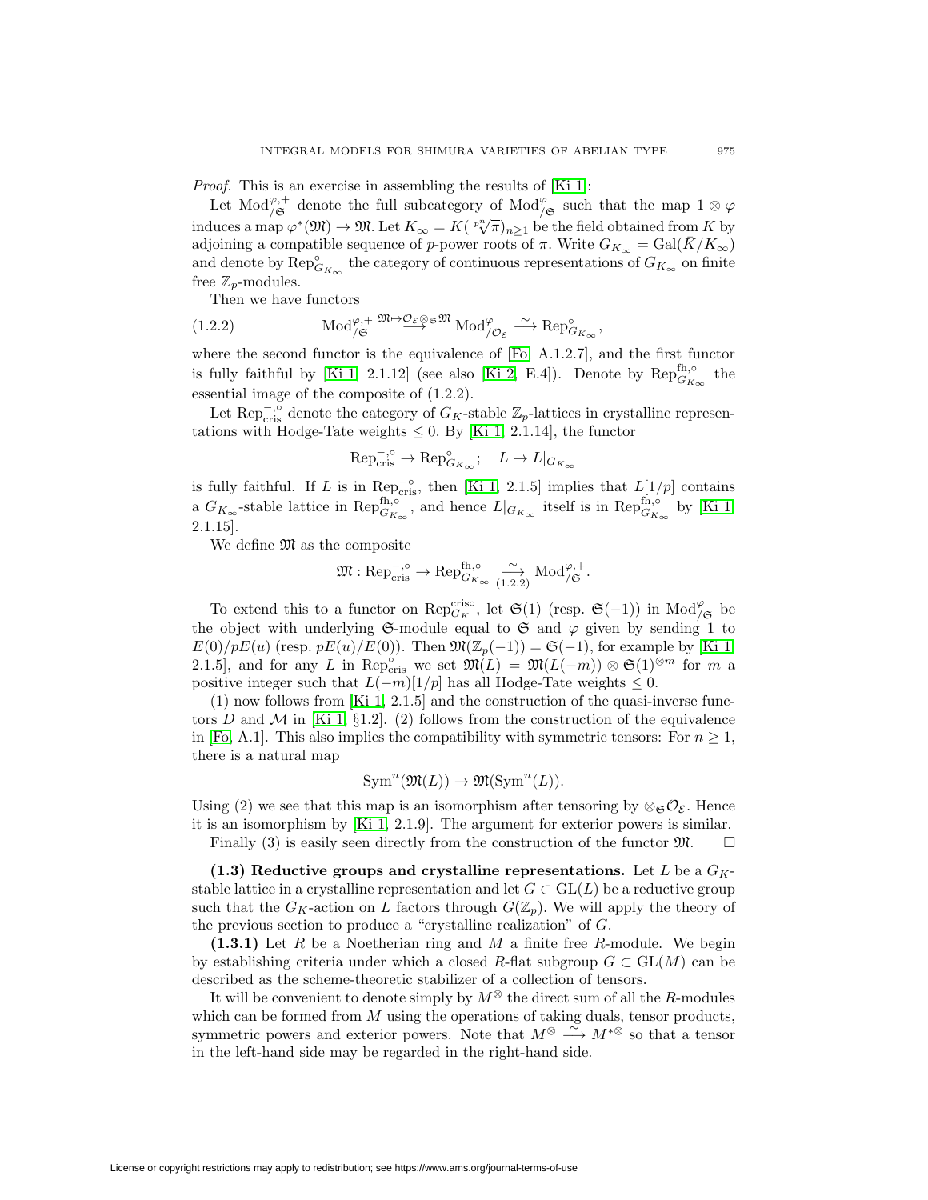*Proof.* This is an exercise in assembling the results of [Ki 1]:

Let $\mathrm{Mod}^{\varphi,+}_{/\mathfrak{S}}$ denote the full subcategory of $\mathrm{Mod}^{\varphi}_{/\mathfrak{S}}$ such that the map $1\otimes\varphi$ induces a map $\varphi^*(\mathfrak{M})\to\mathfrak{M}$. Let $K_\infty = K(\sqrt[p^n]{\pi})_{n\geq 1}$ be the field obtained from $K$ by adjoining a compatible sequence of $p$-power roots of $\pi$. Write $G_{K_\infty} = \mathrm{Gal}(\bar{K}/K_\infty)$ and denote by $\mathrm{Rep}^{\circ}_{G_{K_\infty}}$ the category of continuous representations of $G_{K_\infty}$ on finite free $\mathbb{Z}_p$-modules.

Then we have functors

$$\mathrm{Mod}^{\varphi,+}_{/\mathfrak{S}} \xrightarrow{\mathfrak{M}\mapsto\mathcal{O}_{\mathcal{E}}\otimes_{\mathfrak{S}}\mathfrak{M}} \mathrm{Mod}^{\varphi}_{/\mathcal{O}_{\mathcal{E}}} \xrightarrow{\sim} \mathrm{Rep}^{\circ}_{G_{K_\infty}}, \tag{1.2.2}$$

where the second functor is the equivalence of [Fo, A.1.2.7], and the first functor is fully faithful by [Ki 1, 2.1.12] (see also [Ki 2, E.4]). Denote by $\mathrm{Rep}^{\mathrm{fh},\circ}_{G_{K_\infty}}$ the essential image of the composite of (1.2.2).

Let $\mathrm{Rep}^{-,\circ}_{\mathrm{cris}}$ denote the category of $G_K$-stable $\mathbb{Z}_p$-lattices in crystalline representations with Hodge-Tate weights $\leq 0$. By [Ki 1, 2.1.14], the functor

$$\mathrm{Rep}^{-,\circ}_{\mathrm{cris}} \to \mathrm{Rep}^{\circ}_{G_{K_\infty}};\quad L\mapsto L|_{G_{K_\infty}}$$

is fully faithful. If $L$ is in $\mathrm{Rep}^{-\circ}_{\mathrm{cris}}$, then [Ki 1, 2.1.5] implies that $L[1/p]$ contains a $G_{K_\infty}$-stable lattice in $\mathrm{Rep}^{\mathrm{fh},\circ}_{G_{K_\infty}}$, and hence $L|_{G_{K_\infty}}$ itself is in $\mathrm{Rep}^{\mathrm{fh},\circ}_{G_{K_\infty}}$ by [Ki 1, 2.1.15].

We define $\mathfrak{M}$ as the composite

$$\mathfrak{M}:\mathrm{Rep}^{-,\circ}_{\mathrm{cris}}\to\mathrm{Rep}^{\mathrm{fh},\circ}_{G_{K_\infty}}\underset{(1.2.2)}{\xrightarrow{\sim}}\mathrm{Mod}^{\varphi,+}_{/\mathfrak{S}}.$$

To extend this to a functor on $\mathrm{Rep}^{\mathrm{cris}\circ}_{G_K}$, let $\mathfrak{S}(1)$ (resp. $\mathfrak{S}(-1)$) in $\mathrm{Mod}^{\varphi}_{/\mathfrak{S}}$ be the object with underlying $\mathfrak{S}$-module equal to $\mathfrak{S}$ and $\varphi$ given by sending 1 to $E(0)/pE(u)$ (resp. $pE(u)/E(0)$). Then $\mathfrak{M}(\mathbb{Z}_p(-1)) = \mathfrak{S}(-1)$, for example by [Ki 1, 2.1.5], and for any $L$ in $\mathrm{Rep}^{\circ}_{\mathrm{cris}}$ we set $\mathfrak{M}(L) = \mathfrak{M}(L(-m))\otimes\mathfrak{S}(1)^{\otimes m}$ for $m$ a positive integer such that $L(-m)[1/p]$ has all Hodge-Tate weights $\leq 0$.

(1) now follows from [Ki 1, 2.1.5] and the construction of the quasi-inverse functors $D$ and $\mathcal{M}$ in [Ki 1, §1.2]. (2) follows from the construction of the equivalence in [Fo, A.1]. This also implies the compatibility with symmetric tensors: For $n\geq 1$, there is a natural map

$$\mathrm{Sym}^n(\mathfrak{M}(L))\to\mathfrak{M}(\mathrm{Sym}^n(L)).$$

Using (2) we see that this map is an isomorphism after tensoring by $\otimes_{\mathfrak{S}}\mathcal{O}_{\mathcal{E}}$. Hence it is an isomorphism by [Ki 1, 2.1.9]. The argument for exterior powers is similar.

Finally (3) is easily seen directly from the construction of the functor $\mathfrak{M}$. $\square$

**(1.3) Reductive groups and crystalline representations.** Let $L$ be a $G_K$-stable lattice in a crystalline representation and let $G\subset \mathrm{GL}(L)$ be a reductive group such that the $G_K$-action on $L$ factors through $G(\mathbb{Z}_p)$. We will apply the theory of the previous section to produce a "crystalline realization" of $G$.

**(1.3.1)** Let $R$ be a Noetherian ring and $M$ a finite free $R$-module. We begin by establishing criteria under which a closed $R$-flat subgroup $G\subset\mathrm{GL}(M)$ can be described as the scheme-theoretic stabilizer of a collection of tensors.

It will be convenient to denote simply by $M^{\otimes}$ the direct sum of all the $R$-modules which can be formed from $M$ using the operations of taking duals, tensor products, symmetric powers and exterior powers. Note that $M^{\otimes}\xrightarrow{\sim}M^{*\otimes}$ so that a tensor in the left-hand side may be regarded in the right-hand side.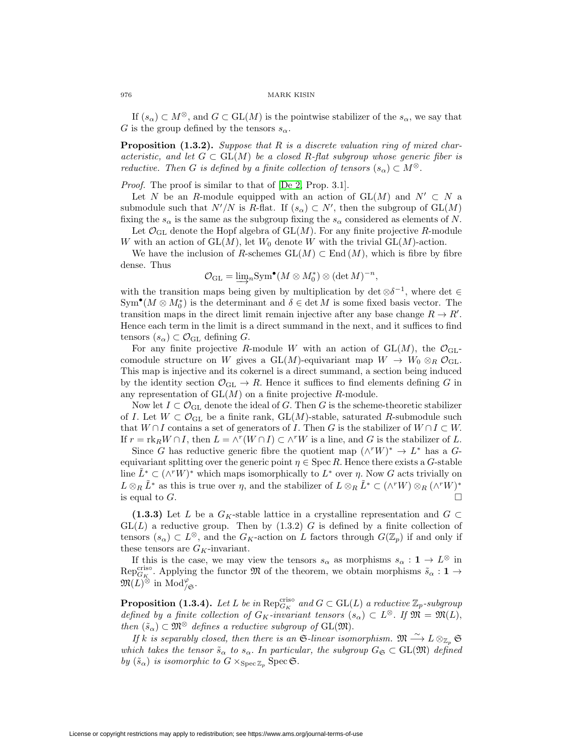If $(s_\alpha) \subset M^\otimes$, and $G \subset \mathrm{GL}(M)$ is the pointwise stabilizer of the $s_\alpha$, we say that $G$ is the group defined by the tensors $s_\alpha$.

**Proposition (1.3.2).** *Suppose that $R$ is a discrete valuation ring of mixed characteristic, and let $G \subset \mathrm{GL}(M)$ be a closed $R$-flat subgroup whose generic fiber is reductive. Then $G$ is defined by a finite collection of tensors $(s_\alpha) \subset M^\otimes$.*

*Proof.* The proof is similar to that of [De 2, Prop. 3.1].

Let $N$ be an $R$-module equipped with an action of $\mathrm{GL}(M)$ and $N' \subset N$ a submodule such that $N'/N$ is $R$-flat. If $(s_\alpha) \subset N'$, then the subgroup of $\mathrm{GL}(M)$ fixing the $s_\alpha$ is the same as the subgroup fixing the $s_\alpha$ considered as elements of $N$.

Let $\mathcal{O}_{\mathrm{GL}}$ denote the Hopf algebra of $\mathrm{GL}(M)$. For any finite projective $R$-module $W$ with an action of $\mathrm{GL}(M)$, let $W_0$ denote $W$ with the trivial $\mathrm{GL}(M)$-action.

We have the inclusion of $R$-schemes $\mathrm{GL}(M) \subset \mathrm{End}\,(M)$, which is fibre by fibre dense. Thus

$$\mathcal{O}_{\mathrm{GL}} = \varinjlim\nolimits_n \mathrm{Sym}^\bullet(M \otimes M_0^*) \otimes (\det M)^{-n},$$

with the transition maps being given by multiplication by $\det \otimes \delta^{-1}$, where $\det \in \mathrm{Sym}^\bullet(M \otimes M_0^*)$ is the determinant and $\delta \in \det M$ is some fixed basis vector. The transition maps in the direct limit remain injective after any base change $R \to R'$. Hence each term in the limit is a direct summand in the next, and it suffices to find tensors $(s_\alpha) \subset \mathcal{O}_{\mathrm{GL}}$ defining $G$.

For any finite projective $R$-module $W$ with an action of $\mathrm{GL}(M)$, the $\mathcal{O}_{\mathrm{GL}}$-comodule structure on $W$ gives a $\mathrm{GL}(M)$-equivariant map $W \to W_0 \otimes_R \mathcal{O}_{\mathrm{GL}}$. This map is injective and its cokernel is a direct summand, a section being induced by the identity section $\mathcal{O}_{\mathrm{GL}} \to R$. Hence it suffices to find elements defining $G$ in any representation of $\mathrm{GL}(M)$ on a finite projective $R$-module.

Now let $I \subset \mathcal{O}_{\mathrm{GL}}$ denote the ideal of $G$. Then $G$ is the scheme-theoretic stabilizer of $I$. Let $W \subset \mathcal{O}_{\mathrm{GL}}$ be a finite rank, $\mathrm{GL}(M)$-stable, saturated $R$-submodule such that $W \cap I$ contains a set of generators of $I$. Then $G$ is the stabilizer of $W \cap I \subset W$. If $r = \mathrm{rk}_R W \cap I$, then $L = \wedge^r(W \cap I) \subset \wedge^r W$ is a line, and $G$ is the stabilizer of $L$.

Since $G$ has reductive generic fibre the quotient map $(\wedge^r W)^* \to L^*$ has a $G$-equivariant splitting over the generic point $\eta \in \mathrm{Spec}\, R$. Hence there exists a $G$-stable line $\tilde{L}^* \subset (\wedge^r W)^*$ which maps isomorphically to $L^*$ over $\eta$. Now $G$ acts trivially on $L \otimes_R \tilde{L}^*$ as this is true over $\eta$, and the stabilizer of $L \otimes_R \tilde{L}^* \subset (\wedge^r W) \otimes_R (\wedge^r W)^*$ is equal to $G$. $\square$

**(1.3.3)** Let $L$ be a $G_K$-stable lattice in a crystalline representation and $G \subset \mathrm{GL}(L)$ a reductive group. Then by (1.3.2) $G$ is defined by a finite collection of tensors $(s_\alpha) \subset L^\otimes$, and the $G_K$-action on $L$ factors through $G(\mathbb{Z}_p)$ if and only if these tensors are $G_K$-invariant.

If this is the case, we may view the tensors $s_\alpha$ as morphisms $s_\alpha : \mathbf{1} \to L^\otimes$ in $\mathrm{Rep}_{G_K}^{\mathrm{criso}}$. Applying the functor $\mathfrak{M}$ of the theorem, we obtain morphisms $\tilde{s}_\alpha : \mathbf{1} \to \mathfrak{M}(L)^\otimes$ in $\mathrm{Mod}^\varphi_{/\mathfrak{S}}$.

**Proposition (1.3.4).** *Let $L$ be in $\mathrm{Rep}_{G_K}^{\mathrm{criso}}$ and $G \subset \mathrm{GL}(L)$ a reductive $\mathbb{Z}_p$-subgroup defined by a finite collection of $G_K$-invariant tensors $(s_\alpha) \subset L^\otimes$. If $\mathfrak{M} = \mathfrak{M}(L)$, then $(\tilde{s}_\alpha) \subset \mathfrak{M}^\otimes$ defines a reductive subgroup of $\mathrm{GL}(\mathfrak{M})$.*

*If $k$ is separably closed, then there is an $\mathfrak{S}$-linear isomorphism. $\mathfrak{M} \xrightarrow{\sim} L \otimes_{\mathbb{Z}_p} \mathfrak{S}$ which takes the tensor $\tilde{s}_\alpha$ to $s_\alpha$. In particular, the subgroup $G_{\mathfrak{S}} \subset \mathrm{GL}(\mathfrak{M})$ defined by $(\tilde{s}_\alpha)$ is isomorphic to $G \times_{\mathrm{Spec}\, \mathbb{Z}_p} \mathrm{Spec}\, \mathfrak{S}$.*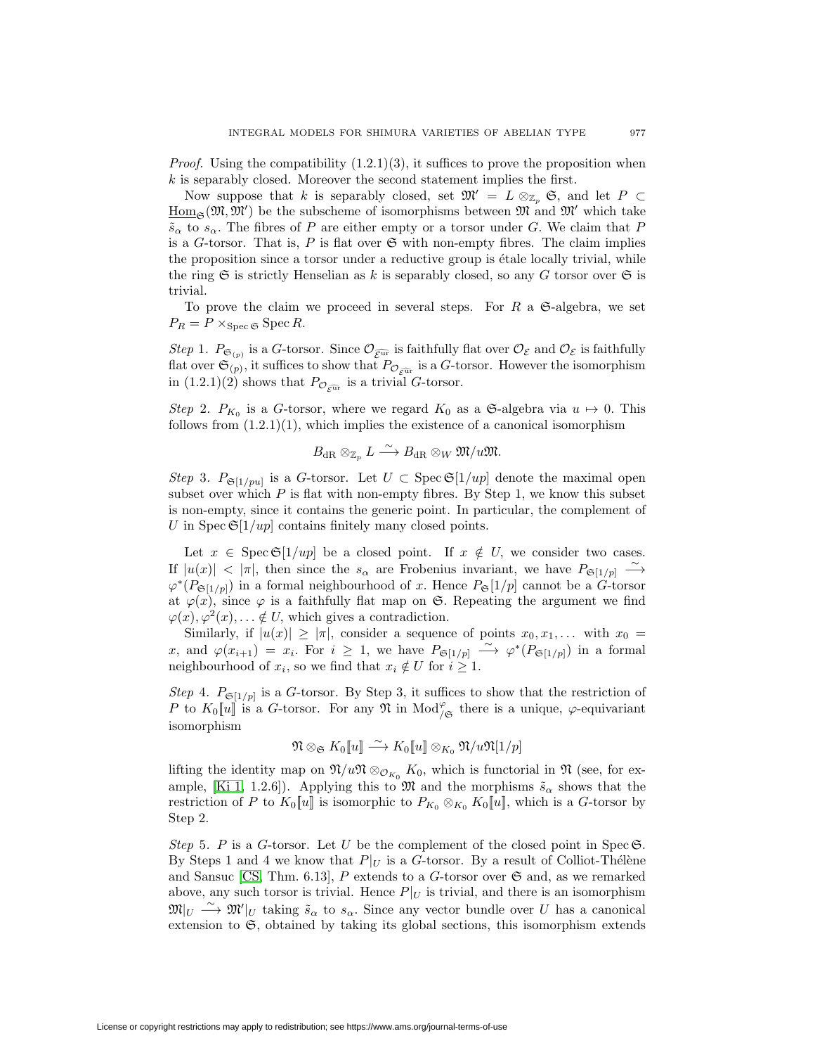*Proof.* Using the compatibility (1.2.1)(3), it suffices to prove the proposition when $k$ is separably closed. Moreover the second statement implies the first.

Now suppose that $k$ is separably closed, set $\mathfrak{M}' = L \otimes_{\mathbb{Z}_p} \mathfrak{S}$, and let $P \subset \underline{\mathrm{Hom}}_{\mathfrak{S}}(\mathfrak{M}, \mathfrak{M}')$ be the subscheme of isomorphisms between $\mathfrak{M}$ and $\mathfrak{M}'$ which take $\tilde{s}_\alpha$ to $s_\alpha$. The fibres of $P$ are either empty or a torsor under $G$. We claim that $P$ is a $G$-torsor. That is, $P$ is flat over $\mathfrak{S}$ with non-empty fibres. The claim implies the proposition since a torsor under a reductive group is étale locally trivial, while the ring $\mathfrak{S}$ is strictly Henselian as $k$ is separably closed, so any $G$ torsor over $\mathfrak{S}$ is trivial.

To prove the claim we proceed in several steps. For $R$ a $\mathfrak{S}$-algebra, we set $P_R = P \times_{\operatorname{Spec} \mathfrak{S}} \operatorname{Spec} R$.

*Step* 1. $P_{\mathfrak{S}_{(p)}}$ is a $G$-torsor. Since $\mathcal{O}_{\widehat{\mathcal{E}^{\mathrm{ur}}}}$ is faithfully flat over $\mathcal{O}_{\mathcal{E}}$ and $\mathcal{O}_{\mathcal{E}}$ is faithfully flat over $\mathfrak{S}_{(p)}$, it suffices to show that $P_{\mathcal{O}_{\widehat{\mathcal{E}^{\mathrm{ur}}}}}$ is a $G$-torsor. However the isomorphism in (1.2.1)(2) shows that $P_{\mathcal{O}_{\widehat{\mathcal{E}^{\mathrm{ur}}}}}$ is a trivial $G$-torsor.

*Step* 2. $P_{K_0}$ is a $G$-torsor, where we regard $K_0$ as a $\mathfrak{S}$-algebra via $u \mapsto 0$. This follows from (1.2.1)(1), which implies the existence of a canonical isomorphism

$$B_{\mathrm{dR}} \otimes_{\mathbb{Z}_p} L \xrightarrow{\sim} B_{\mathrm{dR}} \otimes_W \mathfrak{M}/u\mathfrak{M}.$$

*Step* 3. $P_{\mathfrak{S}[1/pu]}$ is a $G$-torsor. Let $U \subset \operatorname{Spec} \mathfrak{S}[1/up]$ denote the maximal open subset over which $P$ is flat with non-empty fibres. By Step 1, we know this subset is non-empty, since it contains the generic point. In particular, the complement of $U$ in $\operatorname{Spec} \mathfrak{S}[1/up]$ contains finitely many closed points.

Let $x \in \operatorname{Spec} \mathfrak{S}[1/up]$ be a closed point. If $x \notin U$, we consider two cases. If $|u(x)| < |\pi|$, then since the $s_\alpha$ are Frobenius invariant, we have $P_{\mathfrak{S}[1/p]} \xrightarrow{\sim} \varphi^*(P_{\mathfrak{S}[1/p]})$ in a formal neighbourhood of $x$. Hence $P_{\mathfrak{S}}[1/p]$ cannot be a $G$-torsor at $\varphi(x)$, since $\varphi$ is a faithfully flat map on $\mathfrak{S}$. Repeating the argument we find $\varphi(x), \varphi^2(x), \ldots \notin U$, which gives a contradiction.

Similarly, if $|u(x)| \geq |\pi|$, consider a sequence of points $x_0, x_1, \ldots$ with $x_0 = x$, and $\varphi(x_{i+1}) = x_i$. For $i \geq 1$, we have $P_{\mathfrak{S}[1/p]} \xrightarrow{\sim} \varphi^*(P_{\mathfrak{S}[1/p]})$ in a formal neighbourhood of $x_i$, so we find that $x_i \notin U$ for $i \geq 1$.

*Step* 4. $P_{\mathfrak{S}[1/p]}$ is a $G$-torsor. By Step 3, it suffices to show that the restriction of $P$ to $K_0[\![u]\!]$ is a $G$-torsor. For any $\mathfrak{N}$ in $\mathrm{Mod}^{\varphi}_{/\mathfrak{S}}$ there is a unique, $\varphi$-equivariant isomorphism

$$\mathfrak{N} \otimes_{\mathfrak{S}} K_0[\![u]\!] \xrightarrow{\sim} K_0[\![u]\!] \otimes_{K_0} \mathfrak{N}/u\mathfrak{N}[1/p]$$

lifting the identity map on $\mathfrak{N}/u\mathfrak{N} \otimes_{\mathcal{O}_{K_0}} K_0$, which is functorial in $\mathfrak{N}$ (see, for example, [Ki 1, 1.2.6]). Applying this to $\mathfrak{M}$ and the morphisms $\tilde{s}_\alpha$ shows that the restriction of $P$ to $K_0[\![u]\!]$ is isomorphic to $P_{K_0} \otimes_{K_0} K_0[\![u]\!]$, which is a $G$-torsor by Step 2.

*Step* 5. $P$ is a $G$-torsor. Let $U$ be the complement of the closed point in $\operatorname{Spec} \mathfrak{S}$. By Steps 1 and 4 we know that $P|_U$ is a $G$-torsor. By a result of Colliot-Thélène and Sansuc [CS, Thm. 6.13], $P$ extends to a $G$-torsor over $\mathfrak{S}$ and, as we remarked above, any such torsor is trivial. Hence $P|_U$ is trivial, and there is an isomorphism $\mathfrak{M}|_U \xrightarrow{\sim} \mathfrak{M}'|_U$ taking $\tilde{s}_\alpha$ to $s_\alpha$. Since any vector bundle over $U$ has a canonical extension to $\mathfrak{S}$, obtained by taking its global sections, this isomorphism extends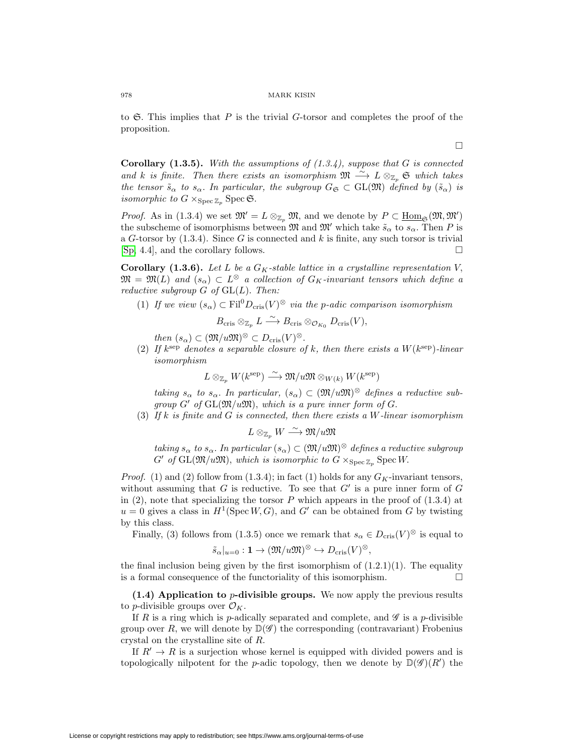to $\mathfrak{S}$. This implies that $P$ is the trivial $G$-torsor and completes the proof of the proposition.

$\square$

**Corollary (1.3.5).** *With the assumptions of (1.3.4), suppose that $G$ is connected and $k$ is finite. Then there exists an isomorphism $\mathfrak{M} \xrightarrow{\sim} L \otimes_{\mathbb{Z}_p} \mathfrak{S}$ which takes the tensor $\tilde{s}_\alpha$ to $s_\alpha$. In particular, the subgroup $G_{\mathfrak{S}} \subset \mathrm{GL}(\mathfrak{M})$ defined by $(\tilde{s}_\alpha)$ is isomorphic to $G \times_{\operatorname{Spec} \mathbb{Z}_p} \operatorname{Spec} \mathfrak{S}$.*

*Proof.* As in (1.3.4) we set $\mathfrak{M}' = L \otimes_{\mathbb{Z}_p} \mathfrak{M}$, and we denote by $P \subset \underline{\mathrm{Hom}}_{\mathfrak{S}}(\mathfrak{M}, \mathfrak{M}')$ the subscheme of isomorphisms between $\mathfrak{M}$ and $\mathfrak{M}'$ which take $\tilde{s}_\alpha$ to $s_\alpha$. Then $P$ is a $G$-torsor by (1.3.4). Since $G$ is connected and $k$ is finite, any such torsor is trivial [Sp, 4.4], and the corollary follows. $\square$

**Corollary (1.3.6).** *Let $L$ be a $G_K$-stable lattice in a crystalline representation $V$, $\mathfrak{M} = \mathfrak{M}(L)$ and $(s_\alpha) \subset L^{\otimes}$ a collection of $G_K$-invariant tensors which define a reductive subgroup $G$ of $\mathrm{GL}(L)$. Then:*

1. *If we view $(s_\alpha) \subset \mathrm{Fil}^0 D_{\mathrm{cris}}(V)^{\otimes}$ via the $p$-adic comparison isomorphism*
$$B_{\mathrm{cris}} \otimes_{\mathbb{Z}_p} L \xrightarrow{\sim} B_{\mathrm{cris}} \otimes_{\mathcal{O}_{K_0}} D_{\mathrm{cris}}(V),$$
*then $(s_\alpha) \subset (\mathfrak{M}/u\mathfrak{M})^{\otimes} \subset D_{\mathrm{cris}}(V)^{\otimes}$.*
2. *If $k^{\mathrm{sep}}$ denotes a separable closure of $k$, then there exists a $W(k^{\mathrm{sep}})$-linear isomorphism*
$$L \otimes_{\mathbb{Z}_p} W(k^{\mathrm{sep}}) \xrightarrow{\sim} \mathfrak{M}/u\mathfrak{M} \otimes_{W(k)} W(k^{\mathrm{sep}})$$
*taking $s_\alpha$ to $s_\alpha$. In particular, $(s_\alpha) \subset (\mathfrak{M}/u\mathfrak{M})^{\otimes}$ defines a reductive subgroup $G'$ of $\mathrm{GL}(\mathfrak{M}/u\mathfrak{M})$, which is a pure inner form of $G$.*
3. *If $k$ is finite and $G$ is connected, then there exists a $W$-linear isomorphism*
$$L \otimes_{\mathbb{Z}_p} W \xrightarrow{\sim} \mathfrak{M}/u\mathfrak{M}$$
*taking $s_\alpha$ to $s_\alpha$. In particular $(s_\alpha) \subset (\mathfrak{M}/u\mathfrak{M})^{\otimes}$ defines a reductive subgroup $G'$ of $\mathrm{GL}(\mathfrak{M}/u\mathfrak{M})$, which is isomorphic to $G \times_{\operatorname{Spec} \mathbb{Z}_p} \operatorname{Spec} W$.*

*Proof.* (1) and (2) follow from (1.3.4); in fact (1) holds for any $G_K$-invariant tensors, without assuming that $G$ is reductive. To see that $G'$ is a pure inner form of $G$ in (2), note that specializing the torsor $P$ which appears in the proof of (1.3.4) at $u = 0$ gives a class in $H^1(\operatorname{Spec} W, G)$, and $G'$ can be obtained from $G$ by twisting by this class.

Finally, (3) follows from (1.3.5) once we remark that $s_\alpha \in D_{\mathrm{cris}}(V)^{\otimes}$ is equal to
$$\tilde{s}_\alpha|_{u=0} : \mathbf{1} \to (\mathfrak{M}/u\mathfrak{M})^{\otimes} \hookrightarrow D_{\mathrm{cris}}(V)^{\otimes},$$
the final inclusion being given by the first isomorphism of (1.2.1)(1). The equality is a formal consequence of the functoriality of this isomorphism. $\square$

**(1.4) Application to $p$-divisible groups.** We now apply the previous results to $p$-divisible groups over $\mathcal{O}_K$.

If $R$ is a ring which is $p$-adically separated and complete, and $\mathscr{G}$ is a $p$-divisible group over $R$, we will denote by $\mathbb{D}(\mathscr{G})$ the corresponding (contravariant) Frobenius crystal on the crystalline site of $R$.

If $R' \to R$ is a surjection whose kernel is equipped with divided powers and is topologically nilpotent for the $p$-adic topology, then we denote by $\mathbb{D}(\mathscr{G})(R')$ the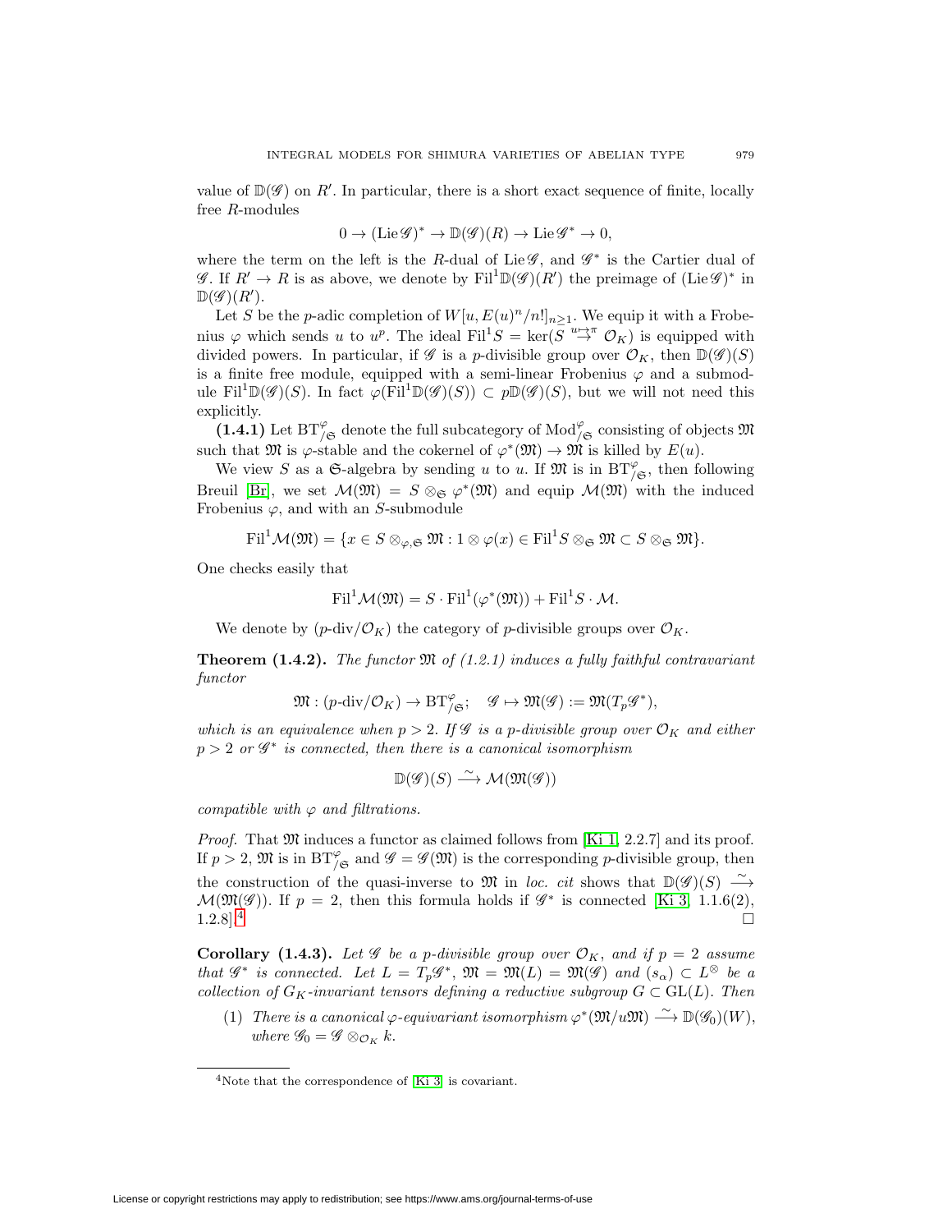value of $\mathbb{D}(\mathscr{G})$ on $R'$. In particular, there is a short exact sequence of finite, locally free $R$-modules

$$0 \to (\mathrm{Lie}\,\mathscr{G})^* \to \mathbb{D}(\mathscr{G})(R) \to \mathrm{Lie}\,\mathscr{G}^* \to 0,$$

where the term on the left is the $R$-dual of $\mathrm{Lie}\,\mathscr{G}$, and $\mathscr{G}^*$ is the Cartier dual of $\mathscr{G}$. If $R' \to R$ is as above, we denote by $\mathrm{Fil}^1\mathbb{D}(\mathscr{G})(R')$ the preimage of $(\mathrm{Lie}\,\mathscr{G})^*$ in $\mathbb{D}(\mathscr{G})(R')$.

Let $S$ be the $p$-adic completion of $W[u, E(u)^n/n!]_{n\geq 1}$. We equip it with a Frobenius $\varphi$ which sends $u$ to $u^p$. The ideal $\mathrm{Fil}^1 S = \ker(S \overset{u\mapsto\pi}{\to} \mathcal{O}_K)$ is equipped with divided powers. In particular, if $\mathscr{G}$ is a $p$-divisible group over $\mathcal{O}_K$, then $\mathbb{D}(\mathscr{G})(S)$ is a finite free module, equipped with a semi-linear Frobenius $\varphi$ and a submodule $\mathrm{Fil}^1\mathbb{D}(\mathscr{G})(S)$. In fact $\varphi(\mathrm{Fil}^1\mathbb{D}(\mathscr{G})(S)) \subset p\mathbb{D}(\mathscr{G})(S)$, but we will not need this explicitly.

**(1.4.1)** Let $\mathrm{BT}^\varphi_{/\mathfrak{S}}$ denote the full subcategory of $\mathrm{Mod}^\varphi_{/\mathfrak{S}}$ consisting of objects $\mathfrak{M}$ such that $\mathfrak{M}$ is $\varphi$-stable and the cokernel of $\varphi^*(\mathfrak{M}) \to \mathfrak{M}$ is killed by $E(u)$.

We view $S$ as a $\mathfrak{S}$-algebra by sending $u$ to $u$. If $\mathfrak{M}$ is in $\mathrm{BT}^\varphi_{/\mathfrak{S}}$, then following Breuil [Br], we set $\mathcal{M}(\mathfrak{M}) = S \otimes_{\mathfrak{S}} \varphi^*(\mathfrak{M})$ and equip $\mathcal{M}(\mathfrak{M})$ with the induced Frobenius $\varphi$, and with an $S$-submodule

$$\mathrm{Fil}^1\mathcal{M}(\mathfrak{M}) = \{x \in S \otimes_{\varphi,\mathfrak{S}} \mathfrak{M} : 1 \otimes \varphi(x) \in \mathrm{Fil}^1 S \otimes_{\mathfrak{S}} \mathfrak{M} \subset S \otimes_{\mathfrak{S}} \mathfrak{M}\}.$$

One checks easily that

$$\mathrm{Fil}^1\mathcal{M}(\mathfrak{M}) = S \cdot \mathrm{Fil}^1(\varphi^*(\mathfrak{M})) + \mathrm{Fil}^1 S \cdot \mathcal{M}.$$

We denote by $(p\text{-div}/\mathcal{O}_K)$ the category of $p$-divisible groups over $\mathcal{O}_K$.

**Theorem (1.4.2).** *The functor $\mathfrak{M}$ of (1.2.1) induces a fully faithful contravariant functor*

$$\mathfrak{M} : (p\text{-div}/\mathcal{O}_K) \to \mathrm{BT}^\varphi_{/\mathfrak{S}}; \quad \mathscr{G} \mapsto \mathfrak{M}(\mathscr{G}) := \mathfrak{M}(T_p\mathscr{G}^*),$$

*which is an equivalence when $p > 2$. If $\mathscr{G}$ is a $p$-divisible group over $\mathcal{O}_K$ and either $p > 2$ or $\mathscr{G}^*$ is connected, then there is a canonical isomorphism*

$$\mathbb{D}(\mathscr{G})(S) \xrightarrow{\sim} \mathcal{M}(\mathfrak{M}(\mathscr{G}))$$

*compatible with $\varphi$ and filtrations.*

*Proof.* That $\mathfrak{M}$ induces a functor as claimed follows from [Ki 1, 2.2.7] and its proof. If $p > 2$, $\mathfrak{M}$ is in $\mathrm{BT}^\varphi_{/\mathfrak{S}}$ and $\mathscr{G} = \mathscr{G}(\mathfrak{M})$ is the corresponding $p$-divisible group, then the construction of the quasi-inverse to $\mathfrak{M}$ in *loc. cit* shows that $\mathbb{D}(\mathscr{G})(S) \xrightarrow{\sim} \mathcal{M}(\mathfrak{M}(\mathscr{G}))$. If $p = 2$, then this formula holds if $\mathscr{G}^*$ is connected [Ki 3, 1.1.6(2), 1.2.8].[4] □

**Corollary (1.4.3).** *Let $\mathscr{G}$ be a $p$-divisible group over $\mathcal{O}_K$, and if $p = 2$ assume that $\mathscr{G}^*$ is connected. Let $L = T_p\mathscr{G}^*$, $\mathfrak{M} = \mathfrak{M}(L) = \mathfrak{M}(\mathscr{G})$ and $(s_\alpha) \subset L^\otimes$ be a collection of $G_K$-invariant tensors defining a reductive subgroup $G \subset \mathrm{GL}(L)$. Then*

(1) *There is a canonical $\varphi$-equivariant isomorphism $\varphi^*(\mathfrak{M}/u\mathfrak{M}) \xrightarrow{\sim} \mathbb{D}(\mathscr{G}_0)(W)$, where $\mathscr{G}_0 = \mathscr{G} \otimes_{\mathcal{O}_K} k$.*

[4] Note that the correspondence of [Ki 3] is covariant.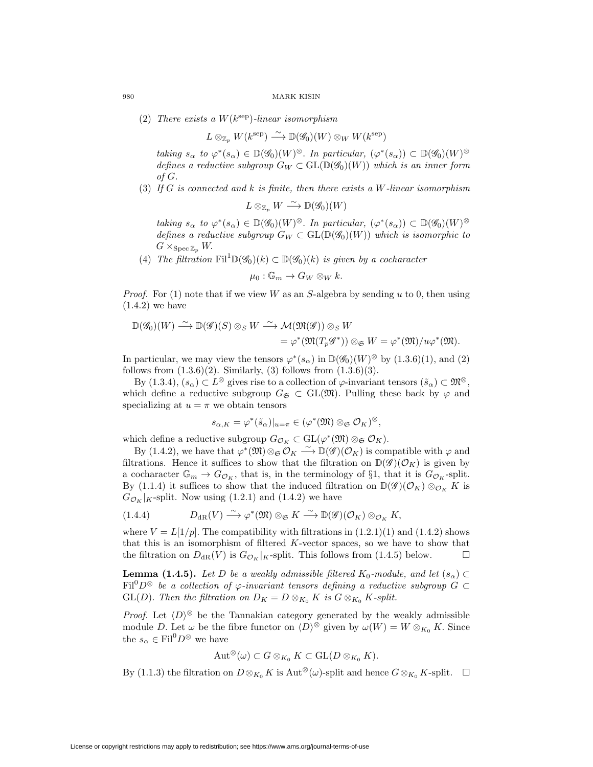(2) *There exists a* $W(k^{\text{sep}})$*-linear isomorphism*

$$L \otimes_{\mathbb{Z}_p} W(k^{\text{sep}}) \xrightarrow{\sim} \mathbb{D}(\mathscr{G}_0)(W) \otimes_W W(k^{\text{sep}})$$

*taking* $s_\alpha$ *to* $\varphi^*(s_\alpha) \in \mathbb{D}(\mathscr{G}_0)(W)^{\otimes}$*. In particular,* $(\varphi^*(s_\alpha)) \subset \mathbb{D}(\mathscr{G}_0)(W)^{\otimes}$ *defines a reductive subgroup* $G_W \subset \mathrm{GL}(\mathbb{D}(\mathscr{G}_0)(W))$ *which is an inner form of* $G$*.*

(3) *If* $G$ *is connected and* $k$ *is finite, then there exists a* $W$*-linear isomorphism*

$$L \otimes_{\mathbb{Z}_p} W \xrightarrow{\sim} \mathbb{D}(\mathscr{G}_0)(W)$$

*taking* $s_\alpha$ *to* $\varphi^*(s_\alpha) \in \mathbb{D}(\mathscr{G}_0)(W)^{\otimes}$*. In particular,* $(\varphi^*(s_\alpha)) \subset \mathbb{D}(\mathscr{G}_0)(W)^{\otimes}$ *defines a reductive subgroup* $G_W \subset \mathrm{GL}(\mathbb{D}(\mathscr{G}_0)(W))$ *which is isomorphic to* $G \times_{\mathrm{Spec}\,\mathbb{Z}_p} W$*.*

(4) *The filtration* $\mathrm{Fil}^1\mathbb{D}(\mathscr{G}_0)(k) \subset \mathbb{D}(\mathscr{G}_0)(k)$ *is given by a cocharacter*

$$\mu_0 : \mathbb{G}_m \to G_W \otimes_W k.$$

*Proof.* For (1) note that if we view $W$ as an $S$-algebra by sending $u$ to 0, then using (1.4.2) we have

$$\begin{aligned}\mathbb{D}(\mathscr{G}_0)(W) \xrightarrow{\sim} \mathbb{D}(\mathscr{G})(S) \otimes_S W &\xrightarrow{\sim} \mathcal{M}(\mathfrak{M}(\mathscr{G})) \otimes_S W \\ &= \varphi^*(\mathfrak{M}(T_p\mathscr{G}^*)) \otimes_{\mathfrak{S}} W = \varphi^*(\mathfrak{M})/u\varphi^*(\mathfrak{M}).\end{aligned}$$

In particular, we may view the tensors $\varphi^*(s_\alpha)$ in $\mathbb{D}(\mathscr{G}_0)(W)^{\otimes}$ by (1.3.6)(1), and (2) follows from (1.3.6)(2). Similarly, (3) follows from (1.3.6)(3).

By (1.3.4), $(s_\alpha) \subset L^{\otimes}$ gives rise to a collection of $\varphi$-invariant tensors $(\tilde{s}_\alpha) \subset \mathfrak{M}^{\otimes}$, which define a reductive subgroup $G_{\mathfrak{S}} \subset \mathrm{GL}(\mathfrak{M})$. Pulling these back by $\varphi$ and specializing at $u = \pi$ we obtain tensors

$$s_{\alpha,K} = \varphi^*(\tilde{s}_\alpha)|_{u=\pi} \in (\varphi^*(\mathfrak{M}) \otimes_{\mathfrak{S}} \mathcal{O}_K)^{\otimes},$$

which define a reductive subgroup $G_{\mathcal{O}_K} \subset \mathrm{GL}(\varphi^*(\mathfrak{M}) \otimes_{\mathfrak{S}} \mathcal{O}_K)$.

By (1.4.2), we have that $\varphi^*(\mathfrak{M}) \otimes_{\mathfrak{S}} \mathcal{O}_K \xrightarrow{\sim} \mathbb{D}(\mathscr{G})(\mathcal{O}_K)$ is compatible with $\varphi$ and filtrations. Hence it suffices to show that the filtration on $\mathbb{D}(\mathscr{G})(\mathcal{O}_K)$ is given by a cocharacter $\mathbb{G}_m \to G_{\mathcal{O}_K}$, that is, in the terminology of §1, that it is $G_{\mathcal{O}_K}$-split. By (1.1.4) it suffices to show that the induced filtration on $\mathbb{D}(\mathscr{G})(\mathcal{O}_K) \otimes_{\mathcal{O}_K} K$ is $G_{\mathcal{O}_K}|_K$-split. Now using (1.2.1) and (1.4.2) we have

$$D_{\mathrm{dR}}(V) \xrightarrow{\sim} \varphi^*(\mathfrak{M}) \otimes_{\mathfrak{S}} K \xrightarrow{\sim} \mathbb{D}(\mathscr{G})(\mathcal{O}_K) \otimes_{\mathcal{O}_K} K, \tag{1.4.4}$$

where $V = L[1/p]$. The compatibility with filtrations in (1.2.1)(1) and (1.4.2) shows that this is an isomorphism of filtered $K$-vector spaces, so we have to show that the filtration on $D_{\mathrm{dR}}(V)$ is $G_{\mathcal{O}_K}|_K$-split. This follows from (1.4.5) below. $\square$

**Lemma (1.4.5).** *Let* $D$ *be a weakly admissible filtered* $K_0$*-module, and let* $(s_\alpha) \subset \mathrm{Fil}^0 D^{\otimes}$ *be a collection of* $\varphi$*-invariant tensors defining a reductive subgroup* $G \subset \mathrm{GL}(D)$*. Then the filtration on* $D_K = D \otimes_{K_0} K$ *is* $G \otimes_{K_0} K$*-split.*

*Proof.* Let $\langle D \rangle^{\otimes}$ be the Tannakian category generated by the weakly admissible module $D$. Let $\omega$ be the fibre functor on $\langle D \rangle^{\otimes}$ given by $\omega(W) = W \otimes_{K_0} K$. Since the $s_\alpha \in \mathrm{Fil}^0 D^{\otimes}$ we have

$$\mathrm{Aut}^{\otimes}(\omega) \subset G \otimes_{K_0} K \subset \mathrm{GL}(D \otimes_{K_0} K).$$

By (1.1.3) the filtration on $D \otimes_{K_0} K$ is $\mathrm{Aut}^{\otimes}(\omega)$-split and hence $G \otimes_{K_0} K$-split. $\square$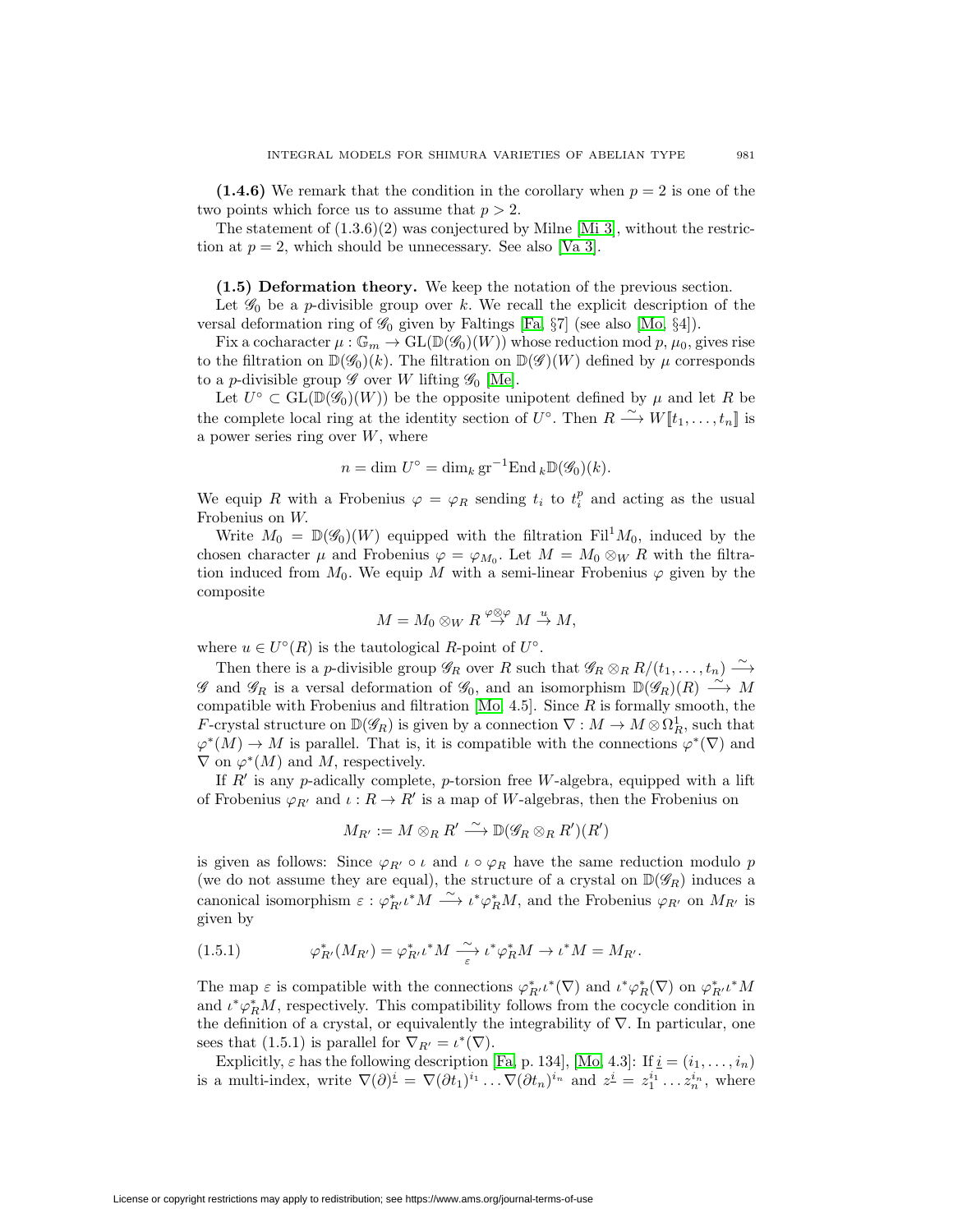**(1.4.6)** We remark that the condition in the corollary when $p = 2$ is one of the two points which force us to assume that $p > 2$.

The statement of (1.3.6)(2) was conjectured by Milne [Mi 3], without the restriction at $p = 2$, which should be unnecessary. See also [Va 3].

**(1.5) Deformation theory.** We keep the notation of the previous section.

Let $\mathscr{G}_0$ be a $p$-divisible group over $k$. We recall the explicit description of the versal deformation ring of $\mathscr{G}_0$ given by Faltings [Fa, §7] (see also [Mo, §4]).

Fix a cocharacter $\mu : \mathbb{G}_m \to \mathrm{GL}(\mathbb{D}(\mathscr{G}_0)(W))$ whose reduction mod $p$, $\mu_0$, gives rise to the filtration on $\mathbb{D}(\mathscr{G}_0)(k)$. The filtration on $\mathbb{D}(\mathscr{G})(W)$ defined by $\mu$ corresponds to a $p$-divisible group $\mathscr{G}$ over $W$ lifting $\mathscr{G}_0$ [Me].

Let $U^\circ \subset \mathrm{GL}(\mathbb{D}(\mathscr{G}_0)(W))$ be the opposite unipotent defined by $\mu$ and let $R$ be the complete local ring at the identity section of $U^\circ$. Then $R \xrightarrow{\sim} W[\![t_1, \dots, t_n]\!]$ is a power series ring over $W$, where

$$n = \dim U^\circ = \dim_k \mathrm{gr}^{-1}\mathrm{End}_k \mathbb{D}(\mathscr{G}_0)(k).$$

We equip $R$ with a Frobenius $\varphi = \varphi_R$ sending $t_i$ to $t_i^p$ and acting as the usual Frobenius on $W$.

Write $M_0 = \mathbb{D}(\mathscr{G}_0)(W)$ equipped with the filtration $\mathrm{Fil}^1 M_0$, induced by the chosen character $\mu$ and Frobenius $\varphi = \varphi_{M_0}$. Let $M = M_0 \otimes_W R$ with the filtration induced from $M_0$. We equip $M$ with a semi-linear Frobenius $\varphi$ given by the composite

$$M = M_0 \otimes_W R \overset{\varphi \otimes \varphi}{\to} M \overset{u}{\to} M,$$

where $u \in U^\circ(R)$ is the tautological $R$-point of $U^\circ$.

Then there is a $p$-divisible group $\mathscr{G}_R$ over $R$ such that $\mathscr{G}_R \otimes_R R/(t_1, \dots, t_n) \xrightarrow{\sim} \mathscr{G}$ and $\mathscr{G}_R$ is a versal deformation of $\mathscr{G}_0$, and an isomorphism $\mathbb{D}(\mathscr{G}_R)(R) \xrightarrow{\sim} M$ compatible with Frobenius and filtration [Mo, 4.5]. Since $R$ is formally smooth, the $F$-crystal structure on $\mathbb{D}(\mathscr{G}_R)$ is given by a connection $\nabla : M \to M \otimes \Omega^1_R$, such that $\varphi^*(M) \to M$ is parallel. That is, it is compatible with the connections $\varphi^*(\nabla)$ and $\nabla$ on $\varphi^*(M)$ and $M$, respectively.

If $R'$ is any $p$-adically complete, $p$-torsion free $W$-algebra, equipped with a lift of Frobenius $\varphi_{R'}$ and $\iota : R \to R'$ is a map of $W$-algebras, then the Frobenius on

$$M_{R'} := M \otimes_R R' \xrightarrow{\sim} \mathbb{D}(\mathscr{G}_R \otimes_R R')(R')$$

is given as follows: Since $\varphi_{R'} \circ \iota$ and $\iota \circ \varphi_R$ have the same reduction modulo $p$ (we do not assume they are equal), the structure of a crystal on $\mathbb{D}(\mathscr{G}_R)$ induces a canonical isomorphism $\varepsilon : \varphi_{R'}^* \iota^* M \xrightarrow{\sim} \iota^* \varphi_R^* M$, and the Frobenius $\varphi_{R'}$ on $M_{R'}$ is given by

$$\varphi_{R'}^*(M_{R'}) = \varphi_{R'}^* \iota^* M \underset{\varepsilon}{\xrightarrow{\sim}} \iota^* \varphi_R^* M \to \iota^* M = M_{R'}. \tag{1.5.1}$$

The map $\varepsilon$ is compatible with the connections $\varphi_{R'}^* \iota^*(\nabla)$ and $\iota^* \varphi_R^*(\nabla)$ on $\varphi_{R'}^* \iota^* M$ and $\iota^* \varphi_R^* M$, respectively. This compatibility follows from the cocycle condition in the definition of a crystal, or equivalently the integrability of $\nabla$. In particular, one sees that (1.5.1) is parallel for $\nabla_{R'} = \iota^*(\nabla)$.

Explicitly, $\varepsilon$ has the following description [Fa, p. 134], [Mo, 4.3]: If $\underline{i} = (i_1, \dots, i_n)$ is a multi-index, write $\nabla(\partial)^{\underline{i}} = \nabla(\partial t_1)^{i_1} \dots \nabla(\partial t_n)^{i_n}$ and $z^{\underline{i}} = z_1^{i_1} \dots z_n^{i_n}$, where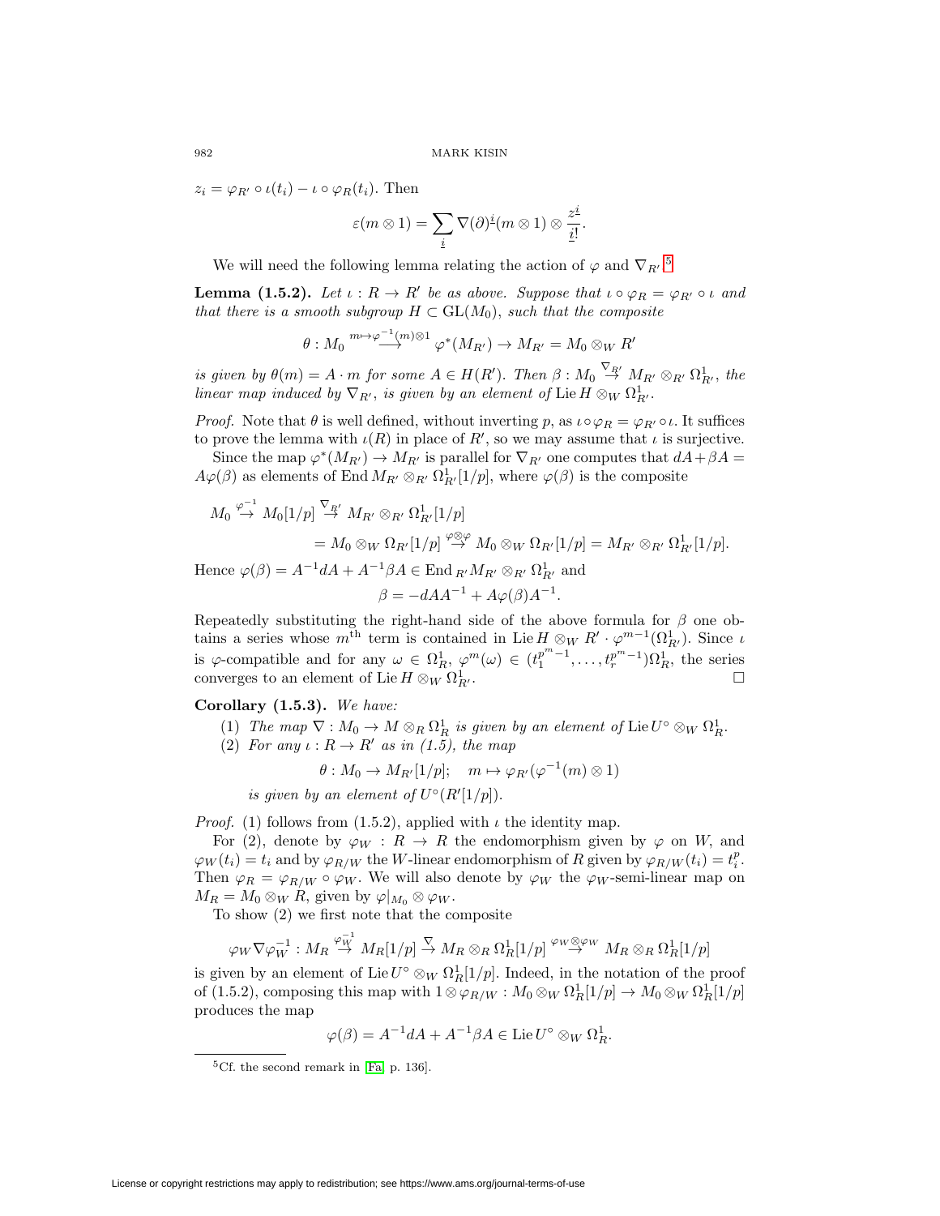$z_i = \varphi_{R'} \circ \iota(t_i) - \iota \circ \varphi_R(t_i)$. Then

$$\varepsilon(m \otimes 1) = \sum_{\underline{i}} \nabla(\partial)^{\underline{i}}(m \otimes 1) \otimes \frac{z^{\underline{i}}}{\underline{i}!}.$$

We will need the following lemma relating the action of $\varphi$ and $\nabla_{R'}$.[5]

**Lemma (1.5.2).** *Let $\iota : R \to R'$ be as above. Suppose that $\iota \circ \varphi_R = \varphi_{R'} \circ \iota$ and that there is a smooth subgroup $H \subset \mathrm{GL}(M_0)$, such that the composite*

$$\theta : M_0 \overset{m \mapsto \varphi^{-1}(m) \otimes 1}{\longrightarrow} \varphi^*(M_{R'}) \to M_{R'} = M_0 \otimes_W R'$$

*is given by $\theta(m) = A \cdot m$ for some $A \in H(R')$. Then $\beta : M_0 \overset{\nabla_{R'}}{\to} M_{R'} \otimes_{R'} \Omega^1_{R'}$, the linear map induced by $\nabla_{R'}$, is given by an element of $\mathrm{Lie}\, H \otimes_W \Omega^1_{R'}$.*

*Proof.* Note that $\theta$ is well defined, without inverting $p$, as $\iota \circ \varphi_R = \varphi_{R'} \circ \iota$. It suffices to prove the lemma with $\iota(R)$ in place of $R'$, so we may assume that $\iota$ is surjective.

Since the map $\varphi^*(M_{R'}) \to M_{R'}$ is parallel for $\nabla_{R'}$ one computes that $dA + \beta A = A\varphi(\beta)$ as elements of $\mathrm{End}\, M_{R'} \otimes_{R'} \Omega^1_{R'}[1/p]$, where $\varphi(\beta)$ is the composite

$$\begin{aligned} M_0 &\overset{\varphi^{-1}}{\to} M_0[1/p] \overset{\nabla_{R'}}{\to} M_{R'} \otimes_{R'} \Omega^1_{R'}[1/p] \\ &= M_0 \otimes_W \Omega_{R'}[1/p] \overset{\varphi \otimes \varphi}{\to} M_0 \otimes_W \Omega_{R'}[1/p] = M_{R'} \otimes_{R'} \Omega^1_{R'}[1/p]. \end{aligned}$$

Hence $\varphi(\beta) = A^{-1}dA + A^{-1}\beta A \in \mathrm{End}\,_{R'} M_{R'} \otimes_{R'} \Omega^1_{R'}$ and

$$\beta = -dAA^{-1} + A\varphi(\beta)A^{-1}.$$

Repeatedly substituting the right-hand side of the above formula for $\beta$ one obtains a series whose $m^{\text{th}}$ term is contained in $\mathrm{Lie}\, H \otimes_W R' \cdot \varphi^{m-1}(\Omega^1_{R'})$. Since $\iota$ is $\varphi$-compatible and for any $\omega \in \Omega^1_R$, $\varphi^m(\omega) \in (t_1^{p^m-1}, \dots, t_r^{p^m-1})\Omega^1_R$, the series converges to an element of $\mathrm{Lie}\, H \otimes_W \Omega^1_{R'}$. $\square$

**Corollary (1.5.3).** *We have:*

1. *The map $\nabla : M_0 \to M \otimes_R \Omega^1_R$ is given by an element of $\mathrm{Lie}\, U^\circ \otimes_W \Omega^1_R$.*
2. *For any $\iota : R \to R'$ as in (1.5), the map*

   $$\theta : M_0 \to M_{R'}[1/p]; \quad m \mapsto \varphi_{R'}(\varphi^{-1}(m) \otimes 1)$$

   *is given by an element of $U^\circ(R'[1/p])$.*

*Proof.* (1) follows from (1.5.2), applied with $\iota$ the identity map.

For (2), denote by $\varphi_W : R \to R$ the endomorphism given by $\varphi$ on $W$, and $\varphi_W(t_i) = t_i$ and by $\varphi_{R/W}$ the $W$-linear endomorphism of $R$ given by $\varphi_{R/W}(t_i) = t_i^p$. Then $\varphi_R = \varphi_{R/W} \circ \varphi_W$. We will also denote by $\varphi_W$ the $\varphi_W$-semi-linear map on $M_R = M_0 \otimes_W R$, given by $\varphi|_{M_0} \otimes \varphi_W$.

To show (2) we first note that the composite

$$\varphi_W \nabla \varphi_W^{-1} : M_R \overset{\varphi_W^{-1}}{\to} M_R[1/p] \overset{\nabla}{\to} M_R \otimes_R \Omega^1_R[1/p] \overset{\varphi_W \otimes \varphi_W}{\to} M_R \otimes_R \Omega^1_R[1/p]$$

is given by an element of $\mathrm{Lie}\, U^\circ \otimes_W \Omega^1_R[1/p]$. Indeed, in the notation of the proof of (1.5.2), composing this map with $1 \otimes \varphi_{R/W} : M_0 \otimes_W \Omega^1_R[1/p] \to M_0 \otimes_W \Omega^1_R[1/p]$ produces the map

$$\varphi(\beta) = A^{-1}dA + A^{-1}\beta A \in \mathrm{Lie}\, U^\circ \otimes_W \Omega^1_R.$$

[5] Cf. the second remark in [Fa, p. 136].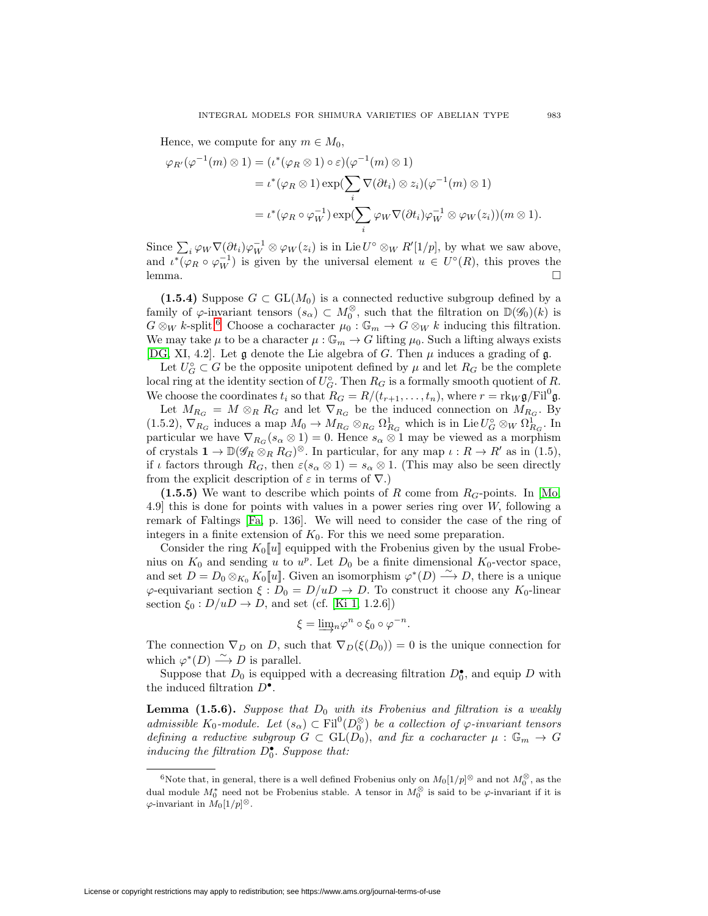Hence, we compute for any $m \in M_0$,

$$\begin{aligned}
\varphi_{R'}(\varphi^{-1}(m)\otimes 1) &= (\iota^*(\varphi_R\otimes 1)\circ\varepsilon)(\varphi^{-1}(m)\otimes 1)\\
&= \iota^*(\varphi_R\otimes 1)\exp(\sum_i \nabla(\partial t_i)\otimes z_i)(\varphi^{-1}(m)\otimes 1)\\
&= \iota^*(\varphi_R\circ\varphi_W^{-1})\exp(\sum_i \varphi_W\nabla(\partial t_i)\varphi_W^{-1}\otimes\varphi_W(z_i))(m\otimes 1).
\end{aligned}$$

Since $\sum_i \varphi_W\nabla(\partial t_i)\varphi_W^{-1}\otimes\varphi_W(z_i)$ is in $\mathrm{Lie}\, U^\circ\otimes_W R'[1/p]$, by what we saw above, and $\iota^*(\varphi_R\circ\varphi_W^{-1})$ is given by the universal element $u\in U^\circ(R)$, this proves the lemma. $\square$

**(1.5.4)** Suppose $G\subset \mathrm{GL}(M_0)$ is a connected reductive subgroup defined by a family of $\varphi$-invariant tensors $(s_\alpha)\subset M_0^\otimes$, such that the filtration on $\mathbb{D}(\mathscr{G}_0)(k)$ is $G\otimes_W k$-split.[6] Choose a cocharacter $\mu_0:\mathbb{G}_m\to G\otimes_W k$ inducing this filtration. We may take $\mu$ to be a character $\mu:\mathbb{G}_m\to G$ lifting $\mu_0$. Such a lifting always exists [DG, XI, 4.2]. Let $\mathfrak{g}$ denote the Lie algebra of $G$. Then $\mu$ induces a grading of $\mathfrak{g}$.

Let $U_G^\circ\subset G$ be the opposite unipotent defined by $\mu$ and let $R_G$ be the complete local ring at the identity section of $U_G^\circ$. Then $R_G$ is a formally smooth quotient of $R$. We choose the coordinates $t_i$ so that $R_G = R/(t_{r+1},\dots,t_n)$, where $r=\mathrm{rk}_W\mathfrak{g}/\mathrm{Fil}^0\mathfrak{g}$.

Let $M_{R_G}=M\otimes_R R_G$ and let $\nabla_{R_G}$ be the induced connection on $M_{R_G}$. By (1.5.2), $\nabla_{R_G}$ induces a map $M_0\to M_{R_G}\otimes_{R_G}\Omega^1_{R_G}$ which is in $\mathrm{Lie}\,U_G^\circ\otimes_W\Omega^1_{R_G}$. In particular we have $\nabla_{R_G}(s_\alpha\otimes 1)=0$. Hence $s_\alpha\otimes 1$ may be viewed as a morphism of crystals $\mathbf{1}\to\mathbb{D}(\mathscr{G}_R\otimes_R R_G)^\otimes$. In particular, for any map $\iota: R\to R'$ as in (1.5), if $\iota$ factors through $R_G$, then $\varepsilon(s_\alpha\otimes 1)=s_\alpha\otimes 1$. (This may also be seen directly from the explicit description of $\varepsilon$ in terms of $\nabla$.)

**(1.5.5)** We want to describe which points of $R$ come from $R_G$-points. In [Mo, 4.9] this is done for points with values in a power series ring over $W$, following a remark of Faltings [Fa, p. 136]. We will need to consider the case of the ring of integers in a finite extension of $K_0$. For this we need some preparation.

Consider the ring $K_0[\![u]\!]$ equipped with the Frobenius given by the usual Frobenius on $K_0$ and sending $u$ to $u^p$. Let $D_0$ be a finite dimensional $K_0$-vector space, and set $D=D_0\otimes_{K_0}K_0[\![u]\!]$. Given an isomorphism $\varphi^*(D)\xrightarrow{\sim} D$, there is a unique $\varphi$-equivariant section $\xi: D_0 = D/uD\to D$. To construct it choose any $K_0$-linear section $\xi_0: D/uD\to D$, and set (cf. [Ki 1, 1.2.6])

$$\xi = \varinjlim_n \varphi^n\circ\xi_0\circ\varphi^{-n}.$$

The connection $\nabla_D$ on $D$, such that $\nabla_D(\xi(D_0))=0$ is the unique connection for which $\varphi^*(D)\xrightarrow{\sim} D$ is parallel.

Suppose that $D_0$ is equipped with a decreasing filtration $D_0^\bullet$, and equip $D$ with the induced filtration $D^\bullet$.

**Lemma (1.5.6).** *Suppose that $D_0$ with its Frobenius and filtration is a weakly admissible $K_0$-module. Let $(s_\alpha)\subset\mathrm{Fil}^0(D_0^\otimes)$ be a collection of $\varphi$-invariant tensors defining a reductive subgroup $G\subset\mathrm{GL}(D_0)$, and fix a cocharacter $\mu:\mathbb{G}_m\to G$ inducing the filtration $D_0^\bullet$. Suppose that:*

---

[6] Note that, in general, there is a well defined Frobenius only on $M_0[1/p]^\otimes$ and not $M_0^\otimes$, as the dual module $M_0^*$ need not be Frobenius stable. A tensor in $M_0^\otimes$ is said to be $\varphi$-invariant if it is $\varphi$-invariant in $M_0[1/p]^\otimes$.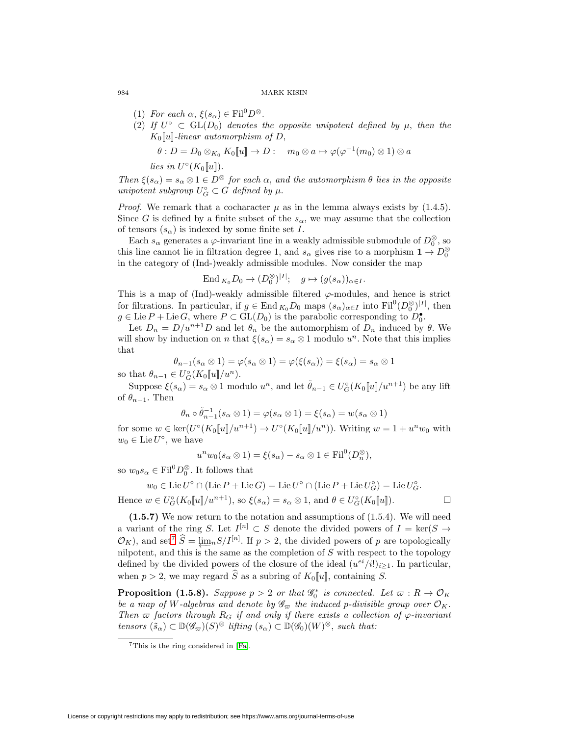(1) *For each* $\alpha$, $\xi(s_\alpha) \in \mathrm{Fil}^0 D^{\otimes}$.

(2) *If* $U^\circ \subset \mathrm{GL}(D_0)$ *denotes the opposite unipotent defined by* $\mu$, *then the* $K_0[\![u]\!]$*-linear automorphism of* $D$,

$$\theta : D = D_0 \otimes_{K_0} K_0[\![u]\!] \to D : \quad m_0 \otimes a \mapsto \varphi(\varphi^{-1}(m_0) \otimes 1) \otimes a$$

*lies in* $U^\circ(K_0[\![u]\!])$.

*Then* $\xi(s_\alpha) = s_\alpha \otimes 1 \in D^{\otimes}$ *for each* $\alpha$, *and the automorphism* $\theta$ *lies in the opposite unipotent subgroup* $U^\circ_G \subset G$ *defined by* $\mu$.

*Proof.* We remark that a cocharacter $\mu$ as in the lemma always exists by (1.4.5). Since $G$ is defined by a finite subset of the $s_\alpha$, we may assume that the collection of tensors $(s_\alpha)$ is indexed by some finite set $I$.

Each $s_\alpha$ generates a $\varphi$-invariant line in a weakly admissible submodule of $D_0^{\otimes}$, so this line cannot lie in filtration degree 1, and $s_\alpha$ gives rise to a morphism $\mathbf{1} \to D_0^{\otimes}$ in the category of (Ind-)weakly admissible modules. Now consider the map

$$\mathrm{End}_{K_0} D_0 \to (D_0^{\otimes})^{|I|}; \quad g \mapsto (g(s_\alpha))_{\alpha \in I}.$$

This is a map of (Ind)-weakly admissible filtered $\varphi$-modules, and hence is strict for filtrations. In particular, if $g \in \mathrm{End}_{K_0} D_0$ maps $(s_\alpha)_{\alpha\in I}$ into $\mathrm{Fil}^0(D_0^{\otimes})^{|I|}$, then $g \in \mathrm{Lie}\, P + \mathrm{Lie}\, G$, where $P \subset \mathrm{GL}(D_0)$ is the parabolic corresponding to $D_0^{\bullet}$.

Let $D_n = D/u^{n+1}D$ and let $\theta_n$ be the automorphism of $D_n$ induced by $\theta$. We will show by induction on $n$ that $\xi(s_\alpha) = s_\alpha \otimes 1$ modulo $u^n$. Note that this implies that

$$\theta_{n-1}(s_\alpha \otimes 1) = \varphi(s_\alpha \otimes 1) = \varphi(\xi(s_\alpha)) = \xi(s_\alpha) = s_\alpha \otimes 1$$

so that $\theta_{n-1} \in U^\circ_G(K_0[\![u]\!]/u^n)$.

Suppose $\xi(s_\alpha) = s_\alpha \otimes 1$ modulo $u^n$, and let $\tilde{\theta}_{n-1} \in U^\circ_G(K_0[\![u]\!]/u^{n+1})$ be any lift of $\theta_{n-1}$. Then

$$\theta_n \circ \tilde{\theta}_{n-1}^{-1}(s_\alpha \otimes 1) = \varphi(s_\alpha \otimes 1) = \xi(s_\alpha) = w(s_\alpha \otimes 1)$$

for some $w \in \ker(U^\circ(K_0[\![u]\!]/u^{n+1}) \to U^\circ(K_0[\![u]\!]/u^n))$. Writing $w = 1 + u^n w_0$ with $w_0 \in \mathrm{Lie}\, U^\circ$, we have

$$u^n w_0(s_\alpha \otimes 1) = \xi(s_\alpha) - s_\alpha \otimes 1 \in \mathrm{Fil}^0(D_n^{\otimes}),$$

so $w_0 s_\alpha \in \mathrm{Fil}^0 D_0^{\otimes}$. It follows that

$$w_0 \in \mathrm{Lie}\, U^\circ \cap (\mathrm{Lie}\, P + \mathrm{Lie}\, G) = \mathrm{Lie}\, U^\circ \cap (\mathrm{Lie}\, P + \mathrm{Lie}\, U^\circ_G) = \mathrm{Lie}\, U^\circ_G.$$

Hence $w \in U^\circ_G(K_0[\![u]\!]/u^{n+1})$, so $\xi(s_\alpha) = s_\alpha \otimes 1$, and $\theta \in U^\circ_G(K_0[\![u]\!])$. $\square$

**(1.5.7)** We now return to the notation and assumptions of (1.5.4). We will need a variant of the ring $S$. Let $I^{[n]} \subset S$ denote the divided powers of $I = \ker(S \to \mathcal{O}_K)$, and set[7] $\widehat{S} = \varprojlim_n S/I^{[n]}$. If $p > 2$, the divided powers of $p$ are topologically nilpotent, and this is the same as the completion of $S$ with respect to the topology defined by the divided powers of the closure of the ideal $(u^{ei}/i!)_{i\geq 1}$. In particular, when $p > 2$, we may regard $\widehat{S}$ as a subring of $K_0[\![u]\!]$, containing $S$.

**Proposition (1.5.8).** *Suppose* $p > 2$ *or that* $\mathscr{G}_0^*$ *is connected. Let* $\varpi : R \to \mathcal{O}_K$ *be a map of* $W$*-algebras and denote by* $\mathscr{G}_\varpi$ *the induced* $p$*-divisible group over* $\mathcal{O}_K$*. Then* $\varpi$ *factors through* $R_G$ *if and only if there exists a collection of* $\varphi$*-invariant tensors* $(\tilde{s}_\alpha) \subset \mathbb{D}(\mathscr{G}_\varpi)(S)^{\otimes}$ *lifting* $(s_\alpha) \subset \mathbb{D}(\mathscr{G}_0)(W)^{\otimes}$*, such that:*

[7] This is the ring considered in [Fa].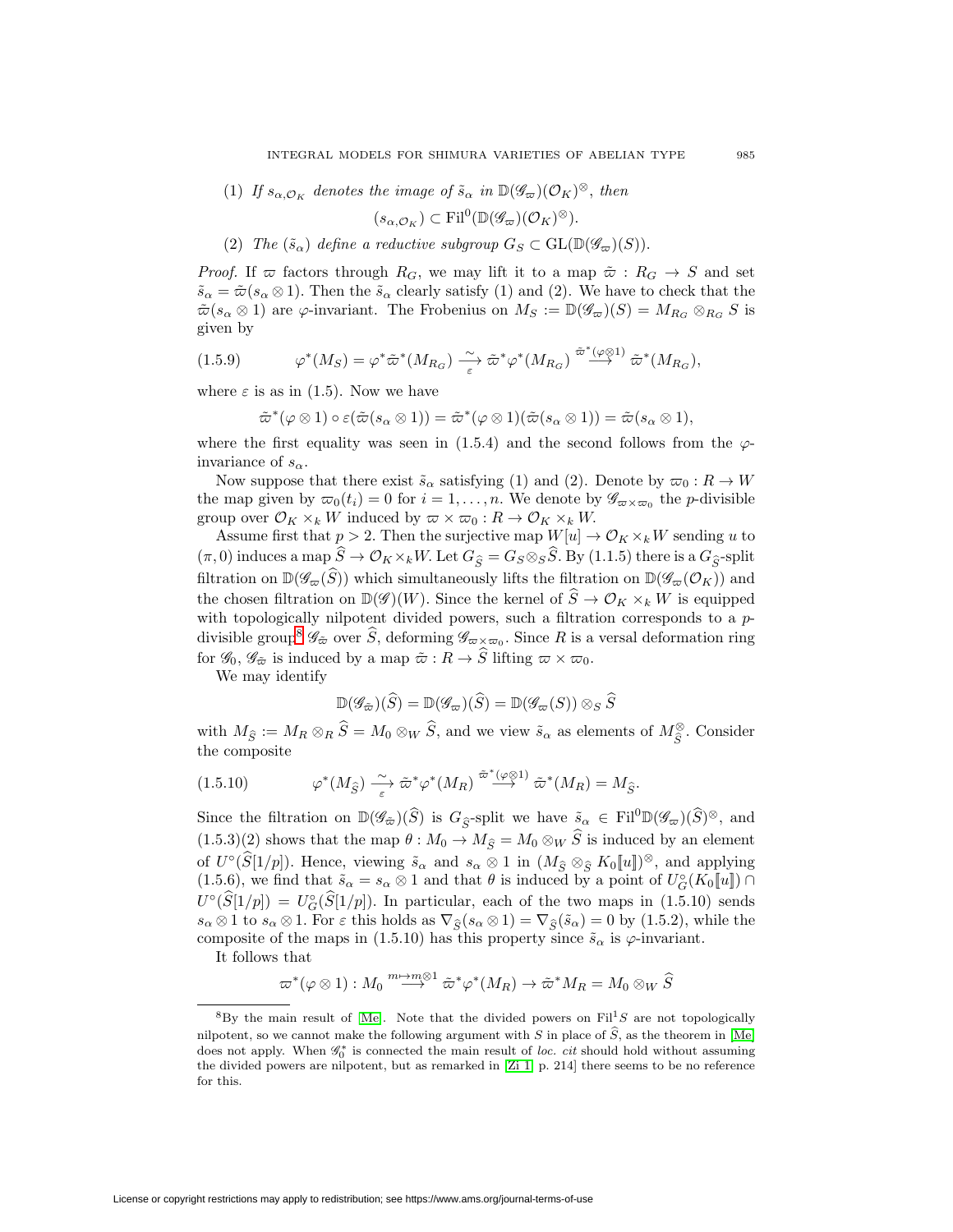(1) *If $s_{\alpha,\mathcal{O}_K}$ denotes the image of $\tilde{s}_\alpha$ in $\mathbb{D}(\mathscr{G}_\varpi)(\mathcal{O}_K)^\otimes$, then*

$$(s_{\alpha,\mathcal{O}_K}) \subset \mathrm{Fil}^0(\mathbb{D}(\mathscr{G}_\varpi)(\mathcal{O}_K)^\otimes).$$

(2) *The $(\tilde{s}_\alpha)$ define a reductive subgroup $G_S \subset \mathrm{GL}(\mathbb{D}(\mathscr{G}_\varpi)(S))$.*

*Proof.* If $\varpi$ factors through $R_G$, we may lift it to a map $\tilde{\varpi} : R_G \to S$ and set $\tilde{s}_\alpha = \tilde{\varpi}(s_\alpha \otimes 1)$. Then the $\tilde{s}_\alpha$ clearly satisfy (1) and (2). We have to check that the $\tilde{\varpi}(s_\alpha \otimes 1)$ are $\varphi$-invariant. The Frobenius on $M_S := \mathbb{D}(\mathscr{G}_\varpi)(S) = M_{R_G} \otimes_{R_G} S$ is given by

$$\varphi^*(M_S) = \varphi^*\tilde{\varpi}^*(M_{R_G}) \xrightarrow[\varepsilon]{\sim} \tilde{\varpi}^*\varphi^*(M_{R_G}) \xrightarrow{\tilde{\varpi}^*(\varphi\otimes 1)} \tilde{\varpi}^*(M_{R_G}), \tag{1.5.9}$$

where $\varepsilon$ is as in (1.5). Now we have

$$\tilde{\varpi}^*(\varphi\otimes 1) \circ \varepsilon(\tilde{\varpi}(s_\alpha \otimes 1)) = \tilde{\varpi}^*(\varphi\otimes 1)(\tilde{\varpi}(s_\alpha\otimes 1)) = \tilde{\varpi}(s_\alpha\otimes 1),$$

where the first equality was seen in (1.5.4) and the second follows from the $\varphi$-invariance of $s_\alpha$.

Now suppose that there exist $\tilde{s}_\alpha$ satisfying (1) and (2). Denote by $\varpi_0 : R \to W$ the map given by $\varpi_0(t_i) = 0$ for $i = 1, \dots, n$. We denote by $\mathscr{G}_{\varpi\times\varpi_0}$ the $p$-divisible group over $\mathcal{O}_K \times_k W$ induced by $\varpi \times \varpi_0 : R \to \mathcal{O}_K \times_k W$.

Assume first that $p > 2$. Then the surjective map $W[u] \to \mathcal{O}_K \times_k W$ sending $u$ to $(\pi, 0)$ induces a map $\widehat{S} \to \mathcal{O}_K \times_k W$. Let $G_{\widehat{S}} = G_S \otimes_S \widehat{S}$. By (1.1.5) there is a $G_{\widehat{S}}$-split filtration on $\mathbb{D}(\mathscr{G}_\varpi(\widehat{S}))$ which simultaneously lifts the filtration on $\mathbb{D}(\mathscr{G}_\varpi(\mathcal{O}_K))$ and the chosen filtration on $\mathbb{D}(\mathscr{G})(W)$. Since the kernel of $\widehat{S} \to \mathcal{O}_K \times_k W$ is equipped with topologically nilpotent divided powers, such a filtration corresponds to a $p$-divisible group[8] $\mathscr{G}_{\tilde{\varpi}}$ over $\widehat{S}$, deforming $\mathscr{G}_{\varpi\times\varpi_0}$. Since $R$ is a versal deformation ring for $\mathscr{G}_0$, $\mathscr{G}_{\tilde{\varpi}}$ is induced by a map $\tilde{\varpi} : R \to \widehat{S}$ lifting $\varpi \times \varpi_0$.

We may identify

$$\mathbb{D}(\mathscr{G}_{\tilde{\varpi}})(\widehat{S}) = \mathbb{D}(\mathscr{G}_\varpi)(\widehat{S}) = \mathbb{D}(\mathscr{G}_\varpi(S)) \otimes_S \widehat{S}$$

with $M_{\widehat{S}} := M_R \otimes_R \widehat{S} = M_0 \otimes_W \widehat{S}$, and we view $\tilde{s}_\alpha$ as elements of $M_{\widehat{S}}^\otimes$. Consider the composite

$$\varphi^*(M_{\widehat{S}}) \xrightarrow[\varepsilon]{\sim} \tilde{\varpi}^*\varphi^*(M_R) \xrightarrow{\tilde{\varpi}^*(\varphi\otimes 1)} \tilde{\varpi}^*(M_R) = M_{\widehat{S}}. \tag{1.5.10}$$

Since the filtration on $\mathbb{D}(\mathscr{G}_{\tilde{\varpi}})(\widehat{S})$ is $G_{\widehat{S}}$-split we have $\tilde{s}_\alpha \in \mathrm{Fil}^0\mathbb{D}(\mathscr{G}_\varpi)(\widehat{S})^\otimes$, and (1.5.3)(2) shows that the map $\theta : M_0 \to M_{\widehat{S}} = M_0 \otimes_W \widehat{S}$ is induced by an element of $U^\circ(\widehat{S}[1/p])$. Hence, viewing $\tilde{s}_\alpha$ and $s_\alpha \otimes 1$ in $(M_{\widehat{S}} \otimes_{\widehat{S}} K_0[\![u]\!])^\otimes$, and applying (1.5.6), we find that $\tilde{s}_\alpha = s_\alpha \otimes 1$ and that $\theta$ is induced by a point of $U_G^\circ(K_0[\![u]\!]) \cap U^\circ(\widehat{S}[1/p]) = U_G^\circ(\widehat{S}[1/p])$. In particular, each of the two maps in (1.5.10) sends $s_\alpha \otimes 1$ to $s_\alpha \otimes 1$. For $\varepsilon$ this holds as $\nabla_{\widehat{S}}(s_\alpha \otimes 1) = \nabla_{\widehat{S}}(\tilde{s}_\alpha) = 0$ by (1.5.2), while the composite of the maps in (1.5.10) has this property since $\tilde{s}_\alpha$ is $\varphi$-invariant.

It follows that

$$\varpi^*(\varphi \otimes 1) : M_0 \overset{m\mapsto m\otimes 1}{\longrightarrow} \tilde{\varpi}^*\varphi^*(M_R) \to \tilde{\varpi}^*M_R = M_0 \otimes_W \widehat{S}$$

---

[8] By the main result of [Me]. Note that the divided powers on $\mathrm{Fil}^1 S$ are not topologically nilpotent, so we cannot make the following argument with $S$ in place of $\widehat{S}$, as the theorem in [Me] does not apply. When $\mathscr{G}_0^*$ is connected the main result of *loc. cit* should hold without assuming the divided powers are nilpotent, but as remarked in [Zi 1, p. 214] there seems to be no reference for this.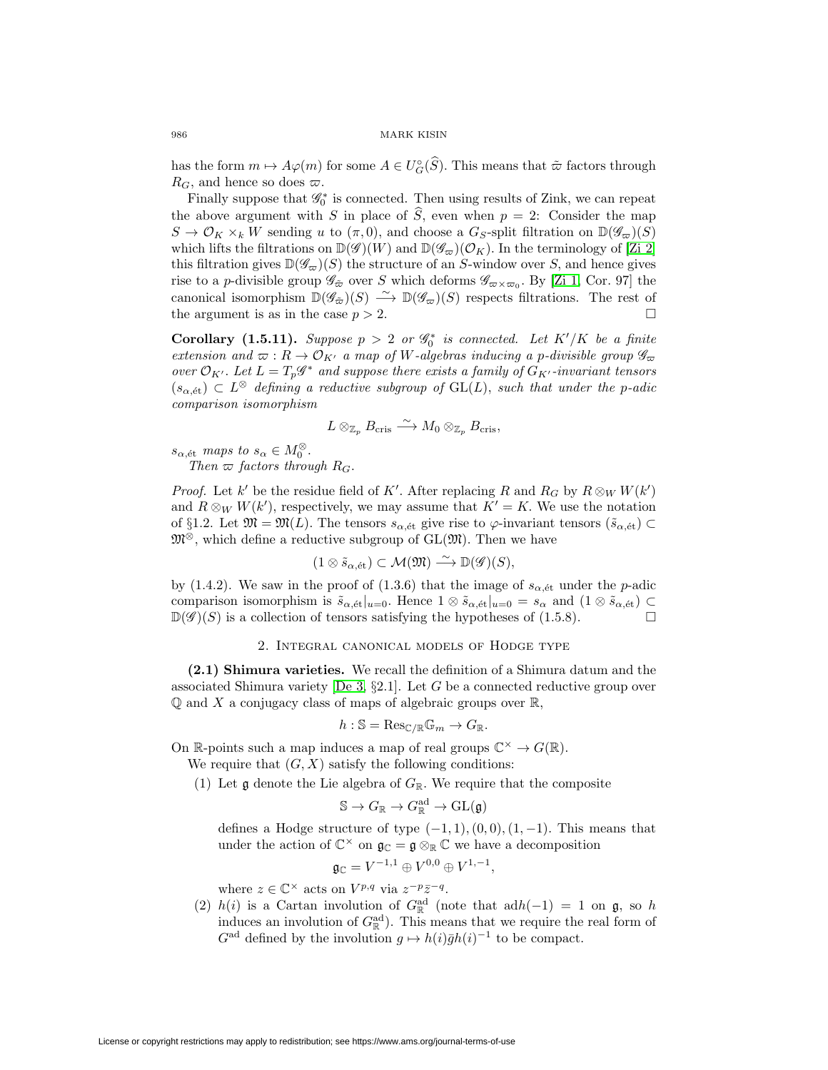has the form $m \mapsto A\varphi(m)$ for some $A \in U_G^\circ(\widehat{S})$. This means that $\tilde{\varpi}$ factors through $R_G$, and hence so does $\varpi$.

Finally suppose that $\mathscr{G}_0^*$ is connected. Then using results of Zink, we can repeat the above argument with $S$ in place of $\widehat{S}$, even when $p = 2$: Consider the map $S \to \mathcal{O}_K \times_k W$ sending $u$ to $(\pi, 0)$, and choose a $G_S$-split filtration on $\mathbb{D}(\mathscr{G}_\varpi)(S)$ which lifts the filtrations on $\mathbb{D}(\mathscr{G})(W)$ and $\mathbb{D}(\mathscr{G}_\varpi)(\mathcal{O}_K)$. In the terminology of [Zi 2] this filtration gives $\mathbb{D}(\mathscr{G}_\varpi)(S)$ the structure of an $S$-window over $S$, and hence gives rise to a $p$-divisible group $\mathscr{G}_{\tilde{\varpi}}$ over $S$ which deforms $\mathscr{G}_{\varpi \times \varpi_0}$. By [Zi 1, Cor. 97] the canonical isomorphism $\mathbb{D}(\mathscr{G}_{\tilde{\varpi}})(S) \xrightarrow{\sim} \mathbb{D}(\mathscr{G}_\varpi)(S)$ respects filtrations. The rest of the argument is as in the case $p > 2$. $\square$

**Corollary (1.5.11).** *Suppose $p > 2$ or $\mathscr{G}_0^*$ is connected. Let $K'/K$ be a finite extension and $\varpi : R \to \mathcal{O}_{K'}$ a map of $W$-algebras inducing a $p$-divisible group $\mathscr{G}_\varpi$ over $\mathcal{O}_{K'}$. Let $L = T_p\mathscr{G}^*$ and suppose there exists a family of $G_{K'}$-invariant tensors $(s_{\alpha,\text{ét}}) \subset L^\otimes$ defining a reductive subgroup of $\mathrm{GL}(L)$, such that under the $p$-adic comparison isomorphism*

$$L \otimes_{\mathbb{Z}_p} B_{\text{cris}} \xrightarrow{\sim} M_0 \otimes_{\mathbb{Z}_p} B_{\text{cris}},$$

*$s_{\alpha,\text{ét}}$ maps to $s_\alpha \in M_0^\otimes$.*

*Then $\varpi$ factors through $R_G$.*

*Proof.* Let $k'$ be the residue field of $K'$. After replacing $R$ and $R_G$ by $R \otimes_W W(k')$ and $R \otimes_W W(k')$, respectively, we may assume that $K' = K$. We use the notation of §1.2. Let $\mathfrak{M} = \mathfrak{M}(L)$. The tensors $s_{\alpha,\text{ét}}$ give rise to $\varphi$-invariant tensors $(\tilde{s}_{\alpha,\text{ét}}) \subset \mathfrak{M}^\otimes$, which define a reductive subgroup of $\mathrm{GL}(\mathfrak{M})$. Then we have

$$(1 \otimes \tilde{s}_{\alpha,\text{ét}}) \subset \mathcal{M}(\mathfrak{M}) \xrightarrow{\sim} \mathbb{D}(\mathscr{G})(S),$$

by (1.4.2). We saw in the proof of (1.3.6) that the image of $s_{\alpha,\text{ét}}$ under the $p$-adic comparison isomorphism is $\tilde{s}_{\alpha,\text{ét}}|_{u=0}$. Hence $1 \otimes \tilde{s}_{\alpha,\text{ét}}|_{u=0} = s_\alpha$ and $(1 \otimes \tilde{s}_{\alpha,\text{ét}}) \subset \mathbb{D}(\mathscr{G})(S)$ is a collection of tensors satisfying the hypotheses of (1.5.8). $\square$

## 2. Integral canonical models of Hodge type

**(2.1) Shimura varieties.** We recall the definition of a Shimura datum and the associated Shimura variety [De 3, §2.1]. Let $G$ be a connected reductive group over $\mathbb{Q}$ and $X$ a conjugacy class of maps of algebraic groups over $\mathbb{R}$,

$$h : \mathbb{S} = \mathrm{Res}_{\mathbb{C}/\mathbb{R}}\mathbb{G}_m \to G_{\mathbb{R}}.$$

On $\mathbb{R}$-points such a map induces a map of real groups $\mathbb{C}^\times \to G(\mathbb{R})$.

We require that $(G, X)$ satisfy the following conditions:

(1) Let $\mathfrak{g}$ denote the Lie algebra of $G_{\mathbb{R}}$. We require that the composite

$$\mathbb{S} \to G_{\mathbb{R}} \to G_{\mathbb{R}}^{\text{ad}} \to \mathrm{GL}(\mathfrak{g})$$

defines a Hodge structure of type $(-1,1), (0,0), (1,-1)$. This means that under the action of $\mathbb{C}^\times$ on $\mathfrak{g}_{\mathbb{C}} = \mathfrak{g} \otimes_{\mathbb{R}} \mathbb{C}$ we have a decomposition

$$\mathfrak{g}_{\mathbb{C}} = V^{-1,1} \oplus V^{0,0} \oplus V^{1,-1},$$

where $z \in \mathbb{C}^\times$ acts on $V^{p,q}$ via $z^{-p}\bar{z}^{-q}$.

(2) $h(i)$ is a Cartan involution of $G_{\mathbb{R}}^{\text{ad}}$ (note that $\mathrm{ad}h(-1) = 1$ on $\mathfrak{g}$, so $h$ induces an involution of $G_{\mathbb{R}}^{\text{ad}}$). This means that we require the real form of $G^{\text{ad}}$ defined by the involution $g \mapsto h(i)\bar{g}h(i)^{-1}$ to be compact.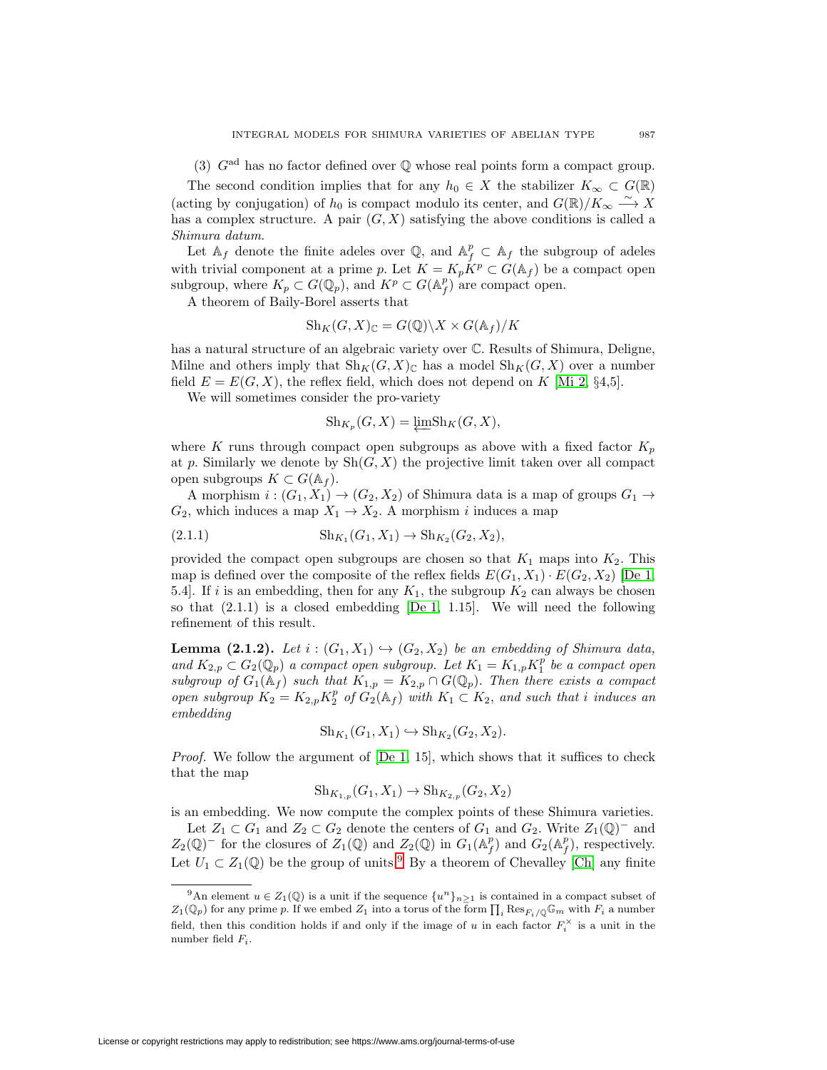(3) $G^{\mathrm{ad}}$ has no factor defined over $\mathbb{Q}$ whose real points form a compact group.

The second condition implies that for any $h_0 \in X$ the stabilizer $K_\infty \subset G(\mathbb{R})$ (acting by conjugation) of $h_0$ is compact modulo its center, and $G(\mathbb{R})/K_\infty \xrightarrow{\sim} X$ has a complex structure. A pair $(G, X)$ satisfying the above conditions is called a *Shimura datum*.

Let $\mathbb{A}_f$ denote the finite adeles over $\mathbb{Q}$, and $\mathbb{A}_f^p \subset \mathbb{A}_f$ the subgroup of adeles with trivial component at a prime $p$. Let $K = K_p K^p \subset G(\mathbb{A}_f)$ be a compact open subgroup, where $K_p \subset G(\mathbb{Q}_p)$, and $K^p \subset G(\mathbb{A}_f^p)$ are compact open.

A theorem of Baily-Borel asserts that

$$\mathrm{Sh}_K(G, X)_{\mathbb{C}} = G(\mathbb{Q})\backslash X \times G(\mathbb{A}_f)/K$$

has a natural structure of an algebraic variety over $\mathbb{C}$. Results of Shimura, Deligne, Milne and others imply that $\mathrm{Sh}_K(G, X)_{\mathbb{C}}$ has a model $\mathrm{Sh}_K(G, X)$ over a number field $E = E(G, X)$, the reflex field, which does not depend on $K$ [Mi 2, §4,5].

We will sometimes consider the pro-variety

$$\mathrm{Sh}_{K_p}(G, X) = \varprojlim \mathrm{Sh}_K(G, X),$$

where $K$ runs through compact open subgroups as above with a fixed factor $K_p$ at $p$. Similarly we denote by $\mathrm{Sh}(G, X)$ the projective limit taken over all compact open subgroups $K \subset G(\mathbb{A}_f)$.

A morphism $i : (G_1, X_1) \to (G_2, X_2)$ of Shimura data is a map of groups $G_1 \to G_2$, which induces a map $X_1 \to X_2$. A morphism $i$ induces a map

$$\mathrm{Sh}_{K_1}(G_1, X_1) \to \mathrm{Sh}_{K_2}(G_2, X_2), \tag{2.1.1}$$

provided the compact open subgroups are chosen so that $K_1$ maps into $K_2$. This map is defined over the composite of the reflex fields $E(G_1, X_1) \cdot E(G_2, X_2)$ [De 1, 5.4]. If $i$ is an embedding, then for any $K_1$, the subgroup $K_2$ can always be chosen so that (2.1.1) is a closed embedding [De 1, 1.15]. We will need the following refinement of this result.

**Lemma (2.1.2).** *Let $i : (G_1, X_1) \hookrightarrow (G_2, X_2)$ be an embedding of Shimura data, and $K_{2,p} \subset G_2(\mathbb{Q}_p)$ a compact open subgroup. Let $K_1 = K_{1,p}K_1^p$ be a compact open subgroup of $G_1(\mathbb{A}_f)$ such that $K_{1,p} = K_{2,p} \cap G(\mathbb{Q}_p)$. Then there exists a compact open subgroup $K_2 = K_{2,p}K_2^p$ of $G_2(\mathbb{A}_f)$ with $K_1 \subset K_2$, and such that $i$ induces an embedding*

$$\mathrm{Sh}_{K_1}(G_1, X_1) \hookrightarrow \mathrm{Sh}_{K_2}(G_2, X_2).$$

*Proof.* We follow the argument of [De 1, 15], which shows that it suffices to check that the map

$$\mathrm{Sh}_{K_{1,p}}(G_1, X_1) \to \mathrm{Sh}_{K_{2,p}}(G_2, X_2)$$

is an embedding. We now compute the complex points of these Shimura varieties.

Let $Z_1 \subset G_1$ and $Z_2 \subset G_2$ denote the centers of $G_1$ and $G_2$. Write $Z_1(\mathbb{Q})^-$ and $Z_2(\mathbb{Q})^-$ for the closures of $Z_1(\mathbb{Q})$ and $Z_2(\mathbb{Q})$ in $G_1(\mathbb{A}_f^p)$ and $G_2(\mathbb{A}_f^p)$, respectively. Let $U_1 \subset Z_1(\mathbb{Q})$ be the group of units.[9] By a theorem of Chevalley [Ch] any finite

[9] An element $u \in Z_1(\mathbb{Q})$ is a unit if the sequence $\{u^n\}_{n\geq 1}$ is contained in a compact subset of $Z_1(\mathbb{Q}_p)$ for any prime $p$. If we embed $Z_1$ into a torus of the form $\prod_i \mathrm{Res}_{F_i/\mathbb{Q}}\mathbb{G}_m$ with $F_i$ a number field, then this condition holds if and only if the image of $u$ in each factor $F_i^\times$ is a unit in the number field $F_i$.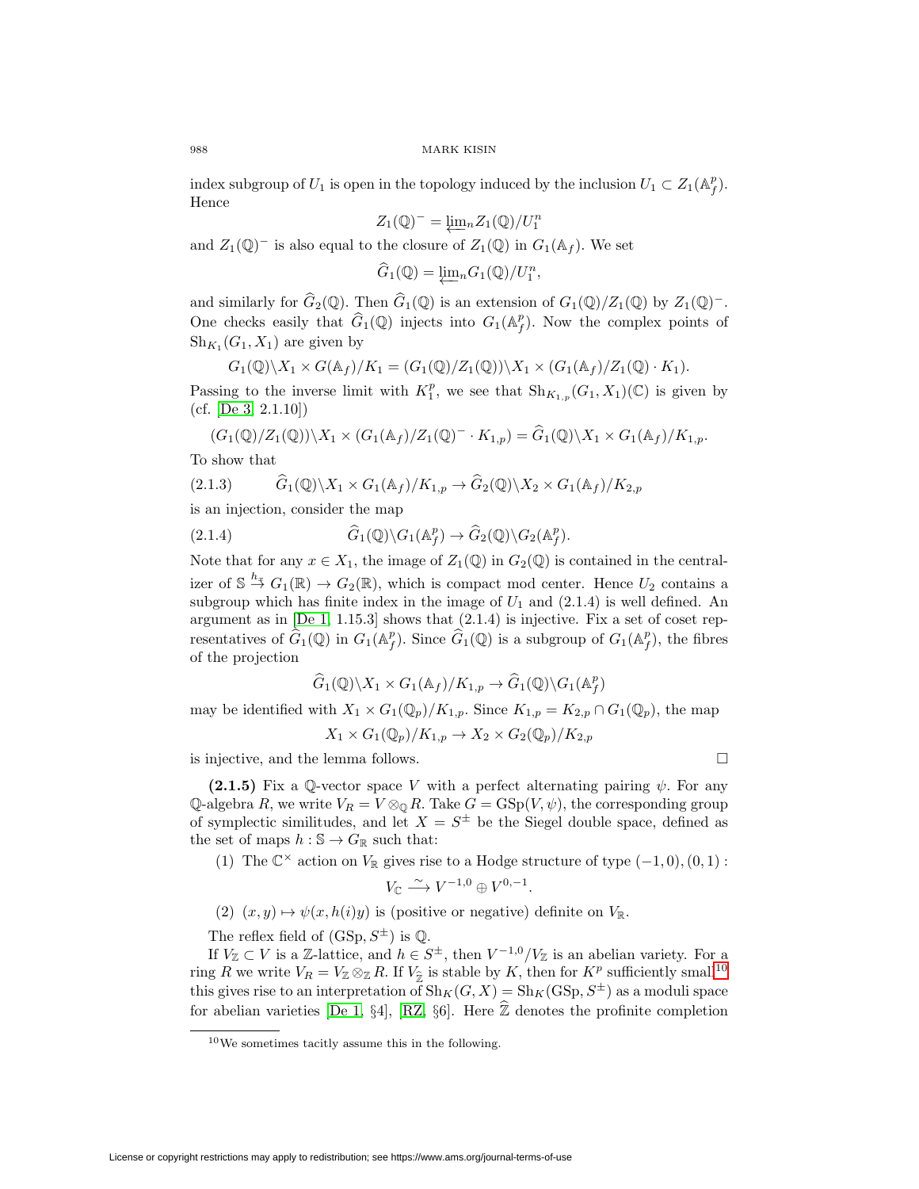index subgroup of $U_1$ is open in the topology induced by the inclusion $U_1 \subset Z_1(\mathbb{A}_f^p)$. Hence

$$Z_1(\mathbb{Q})^- = \varprojlim_n Z_1(\mathbb{Q})/U_1^n$$

and $Z_1(\mathbb{Q})^-$ is also equal to the closure of $Z_1(\mathbb{Q})$ in $G_1(\mathbb{A}_f)$. We set

$$\widehat{G}_1(\mathbb{Q}) = \varprojlim_n G_1(\mathbb{Q})/U_1^n,$$

and similarly for $\widehat{G}_2(\mathbb{Q})$. Then $\widehat{G}_1(\mathbb{Q})$ is an extension of $G_1(\mathbb{Q})/Z_1(\mathbb{Q})$ by $Z_1(\mathbb{Q})^-$. One checks easily that $\widehat{G}_1(\mathbb{Q})$ injects into $G_1(\mathbb{A}_f^p)$. Now the complex points of $\mathrm{Sh}_{K_1}(G_1, X_1)$ are given by

$$G_1(\mathbb{Q})\backslash X_1 \times G(\mathbb{A}_f)/K_1 = (G_1(\mathbb{Q})/Z_1(\mathbb{Q}))\backslash X_1 \times (G_1(\mathbb{A}_f)/Z_1(\mathbb{Q}) \cdot K_1).$$

Passing to the inverse limit with $K_1^p$, we see that $\mathrm{Sh}_{K_{1,p}}(G_1, X_1)(\mathbb{C})$ is given by (cf. [De 3, 2.1.10])

$$(G_1(\mathbb{Q})/Z_1(\mathbb{Q}))\backslash X_1 \times (G_1(\mathbb{A}_f)/Z_1(\mathbb{Q})^- \cdot K_{1,p}) = \widehat{G}_1(\mathbb{Q})\backslash X_1 \times G_1(\mathbb{A}_f)/K_{1,p}.$$

To show that

$$\widehat{G}_1(\mathbb{Q})\backslash X_1 \times G_1(\mathbb{A}_f)/K_{1,p} \to \widehat{G}_2(\mathbb{Q})\backslash X_2 \times G_1(\mathbb{A}_f)/K_{2,p} \tag{2.1.3}$$

is an injection, consider the map

$$\widehat{G}_1(\mathbb{Q})\backslash G_1(\mathbb{A}_f^p) \to \widehat{G}_2(\mathbb{Q})\backslash G_2(\mathbb{A}_f^p). \tag{2.1.4}$$

Note that for any $x \in X_1$, the image of $Z_1(\mathbb{Q})$ in $G_2(\mathbb{Q})$ is contained in the centralizer of $\mathbb{S} \xrightarrow{h_x} G_1(\mathbb{R}) \to G_2(\mathbb{R})$, which is compact mod center. Hence $U_2$ contains a subgroup which has finite index in the image of $U_1$ and (2.1.4) is well defined. An argument as in [De 1, 1.15.3] shows that (2.1.4) is injective. Fix a set of coset representatives of $\widehat{G}_1(\mathbb{Q})$ in $G_1(\mathbb{A}_f^p)$. Since $\widehat{G}_1(\mathbb{Q})$ is a subgroup of $G_1(\mathbb{A}_f^p)$, the fibres of the projection

$$\widehat{G}_1(\mathbb{Q})\backslash X_1 \times G_1(\mathbb{A}_f)/K_{1,p} \to \widehat{G}_1(\mathbb{Q})\backslash G_1(\mathbb{A}_f^p)$$

may be identified with $X_1 \times G_1(\mathbb{Q}_p)/K_{1,p}$. Since $K_{1,p} = K_{2,p} \cap G_1(\mathbb{Q}_p)$, the map

$$X_1 \times G_1(\mathbb{Q}_p)/K_{1,p} \to X_2 \times G_2(\mathbb{Q}_p)/K_{2,p}$$

is injective, and the lemma follows. □

**(2.1.5)** Fix a $\mathbb{Q}$-vector space $V$ with a perfect alternating pairing $\psi$. For any $\mathbb{Q}$-algebra $R$, we write $V_R = V \otimes_{\mathbb{Q}} R$. Take $G = \mathrm{GSp}(V, \psi)$, the corresponding group of symplectic similitudes, and let $X = S^{\pm}$ be the Siegel double space, defined as the set of maps $h : \mathbb{S} \to G_{\mathbb{R}}$ such that:

(1) The $\mathbb{C}^\times$ action on $V_{\mathbb{R}}$ gives rise to a Hodge structure of type $(-1, 0), (0, 1)$:

$$V_{\mathbb{C}} \xrightarrow{\sim} V^{-1,0} \oplus V^{0,-1}.$$

(2) $(x, y) \mapsto \psi(x, h(i)y)$ is (positive or negative) definite on $V_{\mathbb{R}}$.

The reflex field of $(\mathrm{GSp}, S^{\pm})$ is $\mathbb{Q}$.

If $V_{\mathbb{Z}} \subset V$ is a $\mathbb{Z}$-lattice, and $h \in S^{\pm}$, then $V^{-1,0}/V_{\mathbb{Z}}$ is an abelian variety. For a ring $R$ we write $V_R = V_{\mathbb{Z}} \otimes_{\mathbb{Z}} R$. If $V_{\widehat{\mathbb{Z}}}$ is stable by $K$, then for $K^p$ sufficiently small[10] this gives rise to an interpretation of $\mathrm{Sh}_K(G, X) = \mathrm{Sh}_K(\mathrm{GSp}, S^{\pm})$ as a moduli space for abelian varieties [De 1, §4], [RZ, §6]. Here $\widehat{\mathbb{Z}}$ denotes the profinite completion

[10] We sometimes tacitly assume this in the following.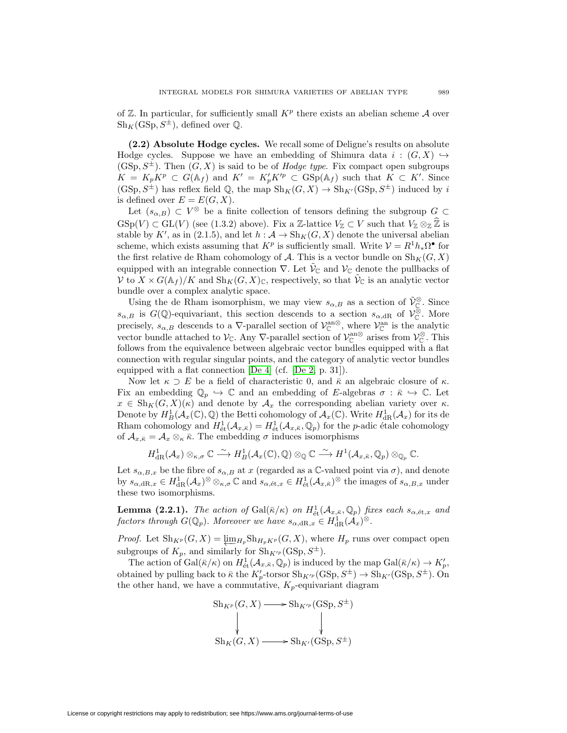of $\mathbb{Z}$. In particular, for sufficiently small $K^p$ there exists an abelian scheme $\mathcal{A}$ over $\mathrm{Sh}_K(\mathrm{GSp}, S^{\pm})$, defined over $\mathbb{Q}$.

**(2.2) Absolute Hodge cycles.** We recall some of Deligne's results on absolute Hodge cycles. Suppose we have an embedding of Shimura data $i : (G, X) \hookrightarrow (\mathrm{GSp}, S^{\pm})$. Then $(G, X)$ is said to be of *Hodge type*. Fix compact open subgroups $K = K_p K^p \subset G(\mathbb{A}_f)$ and $K' = K'_p K'^p \subset \mathrm{GSp}(\mathbb{A}_f)$ such that $K \subset K'$. Since $(\mathrm{GSp}, S^{\pm})$ has reflex field $\mathbb{Q}$, the map $\mathrm{Sh}_K(G, X) \to \mathrm{Sh}_{K'}(\mathrm{GSp}, S^{\pm})$ induced by $i$ is defined over $E = E(G, X)$.

Let $(s_{\alpha,B}) \subset V^{\otimes}$ be a finite collection of tensors defining the subgroup $G \subset \mathrm{GSp}(V) \subset \mathrm{GL}(V)$ (see (1.3.2) above). Fix a $\mathbb{Z}$-lattice $V_{\mathbb{Z}} \subset V$ such that $V_{\mathbb{Z}} \otimes_{\mathbb{Z}} \widehat{\mathbb{Z}}$ is stable by $K'$, as in (2.1.5), and let $h : \mathcal{A} \to \mathrm{Sh}_K(G, X)$ denote the universal abelian scheme, which exists assuming that $K^p$ is sufficiently small. Write $\mathcal{V} = R^1 h_* \Omega^\bullet$ for the first relative de Rham cohomology of $\mathcal{A}$. This is a vector bundle on $\mathrm{Sh}_K(G, X)$ equipped with an integrable connection $\nabla$. Let $\tilde{\mathcal{V}}_{\mathbb{C}}$ and $\mathcal{V}_{\mathbb{C}}$ denote the pullbacks of $\mathcal{V}$ to $X \times G(\mathbb{A}_f)/K$ and $\mathrm{Sh}_K(G, X)_{\mathbb{C}}$, respectively, so that $\tilde{\mathcal{V}}_{\mathbb{C}}$ is an analytic vector bundle over a complex analytic space.

Using the de Rham isomorphism, we may view $s_{\alpha,B}$ as a section of $\tilde{\mathcal{V}}_{\mathbb{C}}^{\otimes}$. Since $s_{\alpha,B}$ is $G(\mathbb{Q})$-equivariant, this section descends to a section $s_{\alpha,\mathrm{dR}}$ of $\mathcal{V}_{\mathbb{C}}^{\otimes}$. More precisely, $s_{\alpha,B}$ descends to a $\nabla$-parallel section of $\mathcal{V}_{\mathbb{C}}^{\mathrm{an}\otimes}$, where $\mathcal{V}_{\mathbb{C}}^{\mathrm{an}}$ is the analytic vector bundle attached to $\mathcal{V}_{\mathbb{C}}$. Any $\nabla$-parallel section of $\mathcal{V}_{\mathbb{C}}^{\mathrm{an}\otimes}$ arises from $\mathcal{V}_{\mathbb{C}}^{\otimes}$. This follows from the equivalence between algebraic vector bundles equipped with a flat connection with regular singular points, and the category of analytic vector bundles equipped with a flat connection [De 4] (cf. [De 2, p. 31]).

Now let $\kappa \supset E$ be a field of characteristic 0, and $\bar{\kappa}$ an algebraic closure of $\kappa$. Fix an embedding $\mathbb{Q}_p \hookrightarrow \mathbb{C}$ and an embedding of $E$-algebras $\sigma : \bar{\kappa} \hookrightarrow \mathbb{C}$. Let $x \in \mathrm{Sh}_K(G, X)(\kappa)$ and denote by $\mathcal{A}_x$ the corresponding abelian variety over $\kappa$. Denote by $H^1_B(\mathcal{A}_x(\mathbb{C}), \mathbb{Q})$ the Betti cohomology of $\mathcal{A}_x(\mathbb{C})$. Write $H^1_{\mathrm{dR}}(\mathcal{A}_x)$ for its de Rham cohomology and $H^1_{\text{ét}}(\mathcal{A}_{x,\bar{\kappa}}) = H^1_{\text{ét}}(\mathcal{A}_{x,\bar{\kappa}}, \mathbb{Q}_p)$ for the $p$-adic étale cohomology of $\mathcal{A}_{x,\bar{\kappa}} = \mathcal{A}_x \otimes_\kappa \bar{\kappa}$. The embedding $\sigma$ induces isomorphisms

$$H^1_{\mathrm{dR}}(\mathcal{A}_x) \otimes_{\kappa,\sigma} \mathbb{C} \xrightarrow{\sim} H^1_B(\mathcal{A}_x(\mathbb{C}), \mathbb{Q}) \otimes_{\mathbb{Q}} \mathbb{C} \xrightarrow{\sim} H^1(\mathcal{A}_{x,\bar{\kappa}}, \mathbb{Q}_p) \otimes_{\mathbb{Q}_p} \mathbb{C}.$$

Let $s_{\alpha,B,x}$ be the fibre of $s_{\alpha,B}$ at $x$ (regarded as a $\mathbb{C}$-valued point via $\sigma$), and denote by $s_{\alpha,\mathrm{dR},x} \in H^1_{\mathrm{dR}}(\mathcal{A}_x)^{\otimes} \otimes_{\kappa,\sigma} \mathbb{C}$ and $s_{\alpha,\text{ét},x} \in H^1_{\text{ét}}(\mathcal{A}_{x,\bar{\kappa}})^{\otimes}$ the images of $s_{\alpha,B,x}$ under these two isomorphisms.

**Lemma (2.2.1).** *The action of* $\mathrm{Gal}(\bar{\kappa}/\kappa)$ *on* $H^1_{\text{ét}}(\mathcal{A}_{x,\bar{\kappa}}, \mathbb{Q}_p)$ *fixes each* $s_{\alpha,\text{ét},x}$ *and factors through* $G(\mathbb{Q}_p)$. *Moreover we have* $s_{\alpha,\mathrm{dR},x} \in H^1_{\mathrm{dR}}(\mathcal{A}_x)^{\otimes}$.

*Proof.* Let $\mathrm{Sh}_{K^p}(G, X) = \varprojlim_{H_p} \mathrm{Sh}_{H_p K^p}(G, X)$, where $H_p$ runs over compact open subgroups of $K_p$, and similarly for $\mathrm{Sh}_{K'^p}(\mathrm{GSp}, S^{\pm})$.

The action of $\mathrm{Gal}(\bar{\kappa}/\kappa)$ on $H^1_{\text{ét}}(\mathcal{A}_{x,\bar{\kappa}}, \mathbb{Q}_p)$ is induced by the map $\mathrm{Gal}(\bar{\kappa}/\kappa) \to K'_p$, obtained by pulling back to $\bar{\kappa}$ the $K'_p$-torsor $\mathrm{Sh}_{K'^p}(\mathrm{GSp}, S^{\pm}) \to \mathrm{Sh}_{K'}(\mathrm{GSp}, S^{\pm})$. On the other hand, we have a commutative, $K_p$-equivariant diagram

$$\begin{array}{ccc} \mathrm{Sh}_{K^p}(G, X) & \longrightarrow & \mathrm{Sh}_{K'^p}(\mathrm{GSp}, S^{\pm}) \\ \downarrow & & \downarrow \\ \mathrm{Sh}_K(G, X) & \longrightarrow & \mathrm{Sh}_{K'}(\mathrm{GSp}, S^{\pm}) \end{array}$$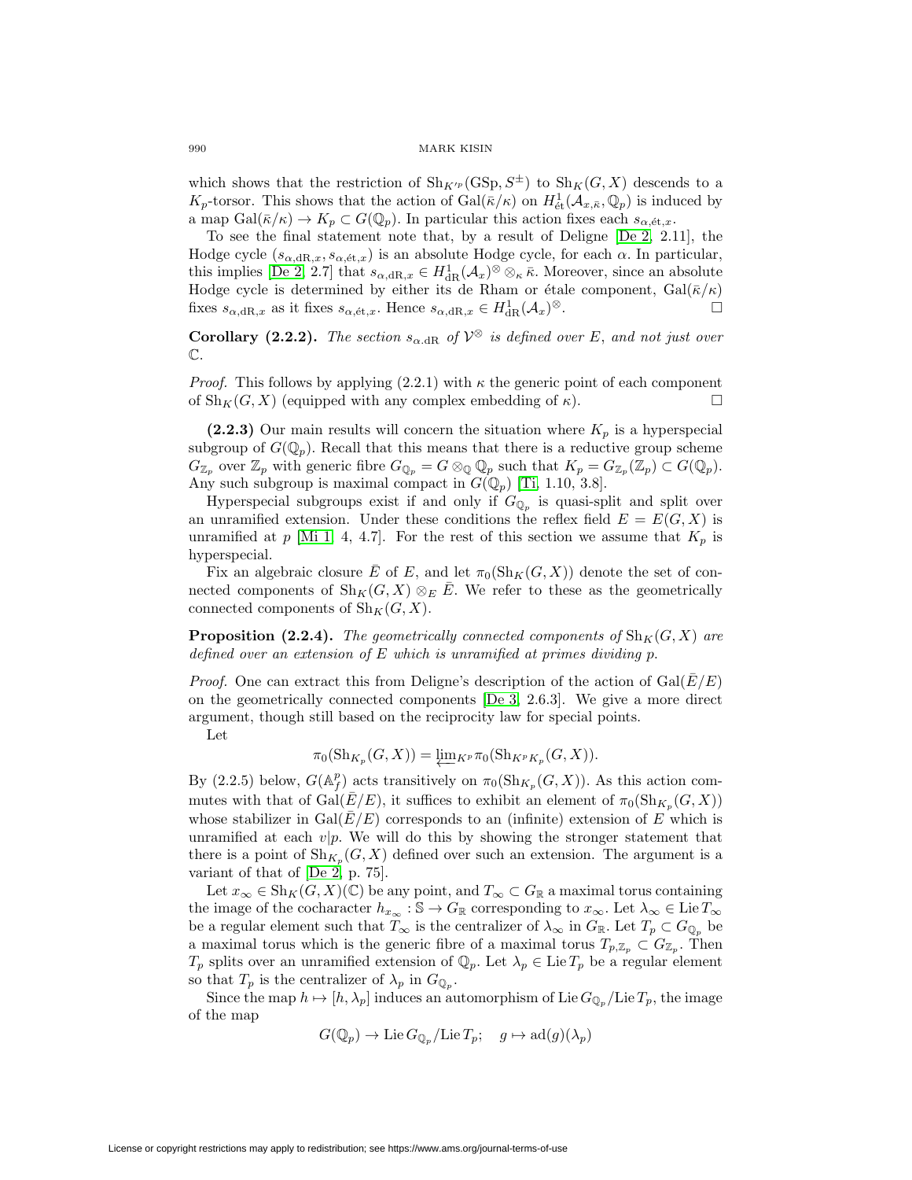which shows that the restriction of $\mathrm{Sh}_{K'^p}(\mathrm{GSp}, S^{\pm})$ to $\mathrm{Sh}_K(G,X)$ descends to a $K_p$-torsor. This shows that the action of $\mathrm{Gal}(\bar{\kappa}/\kappa)$ on $H^1_{\text{ét}}(\mathcal{A}_{x,\bar{\kappa}}, \mathbb{Q}_p)$ is induced by a map $\mathrm{Gal}(\bar{\kappa}/\kappa) \to K_p \subset G(\mathbb{Q}_p)$. In particular this action fixes each $s_{\alpha,\text{ét},x}$.

To see the final statement note that, by a result of Deligne [De 2, 2.11], the Hodge cycle $(s_{\alpha,\mathrm{dR},x}, s_{\alpha,\text{ét},x})$ is an absolute Hodge cycle, for each $\alpha$. In particular, this implies [De 2, 2.7] that $s_{\alpha,\mathrm{dR},x} \in H^1_{\mathrm{dR}}(\mathcal{A}_x)^{\otimes} \otimes_\kappa \bar{\kappa}$. Moreover, since an absolute Hodge cycle is determined by either its de Rham or étale component, $\mathrm{Gal}(\bar{\kappa}/\kappa)$ fixes $s_{\alpha,\mathrm{dR},x}$ as it fixes $s_{\alpha,\text{ét},x}$. Hence $s_{\alpha,\mathrm{dR},x} \in H^1_{\mathrm{dR}}(\mathcal{A}_x)^{\otimes}$. □

**Corollary (2.2.2).** *The section $s_{\alpha,\mathrm{dR}}$ of $\mathcal{V}^{\otimes}$ is defined over $E$, and not just over $\mathbb{C}$.*

*Proof.* This follows by applying (2.2.1) with $\kappa$ the generic point of each component of $\mathrm{Sh}_K(G,X)$ (equipped with any complex embedding of $\kappa$). □

**(2.2.3)** Our main results will concern the situation where $K_p$ is a hyperspecial subgroup of $G(\mathbb{Q}_p)$. Recall that this means that there is a reductive group scheme $G_{\mathbb{Z}_p}$ over $\mathbb{Z}_p$ with generic fibre $G_{\mathbb{Q}_p} = G \otimes_{\mathbb{Q}} \mathbb{Q}_p$ such that $K_p = G_{\mathbb{Z}_p}(\mathbb{Z}_p) \subset G(\mathbb{Q}_p)$. Any such subgroup is maximal compact in $G(\mathbb{Q}_p)$ [Ti, 1.10, 3.8].

Hyperspecial subgroups exist if and only if $G_{\mathbb{Q}_p}$ is quasi-split and split over an unramified extension. Under these conditions the reflex field $E = E(G,X)$ is unramified at $p$ [Mi 1, 4, 4.7]. For the rest of this section we assume that $K_p$ is hyperspecial.

Fix an algebraic closure $\bar{E}$ of $E$, and let $\pi_0(\mathrm{Sh}_K(G,X))$ denote the set of connected components of $\mathrm{Sh}_K(G,X) \otimes_E \bar{E}$. We refer to these as the geometrically connected components of $\mathrm{Sh}_K(G,X)$.

**Proposition (2.2.4).** *The geometrically connected components of $\mathrm{Sh}_K(G,X)$ are defined over an extension of $E$ which is unramified at primes dividing $p$.*

*Proof.* One can extract this from Deligne's description of the action of $\mathrm{Gal}(\bar{E}/E)$ on the geometrically connected components [De 3, 2.6.3]. We give a more direct argument, though still based on the reciprocity law for special points.

Let

$$\pi_0(\mathrm{Sh}_{K_p}(G,X)) = \varprojlim_{K^p} \pi_0(\mathrm{Sh}_{K^pK_p}(G,X)).$$

By (2.2.5) below, $G(\mathbb{A}_f^p)$ acts transitively on $\pi_0(\mathrm{Sh}_{K_p}(G,X))$. As this action commutes with that of $\mathrm{Gal}(\bar{E}/E)$, it suffices to exhibit an element of $\pi_0(\mathrm{Sh}_{K_p}(G,X))$ whose stabilizer in $\mathrm{Gal}(\bar{E}/E)$ corresponds to an (infinite) extension of $E$ which is unramified at each $v|p$. We will do this by showing the stronger statement that there is a point of $\mathrm{Sh}_{K_p}(G,X)$ defined over such an extension. The argument is a variant of that of [De 2, p. 75].

Let $x_\infty \in \mathrm{Sh}_K(G,X)(\mathbb{C})$ be any point, and $T_\infty \subset G_{\mathbb{R}}$ a maximal torus containing the image of the cocharacter $h_{x_\infty} : \mathbb{S} \to G_{\mathbb{R}}$ corresponding to $x_\infty$. Let $\lambda_\infty \in \mathrm{Lie}\, T_\infty$ be a regular element such that $T_\infty$ is the centralizer of $\lambda_\infty$ in $G_{\mathbb{R}}$. Let $T_p \subset G_{\mathbb{Q}_p}$ be a maximal torus which is the generic fibre of a maximal torus $T_{p,\mathbb{Z}_p} \subset G_{\mathbb{Z}_p}$. Then $T_p$ splits over an unramified extension of $\mathbb{Q}_p$. Let $\lambda_p \in \mathrm{Lie}\, T_p$ be a regular element so that $T_p$ is the centralizer of $\lambda_p$ in $G_{\mathbb{Q}_p}$.

Since the map $h \mapsto [h, \lambda_p]$ induces an automorphism of $\mathrm{Lie}\, G_{\mathbb{Q}_p}/\mathrm{Lie}\, T_p$, the image of the map

$$G(\mathbb{Q}_p) \to \mathrm{Lie}\, G_{\mathbb{Q}_p}/\mathrm{Lie}\, T_p; \quad g \mapsto \mathrm{ad}(g)(\lambda_p)$$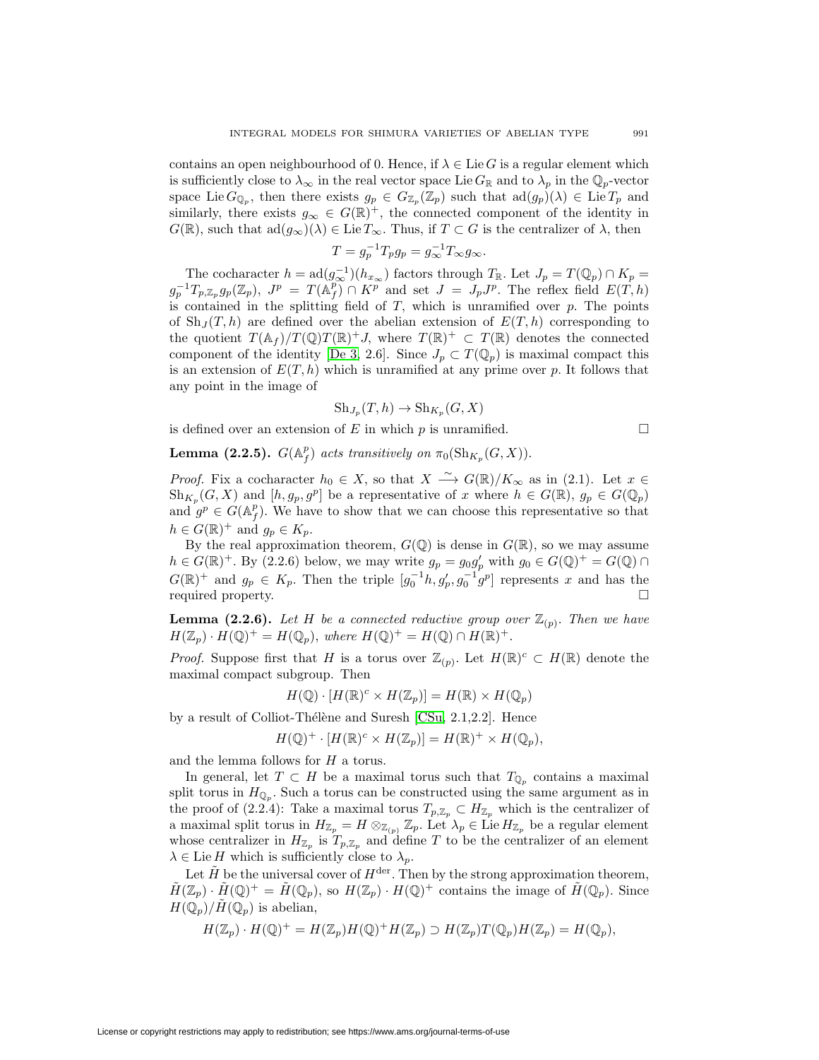contains an open neighbourhood of 0. Hence, if $\lambda \in \operatorname{Lie} G$ is a regular element which is sufficiently close to $\lambda_\infty$ in the real vector space $\operatorname{Lie} G_{\mathbb{R}}$ and to $\lambda_p$ in the $\mathbb{Q}_p$-vector space $\operatorname{Lie} G_{\mathbb{Q}_p}$, then there exists $g_p \in G_{\mathbb{Z}_p}(\mathbb{Z}_p)$ such that $\operatorname{ad}(g_p)(\lambda) \in \operatorname{Lie} T_p$ and similarly, there exists $g_\infty \in G(\mathbb{R})^+$, the connected component of the identity in $G(\mathbb{R})$, such that $\operatorname{ad}(g_\infty)(\lambda) \in \operatorname{Lie} T_\infty$. Thus, if $T \subset G$ is the centralizer of $\lambda$, then

$$T = g_p^{-1} T_p g_p = g_\infty^{-1} T_\infty g_\infty.$$

The cocharacter $h = \operatorname{ad}(g_\infty^{-1})(h_{x_\infty})$ factors through $T_{\mathbb{R}}$. Let $J_p = T(\mathbb{Q}_p) \cap K_p = g_p^{-1} T_{p,\mathbb{Z}_p} g_p(\mathbb{Z}_p)$, $J^p = T(\mathbb{A}_f^p) \cap K^p$ and set $J = J_p J^p$. The reflex field $E(T,h)$ is contained in the splitting field of $T$, which is unramified over $p$. The points of $\mathrm{Sh}_J(T,h)$ are defined over the abelian extension of $E(T,h)$ corresponding to the quotient $T(\mathbb{A}_f)/T(\mathbb{Q})T(\mathbb{R})^+ J$, where $T(\mathbb{R})^+ \subset T(\mathbb{R})$ denotes the connected component of the identity [De 3, 2.6]. Since $J_p \subset T(\mathbb{Q}_p)$ is maximal compact this is an extension of $E(T,h)$ which is unramified at any prime over $p$. It follows that any point in the image of

$$\mathrm{Sh}_{J_p}(T,h) \to \mathrm{Sh}_{K_p}(G,X)$$

is defined over an extension of $E$ in which $p$ is unramified. $\square$

**Lemma (2.2.5).** *$G(\mathbb{A}_f^p)$ acts transitively on $\pi_0(\mathrm{Sh}_{K_p}(G,X))$.*

*Proof.* Fix a cocharacter $h_0 \in X$, so that $X \xrightarrow{\sim} G(\mathbb{R})/K_\infty$ as in (2.1). Let $x \in \mathrm{Sh}_{K_p}(G,X)$ and $[h, g_p, g^p]$ be a representative of $x$ where $h \in G(\mathbb{R})$, $g_p \in G(\mathbb{Q}_p)$ and $g^p \in G(\mathbb{A}_f^p)$. We have to show that we can choose this representative so that $h \in G(\mathbb{R})^+$ and $g_p \in K_p$.

By the real approximation theorem, $G(\mathbb{Q})$ is dense in $G(\mathbb{R})$, so we may assume $h \in G(\mathbb{R})^+$. By (2.2.6) below, we may write $g_p = g_0 g_p'$ with $g_0 \in G(\mathbb{Q})^+ = G(\mathbb{Q}) \cap G(\mathbb{R})^+$ and $g_p \in K_p$. Then the triple $[g_0^{-1}h, g_p', g_0^{-1}g^p]$ represents $x$ and has the required property. $\square$

**Lemma (2.2.6).** *Let $H$ be a connected reductive group over $\mathbb{Z}_{(p)}$. Then we have $H(\mathbb{Z}_p) \cdot H(\mathbb{Q})^+ = H(\mathbb{Q}_p)$, where $H(\mathbb{Q})^+ = H(\mathbb{Q}) \cap H(\mathbb{R})^+$.*

*Proof.* Suppose first that $H$ is a torus over $\mathbb{Z}_{(p)}$. Let $H(\mathbb{R})^c \subset H(\mathbb{R})$ denote the maximal compact subgroup. Then

$$H(\mathbb{Q}) \cdot [H(\mathbb{R})^c \times H(\mathbb{Z}_p)] = H(\mathbb{R}) \times H(\mathbb{Q}_p)$$

by a result of Colliot-Thélène and Suresh [CSu, 2.1,2.2]. Hence

$$H(\mathbb{Q})^+ \cdot [H(\mathbb{R})^c \times H(\mathbb{Z}_p)] = H(\mathbb{R})^+ \times H(\mathbb{Q}_p),$$

and the lemma follows for $H$ a torus.

In general, let $T \subset H$ be a maximal torus such that $T_{\mathbb{Q}_p}$ contains a maximal split torus in $H_{\mathbb{Q}_p}$. Such a torus can be constructed using the same argument as in the proof of (2.2.4): Take a maximal torus $T_{p,\mathbb{Z}_p} \subset H_{\mathbb{Z}_p}$ which is the centralizer of a maximal split torus in $H_{\mathbb{Z}_p} = H \otimes_{\mathbb{Z}_{(p)}} \mathbb{Z}_p$. Let $\lambda_p \in \operatorname{Lie} H_{\mathbb{Z}_p}$ be a regular element whose centralizer in $H_{\mathbb{Z}_p}$ is $T_{p,\mathbb{Z}_p}$ and define $T$ to be the centralizer of an element $\lambda \in \operatorname{Lie} H$ which is sufficiently close to $\lambda_p$.

Let $\tilde{H}$ be the universal cover of $H^{\mathrm{der}}$. Then by the strong approximation theorem, $\tilde{H}(\mathbb{Z}_p) \cdot \tilde{H}(\mathbb{Q})^+ = \tilde{H}(\mathbb{Q}_p)$, so $H(\mathbb{Z}_p) \cdot H(\mathbb{Q})^+$ contains the image of $\tilde{H}(\mathbb{Q}_p)$. Since $H(\mathbb{Q}_p)/\tilde{H}(\mathbb{Q}_p)$ is abelian,

$$H(\mathbb{Z}_p) \cdot H(\mathbb{Q})^+ = H(\mathbb{Z}_p) H(\mathbb{Q})^+ H(\mathbb{Z}_p) \supset H(\mathbb{Z}_p) T(\mathbb{Q}_p) H(\mathbb{Z}_p) = H(\mathbb{Q}_p),$$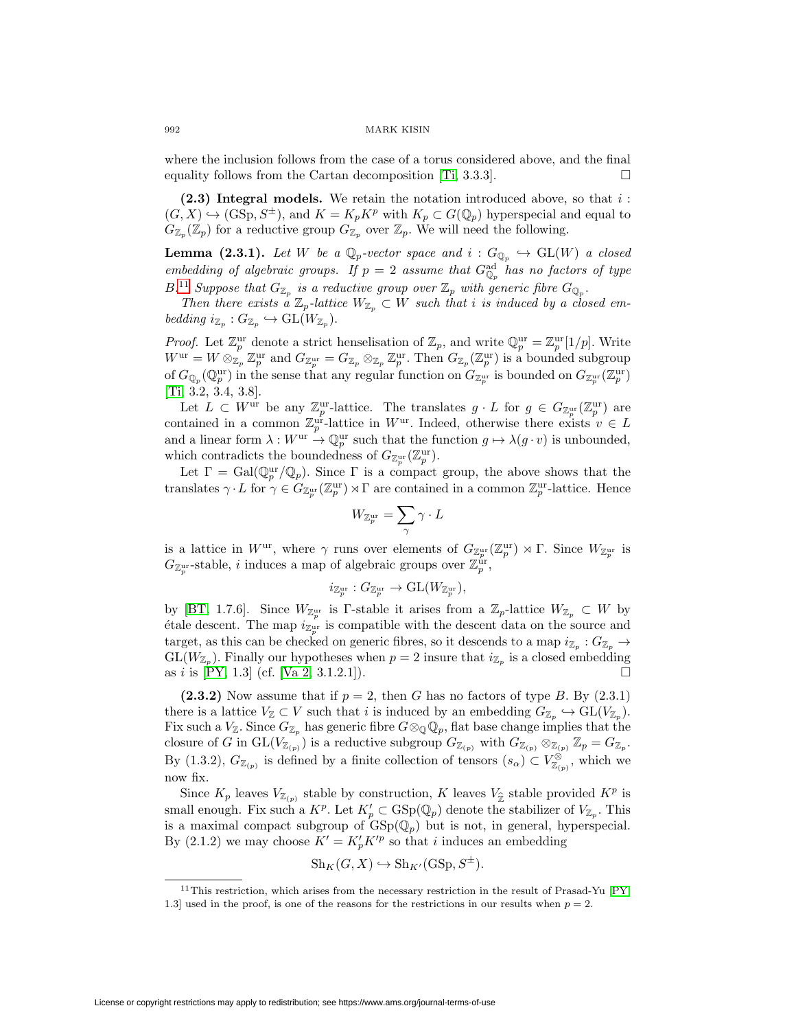where the inclusion follows from the case of a torus considered above, and the final equality follows from the Cartan decomposition [Ti, 3.3.3]. ◻

**(2.3) Integral models.** We retain the notation introduced above, so that $i : (G,X) \hookrightarrow (\mathrm{GSp}, S^{\pm})$, and $K = K_pK^p$ with $K_p \subset G(\mathbb{Q}_p)$ hyperspecial and equal to $G_{\mathbb{Z}_p}(\mathbb{Z}_p)$ for a reductive group $G_{\mathbb{Z}_p}$ over $\mathbb{Z}_p$. We will need the following.

**Lemma (2.3.1).** *Let $W$ be a $\mathbb{Q}_p$-vector space and $i : G_{\mathbb{Q}_p} \hookrightarrow \mathrm{GL}(W)$ a closed embedding of algebraic groups. If $p = 2$ assume that $G^{\mathrm{ad}}_{\mathbb{Q}_p}$ has no factors of type $B$.*[11] *Suppose that $G_{\mathbb{Z}_p}$ is a reductive group over $\mathbb{Z}_p$ with generic fibre $G_{\mathbb{Q}_p}$.*

*Then there exists a $\mathbb{Z}_p$-lattice $W_{\mathbb{Z}_p} \subset W$ such that $i$ is induced by a closed embedding $i_{\mathbb{Z}_p} : G_{\mathbb{Z}_p} \hookrightarrow \mathrm{GL}(W_{\mathbb{Z}_p})$.*

*Proof.* Let $\mathbb{Z}_p^{\mathrm{ur}}$ denote a strict henselisation of $\mathbb{Z}_p$, and write $\mathbb{Q}_p^{\mathrm{ur}} = \mathbb{Z}_p^{\mathrm{ur}}[1/p]$. Write $W^{\mathrm{ur}} = W \otimes_{\mathbb{Z}_p} \mathbb{Z}_p^{\mathrm{ur}}$ and $G_{\mathbb{Z}_p^{\mathrm{ur}}} = G_{\mathbb{Z}_p} \otimes_{\mathbb{Z}_p} \mathbb{Z}_p^{\mathrm{ur}}$. Then $G_{\mathbb{Z}_p}(\mathbb{Z}_p^{\mathrm{ur}})$ is a bounded subgroup of $G_{\mathbb{Q}_p}(\mathbb{Q}_p^{\mathrm{ur}})$ in the sense that any regular function on $G_{\mathbb{Z}_p^{\mathrm{ur}}}$ is bounded on $G_{\mathbb{Z}_p^{\mathrm{ur}}}(\mathbb{Z}_p^{\mathrm{ur}})$ [Ti, 3.2, 3.4, 3.8].

Let $L \subset W^{\mathrm{ur}}$ be any $\mathbb{Z}_p^{\mathrm{ur}}$-lattice. The translates $g \cdot L$ for $g \in G_{\mathbb{Z}_p^{\mathrm{ur}}}(\mathbb{Z}_p^{\mathrm{ur}})$ are contained in a common $\mathbb{Z}_p^{\mathrm{ur}}$-lattice in $W^{\mathrm{ur}}$. Indeed, otherwise there exists $v \in L$ and a linear form $\lambda : W^{\mathrm{ur}} \to \mathbb{Q}_p^{\mathrm{ur}}$ such that the function $g \mapsto \lambda(g \cdot v)$ is unbounded, which contradicts the boundedness of $G_{\mathbb{Z}_p^{\mathrm{ur}}}(\mathbb{Z}_p^{\mathrm{ur}})$.

Let $\Gamma = \mathrm{Gal}(\mathbb{Q}_p^{\mathrm{ur}}/\mathbb{Q}_p)$. Since $\Gamma$ is a compact group, the above shows that the translates $\gamma \cdot L$ for $\gamma \in G_{\mathbb{Z}_p^{\mathrm{ur}}}(\mathbb{Z}_p^{\mathrm{ur}}) \rtimes \Gamma$ are contained in a common $\mathbb{Z}_p^{\mathrm{ur}}$-lattice. Hence

$$W_{\mathbb{Z}_p^{\mathrm{ur}}} = \sum_{\gamma} \gamma \cdot L$$

is a lattice in $W^{\mathrm{ur}}$, where $\gamma$ runs over elements of $G_{\mathbb{Z}_p^{\mathrm{ur}}}(\mathbb{Z}_p^{\mathrm{ur}}) \rtimes \Gamma$. Since $W_{\mathbb{Z}_p^{\mathrm{ur}}}$ is $G_{\mathbb{Z}_p^{\mathrm{ur}}}$-stable, $i$ induces a map of algebraic groups over $\mathbb{Z}_p^{\mathrm{ur}}$,

$$i_{\mathbb{Z}_p^{\mathrm{ur}}} : G_{\mathbb{Z}_p^{\mathrm{ur}}} \to \mathrm{GL}(W_{\mathbb{Z}_p^{\mathrm{ur}}}),$$

by [BT, 1.7.6]. Since $W_{\mathbb{Z}_p^{\mathrm{ur}}}$ is $\Gamma$-stable it arises from a $\mathbb{Z}_p$-lattice $W_{\mathbb{Z}_p} \subset W$ by étale descent. The map $i_{\mathbb{Z}_p^{\mathrm{ur}}}$ is compatible with the descent data on the source and target, as this can be checked on generic fibres, so it descends to a map $i_{\mathbb{Z}_p} : G_{\mathbb{Z}_p} \to \mathrm{GL}(W_{\mathbb{Z}_p})$. Finally our hypotheses when $p = 2$ insure that $i_{\mathbb{Z}_p}$ is a closed embedding as $i$ is [PY, 1.3] (cf. [Va 2, 3.1.2.1]). ◻

**(2.3.2)** Now assume that if $p = 2$, then $G$ has no factors of type $B$. By (2.3.1) there is a lattice $V_{\mathbb{Z}} \subset V$ such that $i$ is induced by an embedding $G_{\mathbb{Z}_p} \hookrightarrow \mathrm{GL}(V_{\mathbb{Z}_p})$. Fix such a $V_{\mathbb{Z}}$. Since $G_{\mathbb{Z}_p}$ has generic fibre $G \otimes_{\mathbb{Q}} \mathbb{Q}_p$, flat base change implies that the closure of $G$ in $\mathrm{GL}(V_{\mathbb{Z}_{(p)}})$ is a reductive subgroup $G_{\mathbb{Z}_{(p)}}$ with $G_{\mathbb{Z}_{(p)}} \otimes_{\mathbb{Z}_{(p)}} \mathbb{Z}_p = G_{\mathbb{Z}_p}$. By (1.3.2), $G_{\mathbb{Z}_{(p)}}$ is defined by a finite collection of tensors $(s_\alpha) \subset V_{\mathbb{Z}_{(p)}}^{\otimes}$, which we now fix.

Since $K_p$ leaves $V_{\mathbb{Z}_{(p)}}$ stable by construction, $K$ leaves $V_{\hat{\mathbb{Z}}}$ stable provided $K^p$ is small enough. Fix such a $K^p$. Let $K'_p \subset \mathrm{GSp}(\mathbb{Q}_p)$ denote the stabilizer of $V_{\mathbb{Z}_p}$. This is a maximal compact subgroup of $\mathrm{GSp}(\mathbb{Q}_p)$ but is not, in general, hyperspecial. By (2.1.2) we may choose $K' = K'_pK'^p$ so that $i$ induces an embedding

$$\mathrm{Sh}_K(G,X) \hookrightarrow \mathrm{Sh}_{K'}(\mathrm{GSp}, S^{\pm}).$$

[11] This restriction, which arises from the necessary restriction in the result of Prasad-Yu [PY, 1.3] used in the proof, is one of the reasons for the restrictions in our results when $p = 2$.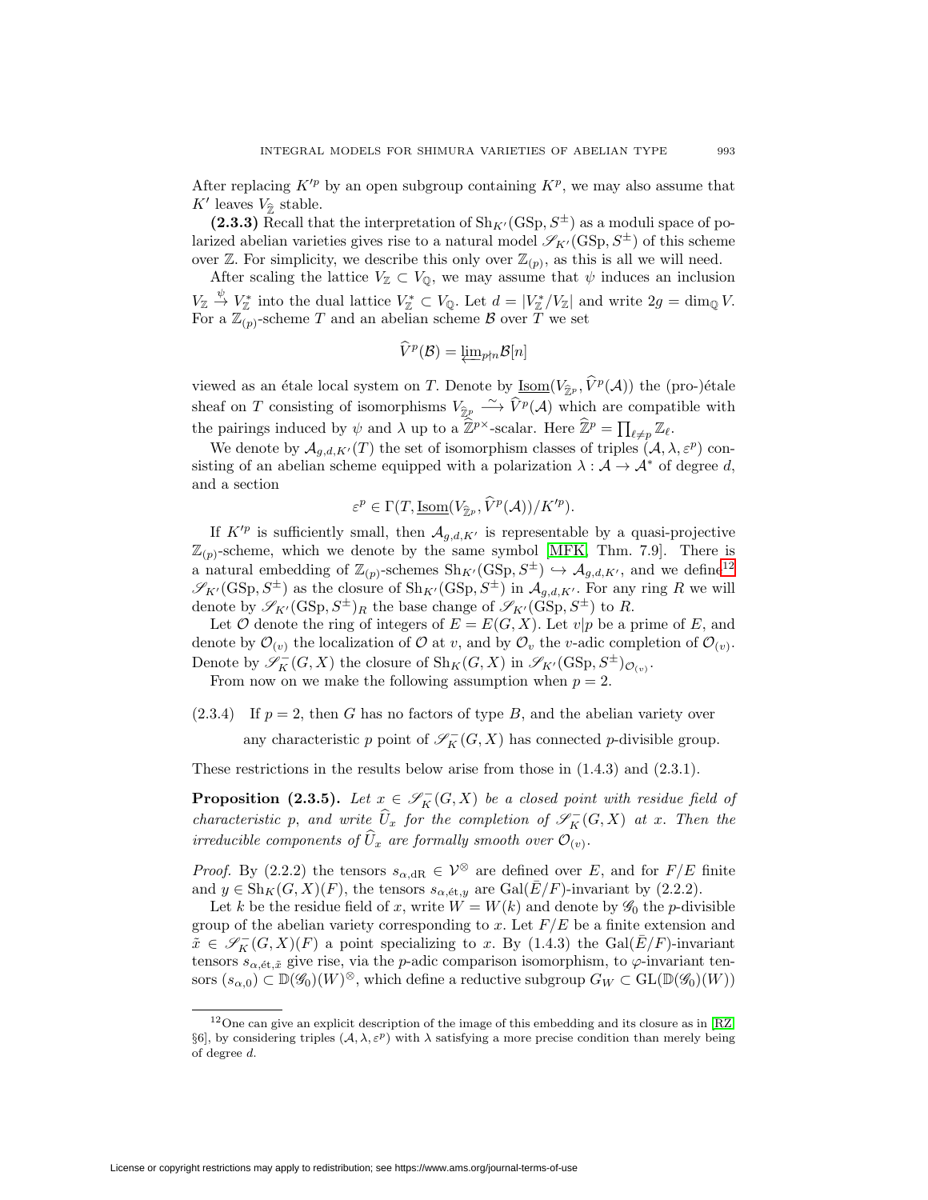After replacing $K'^p$ by an open subgroup containing $K^p$, we may also assume that $K'$ leaves $V_{\widehat{\mathbb{Z}}}$ stable.

**(2.3.3)** Recall that the interpretation of $\mathrm{Sh}_{K'}(\mathrm{GSp}, S^{\pm})$ as a moduli space of polarized abelian varieties gives rise to a natural model $\mathscr{S}_{K'}(\mathrm{GSp}, S^{\pm})$ of this scheme over $\mathbb{Z}$. For simplicity, we describe this only over $\mathbb{Z}_{(p)}$, as this is all we will need.

After scaling the lattice $V_{\mathbb{Z}} \subset V_{\mathbb{Q}}$, we may assume that $\psi$ induces an inclusion $V_{\mathbb{Z}} \overset{\psi}{\to} V_{\mathbb{Z}}^*$ into the dual lattice $V_{\mathbb{Z}}^* \subset V_{\mathbb{Q}}$. Let $d = |V_{\mathbb{Z}}^*/V_{\mathbb{Z}}|$ and write $2g = \dim_{\mathbb{Q}} V$. For a $\mathbb{Z}_{(p)}$-scheme $T$ and an abelian scheme $\mathcal{B}$ over $T$ we set

$$\widehat{V}^p(\mathcal{B}) = \varprojlim_{p\nmid n} \mathcal{B}[n]$$

viewed as an étale local system on $T$. Denote by $\underline{\mathrm{Isom}}(V_{\widehat{\mathbb{Z}}^p}, \widehat{V}^p(\mathcal{A}))$ the (pro-)étale sheaf on $T$ consisting of isomorphisms $V_{\widehat{\mathbb{Z}}^p} \xrightarrow{\sim} \widehat{V}^p(\mathcal{A})$ which are compatible with the pairings induced by $\psi$ and $\lambda$ up to a $\widehat{\mathbb{Z}}^{p\times}$-scalar. Here $\widehat{\mathbb{Z}}^p = \prod_{\ell \neq p} \mathbb{Z}_\ell$.

We denote by $\mathcal{A}_{g,d,K'}(T)$ the set of isomorphism classes of triples $(\mathcal{A}, \lambda, \varepsilon^p)$ consisting of an abelian scheme equipped with a polarization $\lambda : \mathcal{A} \to \mathcal{A}^*$ of degree $d$, and a section

$$\varepsilon^p \in \Gamma(T, \underline{\mathrm{Isom}}(V_{\widehat{\mathbb{Z}}^p}, \widehat{V}^p(\mathcal{A}))/K'^p).$$

If $K'^p$ is sufficiently small, then $\mathcal{A}_{g,d,K'}$ is representable by a quasi-projective $\mathbb{Z}_{(p)}$-scheme, which we denote by the same symbol [MFK, Thm. 7.9]. There is a natural embedding of $\mathbb{Z}_{(p)}$-schemes $\mathrm{Sh}_{K'}(\mathrm{GSp}, S^{\pm}) \hookrightarrow \mathcal{A}_{g,d,K'}$, and we define[12] $\mathscr{S}_{K'}(\mathrm{GSp}, S^{\pm})$ as the closure of $\mathrm{Sh}_{K'}(\mathrm{GSp}, S^{\pm})$ in $\mathcal{A}_{g,d,K'}$. For any ring $R$ we will denote by $\mathscr{S}_{K'}(\mathrm{GSp}, S^{\pm})_R$ the base change of $\mathscr{S}_{K'}(\mathrm{GSp}, S^{\pm})$ to $R$.

Let $\mathcal{O}$ denote the ring of integers of $E = E(G, X)$. Let $v|p$ be a prime of $E$, and denote by $\mathcal{O}_{(v)}$ the localization of $\mathcal{O}$ at $v$, and by $\mathcal{O}_v$ the $v$-adic completion of $\mathcal{O}_{(v)}$. Denote by $\mathscr{S}_K^-(G, X)$ the closure of $\mathrm{Sh}_K(G, X)$ in $\mathscr{S}_{K'}(\mathrm{GSp}, S^{\pm})_{\mathcal{O}_{(v)}}$.

From now on we make the following assumption when $p = 2$.

(2.3.4) If $p = 2$, then $G$ has no factors of type $B$, and the abelian variety over any characteristic $p$ point of $\mathscr{S}_K^-(G, X)$ has connected $p$-divisible group.

These restrictions in the results below arise from those in (1.4.3) and (2.3.1).

**Proposition (2.3.5).** *Let $x \in \mathscr{S}_K^-(G, X)$ be a closed point with residue field of characteristic $p$, and write $\widehat{U}_x$ for the completion of $\mathscr{S}_K^-(G, X)$ at $x$. Then the irreducible components of $\widehat{U}_x$ are formally smooth over $\mathcal{O}_{(v)}$.*

*Proof.* By (2.2.2) the tensors $s_{\alpha,\mathrm{dR}} \in \mathcal{V}^{\otimes}$ are defined over $E$, and for $F/E$ finite and $y \in \mathrm{Sh}_K(G, X)(F)$, the tensors $s_{\alpha,\text{ét},y}$ are $\mathrm{Gal}(\bar{E}/F)$-invariant by (2.2.2).

Let $k$ be the residue field of $x$, write $W = W(k)$ and denote by $\mathscr{G}_0$ the $p$-divisible group of the abelian variety corresponding to $x$. Let $F/E$ be a finite extension and $\tilde{x} \in \mathscr{S}_K^-(G, X)(F)$ a point specializing to $x$. By (1.4.3) the $\mathrm{Gal}(\bar{E}/F)$-invariant tensors $s_{\alpha,\text{ét},\tilde{x}}$ give rise, via the $p$-adic comparison isomorphism, to $\varphi$-invariant tensors $(s_{\alpha,0}) \subset \mathbb{D}(\mathscr{G}_0)(W)^{\otimes}$, which define a reductive subgroup $G_W \subset \mathrm{GL}(\mathbb{D}(\mathscr{G}_0)(W))$

[12] One can give an explicit description of the image of this embedding and its closure as in [RZ, §6], by considering triples $(\mathcal{A}, \lambda, \varepsilon^p)$ with $\lambda$ satisfying a more precise condition than merely being of degree $d$.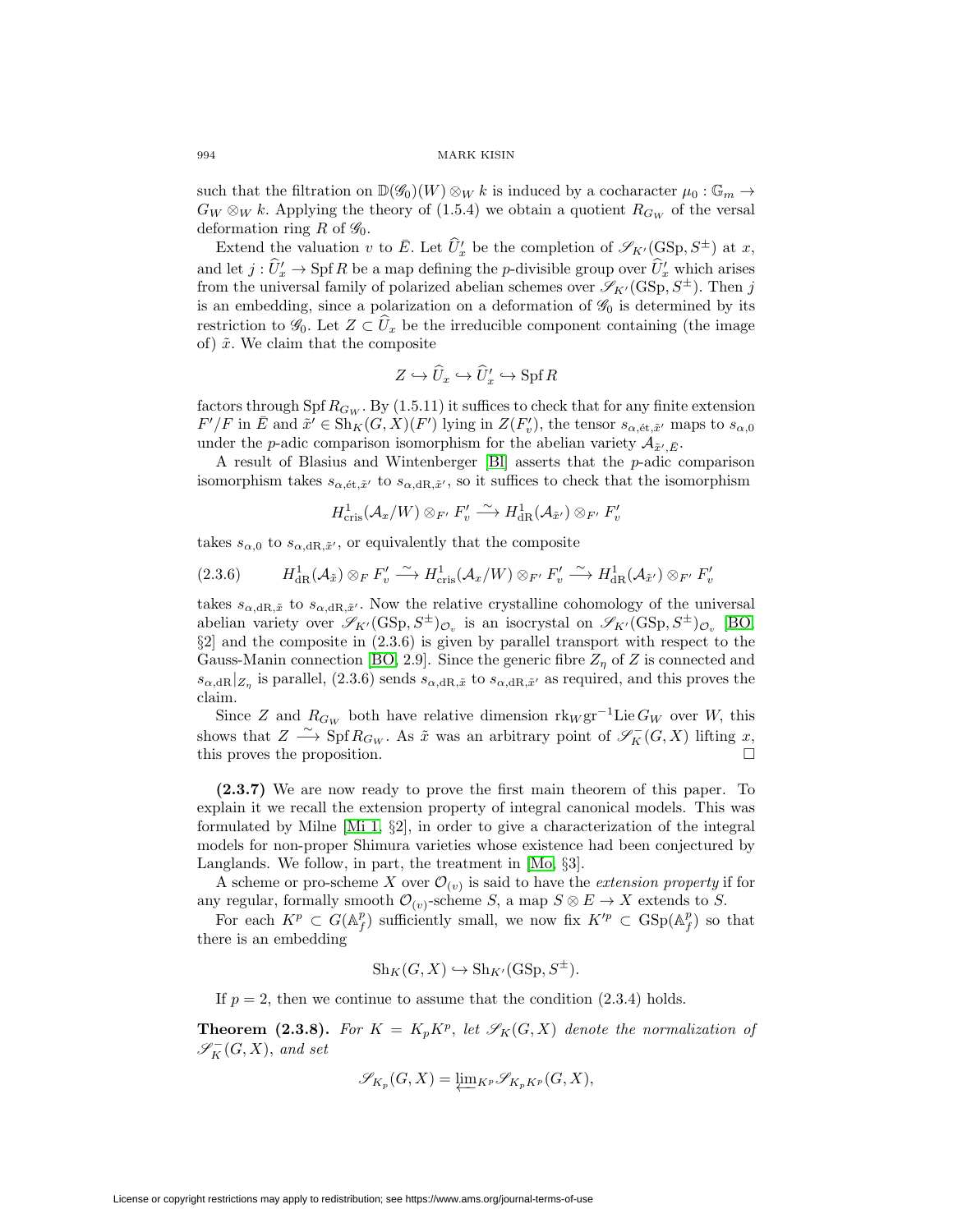such that the filtration on $\mathbb{D}(\mathscr{G}_0)(W) \otimes_W k$ is induced by a cocharacter $\mu_0 : \mathbb{G}_m \to G_W \otimes_W k$. Applying the theory of (1.5.4) we obtain a quotient $R_{G_W}$ of the versal deformation ring $R$ of $\mathscr{G}_0$.

Extend the valuation $v$ to $\bar{E}$. Let $\widehat{U}'_x$ be the completion of $\mathscr{S}_{K'}(\mathrm{GSp}, S^{\pm})$ at $x$, and let $j : \widehat{U}'_x \to \operatorname{Spf} R$ be a map defining the $p$-divisible group over $\widehat{U}'_x$ which arises from the universal family of polarized abelian schemes over $\mathscr{S}_{K'}(\mathrm{GSp}, S^{\pm})$. Then $j$ is an embedding, since a polarization on a deformation of $\mathscr{G}_0$ is determined by its restriction to $\mathscr{G}_0$. Let $Z \subset \widehat{U}_x$ be the irreducible component containing (the image of) $\tilde{x}$. We claim that the composite

$$Z \hookrightarrow \widehat{U}_x \hookrightarrow \widehat{U}'_x \hookrightarrow \operatorname{Spf} R$$

factors through $\operatorname{Spf} R_{G_W}$. By (1.5.11) it suffices to check that for any finite extension $F'/F$ in $\bar{E}$ and $\tilde{x}' \in \mathrm{Sh}_K(G,X)(F')$ lying in $Z(F'_v)$, the tensor $s_{\alpha,\text{ét},\tilde{x}'}$ maps to $s_{\alpha,0}$ under the $p$-adic comparison isomorphism for the abelian variety $\mathcal{A}_{\tilde{x}',\bar{E}}$.

A result of Blasius and Wintenberger [Bl] asserts that the $p$-adic comparison isomorphism takes $s_{\alpha,\text{ét},\tilde{x}'}$ to $s_{\alpha,\text{dR},\tilde{x}'}$, so it suffices to check that the isomorphism

$$H^1_{\text{cris}}(\mathcal{A}_x/W) \otimes_{F'} F'_v \xrightarrow{\sim} H^1_{\text{dR}}(\mathcal{A}_{\tilde{x}'}) \otimes_{F'} F'_v$$

takes $s_{\alpha,0}$ to $s_{\alpha,\text{dR},\tilde{x}'}$, or equivalently that the composite

$$H^1_{\text{dR}}(\mathcal{A}_{\tilde{x}}) \otimes_F F'_v \xrightarrow{\sim} H^1_{\text{cris}}(\mathcal{A}_x/W) \otimes_{F'} F'_v \xrightarrow{\sim} H^1_{\text{dR}}(\mathcal{A}_{\tilde{x}'}) \otimes_{F'} F'_v \tag{2.3.6}$$

takes $s_{\alpha,\text{dR},\tilde{x}}$ to $s_{\alpha,\text{dR},\tilde{x}'}$. Now the relative crystalline cohomology of the universal abelian variety over $\mathscr{S}_{K'}(\mathrm{GSp}, S^{\pm})_{\mathcal{O}_v}$ is an isocrystal on $\mathscr{S}_{K'}(\mathrm{GSp}, S^{\pm})_{\mathcal{O}_v}$ [BO, §2] and the composite in (2.3.6) is given by parallel transport with respect to the Gauss-Manin connection [BO, 2.9]. Since the generic fibre $Z_\eta$ of $Z$ is connected and $s_{\alpha,\text{dR}}|_{Z_\eta}$ is parallel, (2.3.6) sends $s_{\alpha,\text{dR},\tilde{x}}$ to $s_{\alpha,\text{dR},\tilde{x}'}$ as required, and this proves the claim.

Since $Z$ and $R_{G_W}$ both have relative dimension $\mathrm{rk}_W \mathrm{gr}^{-1} \mathrm{Lie}\, G_W$ over $W$, this shows that $Z \xrightarrow{\sim} \operatorname{Spf} R_{G_W}$. As $\tilde{x}$ was an arbitrary point of $\mathscr{S}^-_K(G,X)$ lifting $x$, this proves the proposition. $\square$

**(2.3.7)** We are now ready to prove the first main theorem of this paper. To explain it we recall the extension property of integral canonical models. This was formulated by Milne [Mi 1, §2], in order to give a characterization of the integral models for non-proper Shimura varieties whose existence had been conjectured by Langlands. We follow, in part, the treatment in [Mo, §3].

A scheme or pro-scheme $X$ over $\mathcal{O}_{(v)}$ is said to have the *extension property* if for any regular, formally smooth $\mathcal{O}_{(v)}$-scheme $S$, a map $S \otimes E \to X$ extends to $S$.

For each $K^p \subset G(\mathbb{A}_f^p)$ sufficiently small, we now fix $K'^p \subset \mathrm{GSp}(\mathbb{A}_f^p)$ so that there is an embedding

$$\mathrm{Sh}_K(G,X) \hookrightarrow \mathrm{Sh}_{K'}(\mathrm{GSp}, S^{\pm}).$$

If $p = 2$, then we continue to assume that the condition (2.3.4) holds.

**Theorem (2.3.8).** *For $K = K_p K^p$, let $\mathscr{S}_K(G,X)$ denote the normalization of $\mathscr{S}^-_K(G,X)$, and set*

$$\mathscr{S}_{K_p}(G,X) = \varprojlim_{K^p} \mathscr{S}_{K_p K^p}(G,X),$$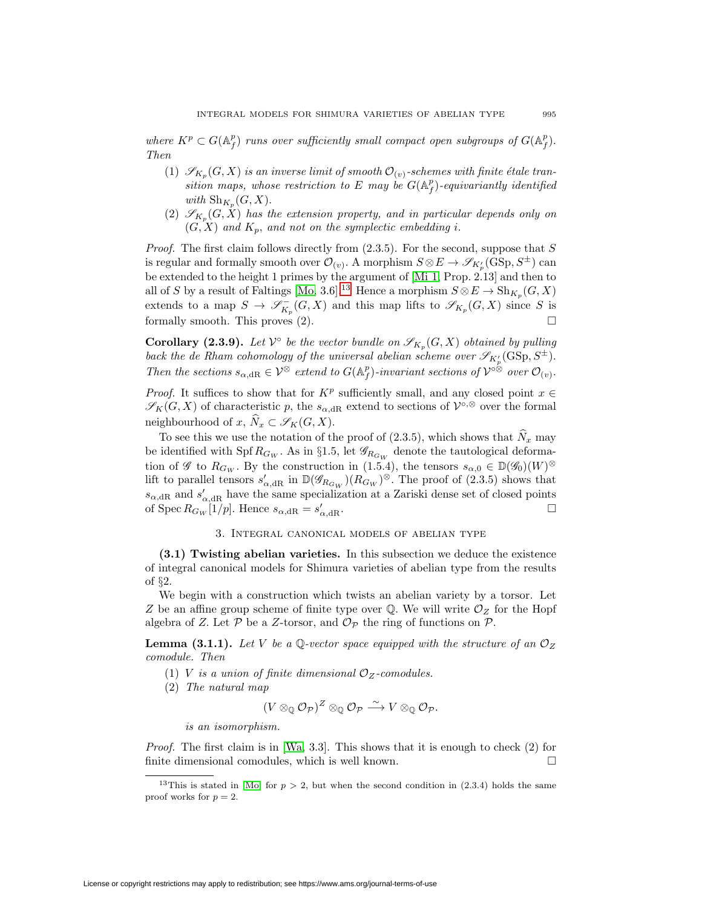*where $K^p \subset G(\mathbb{A}_f^p)$ runs over sufficiently small compact open subgroups of $G(\mathbb{A}_f^p)$. Then*

1. *$\mathscr{S}_{K_p}(G,X)$ is an inverse limit of smooth $\mathcal{O}_{(v)}$-schemes with finite étale transition maps, whose restriction to $E$ may be $G(\mathbb{A}_f^p)$-equivariantly identified with $\mathrm{Sh}_{K_p}(G,X)$.*
2. *$\mathscr{S}_{K_p}(G,X)$ has the extension property, and in particular depends only on $(G,X)$ and $K_p$, and not on the symplectic embedding $i$.*

*Proof.* The first claim follows directly from (2.3.5). For the second, suppose that $S$ is regular and formally smooth over $\mathcal{O}_{(v)}$. A morphism $S \otimes E \to \mathscr{S}_{K'_p}(\mathrm{GSp}, S^{\pm})$ can be extended to the height 1 primes by the argument of [Mi 1, Prop. 2.13] and then to all of $S$ by a result of Faltings [Mo, 3.6].[13] Hence a morphism $S \otimes E \to \mathrm{Sh}_{K_p}(G,X)$ extends to a map $S \to \mathscr{S}^-_{K_p}(G,X)$ and this map lifts to $\mathscr{S}_{K_p}(G,X)$ since $S$ is formally smooth. This proves (2). $\square$

**Corollary (2.3.9).** *Let $\mathcal{V}^\circ$ be the vector bundle on $\mathscr{S}_{K_p}(G,X)$ obtained by pulling back the de Rham cohomology of the universal abelian scheme over $\mathscr{S}_{K'_p}(\mathrm{GSp}, S^{\pm})$. Then the sections $s_{\alpha,\mathrm{dR}} \in \mathcal{V}^{\otimes}$ extend to $G(\mathbb{A}_f^p)$-invariant sections of $\mathcal{V}^{\circ\otimes}$ over $\mathcal{O}_{(v)}$.*

*Proof.* It suffices to show that for $K^p$ sufficiently small, and any closed point $x \in \mathscr{S}_K(G,X)$ of characteristic $p$, the $s_{\alpha,\mathrm{dR}}$ extend to sections of $\mathcal{V}^{\circ,\otimes}$ over the formal neighbourhood of $x$, $\widehat{N}_x \subset \mathscr{S}_K(G,X)$.

To see this we use the notation of the proof of (2.3.5), which shows that $\widehat{N}_x$ may be identified with $\mathrm{Spf}\, R_{G_W}$. As in §1.5, let $\mathscr{G}_{R_{G_W}}$ denote the tautological deformation of $\mathscr{G}$ to $R_{G_W}$. By the construction in (1.5.4), the tensors $s_{\alpha,0} \in \mathbb{D}(\mathscr{G}_0)(W)^{\otimes}$ lift to parallel tensors $s'_{\alpha,\mathrm{dR}}$ in $\mathbb{D}(\mathscr{G}_{R_{G_W}})(R_{G_W})^{\otimes}$. The proof of (2.3.5) shows that $s_{\alpha,\mathrm{dR}}$ and $s'_{\alpha,\mathrm{dR}}$ have the same specialization at a Zariski dense set of closed points of $\mathrm{Spec}\, R_{G_W}[1/p]$. Hence $s_{\alpha,\mathrm{dR}} = s'_{\alpha,\mathrm{dR}}$. $\square$

## 3. Integral canonical models of abelian type

**(3.1) Twisting abelian varieties.** In this subsection we deduce the existence of integral canonical models for Shimura varieties of abelian type from the results of §2.

We begin with a construction which twists an abelian variety by a torsor. Let $Z$ be an affine group scheme of finite type over $\mathbb{Q}$. We will write $\mathcal{O}_Z$ for the Hopf algebra of $Z$. Let $\mathcal{P}$ be a $Z$-torsor, and $\mathcal{O}_{\mathcal{P}}$ the ring of functions on $\mathcal{P}$.

**Lemma (3.1.1).** *Let $V$ be a $\mathbb{Q}$-vector space equipped with the structure of an $\mathcal{O}_Z$ comodule. Then*

1. *$V$ is a union of finite dimensional $\mathcal{O}_Z$-comodules.*
2. *The natural map*

$$(V \otimes_{\mathbb{Q}} \mathcal{O}_{\mathcal{P}})^Z \otimes_{\mathbb{Q}} \mathcal{O}_{\mathcal{P}} \xrightarrow{\sim} V \otimes_{\mathbb{Q}} \mathcal{O}_{\mathcal{P}}.$$

*is an isomorphism.*

*Proof.* The first claim is in [Wa, 3.3]. This shows that it is enough to check (2) for finite dimensional comodules, which is well known. $\square$

[13] This is stated in [Mo] for $p > 2$, but when the second condition in (2.3.4) holds the same proof works for $p = 2$.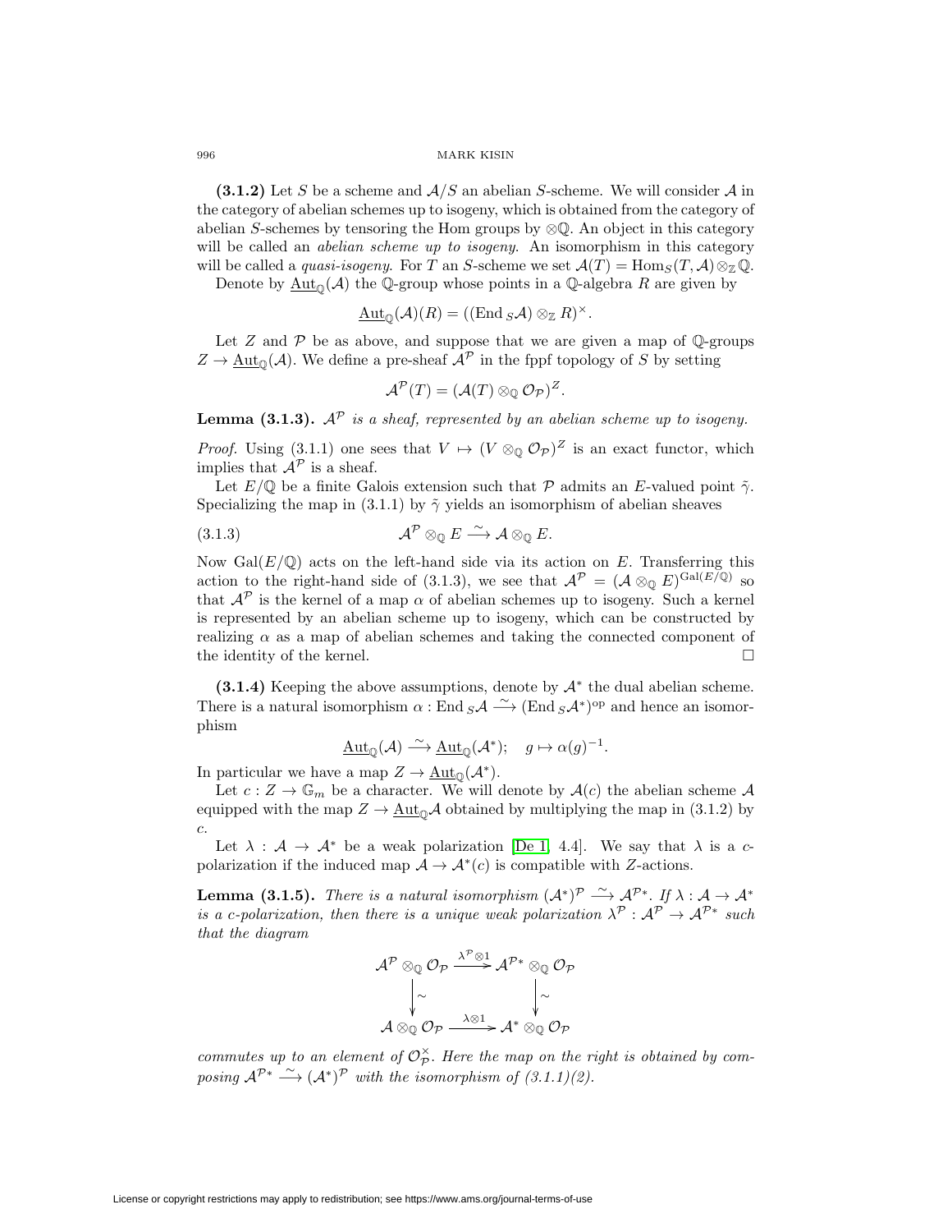**(3.1.2)** Let $S$ be a scheme and $\mathcal{A}/S$ an abelian $S$-scheme. We will consider $\mathcal{A}$ in the category of abelian schemes up to isogeny, which is obtained from the category of abelian $S$-schemes by tensoring the Hom groups by $\otimes\mathbb{Q}$. An object in this category will be called an *abelian scheme up to isogeny*. An isomorphism in this category will be called a *quasi-isogeny*. For $T$ an $S$-scheme we set $\mathcal{A}(T) = \mathrm{Hom}_S(T, \mathcal{A}) \otimes_{\mathbb{Z}} \mathbb{Q}$.

Denote by $\underline{\mathrm{Aut}}_{\mathbb{Q}}(\mathcal{A})$ the $\mathbb{Q}$-group whose points in a $\mathbb{Q}$-algebra $R$ are given by

$$\underline{\mathrm{Aut}}_{\mathbb{Q}}(\mathcal{A})(R) = ((\mathrm{End}_S \mathcal{A}) \otimes_{\mathbb{Z}} R)^\times.$$

Let $Z$ and $\mathcal{P}$ be as above, and suppose that we are given a map of $\mathbb{Q}$-groups $Z \to \underline{\mathrm{Aut}}_{\mathbb{Q}}(\mathcal{A})$. We define a pre-sheaf $\mathcal{A}^{\mathcal{P}}$ in the fppf topology of $S$ by setting

$$\mathcal{A}^{\mathcal{P}}(T) = (\mathcal{A}(T) \otimes_{\mathbb{Q}} \mathcal{O}_{\mathcal{P}})^Z.$$

**Lemma (3.1.3).** *$\mathcal{A}^{\mathcal{P}}$ is a sheaf, represented by an abelian scheme up to isogeny.*

*Proof.* Using (3.1.1) one sees that $V \mapsto (V \otimes_{\mathbb{Q}} \mathcal{O}_{\mathcal{P}})^Z$ is an exact functor, which implies that $\mathcal{A}^{\mathcal{P}}$ is a sheaf.

Let $E/\mathbb{Q}$ be a finite Galois extension such that $\mathcal{P}$ admits an $E$-valued point $\tilde{\gamma}$. Specializing the map in (3.1.1) by $\tilde{\gamma}$ yields an isomorphism of abelian sheaves

$$\mathcal{A}^{\mathcal{P}} \otimes_{\mathbb{Q}} E \xrightarrow{\sim} \mathcal{A} \otimes_{\mathbb{Q}} E. \tag{3.1.3}$$

Now $\mathrm{Gal}(E/\mathbb{Q})$ acts on the left-hand side via its action on $E$. Transferring this action to the right-hand side of (3.1.3), we see that $\mathcal{A}^{\mathcal{P}} = (\mathcal{A} \otimes_{\mathbb{Q}} E)^{\mathrm{Gal}(E/\mathbb{Q})}$ so that $\mathcal{A}^{\mathcal{P}}$ is the kernel of a map $\alpha$ of abelian schemes up to isogeny. Such a kernel is represented by an abelian scheme up to isogeny, which can be constructed by realizing $\alpha$ as a map of abelian schemes and taking the connected component of the identity of the kernel. $\square$

**(3.1.4)** Keeping the above assumptions, denote by $\mathcal{A}^*$ the dual abelian scheme. There is a natural isomorphism $\alpha : \mathrm{End}_S \mathcal{A} \xrightarrow{\sim} (\mathrm{End}_S \mathcal{A}^*)^{\mathrm{op}}$ and hence an isomorphism

$$\underline{\mathrm{Aut}}_{\mathbb{Q}}(\mathcal{A}) \xrightarrow{\sim} \underline{\mathrm{Aut}}_{\mathbb{Q}}(\mathcal{A}^*); \quad g \mapsto \alpha(g)^{-1}.$$

In particular we have a map $Z \to \underline{\mathrm{Aut}}_{\mathbb{Q}}(\mathcal{A}^*)$.

Let $c : Z \to \mathbb{G}_m$ be a character. We will denote by $\mathcal{A}(c)$ the abelian scheme $\mathcal{A}$ equipped with the map $Z \to \underline{\mathrm{Aut}}_{\mathbb{Q}}\mathcal{A}$ obtained by multiplying the map in (3.1.2) by $c$.

Let $\lambda : \mathcal{A} \to \mathcal{A}^*$ be a weak polarization [De 1, 4.4]. We say that $\lambda$ is a $c$-polarization if the induced map $\mathcal{A} \to \mathcal{A}^*(c)$ is compatible with $Z$-actions.

**Lemma (3.1.5).** *There is a natural isomorphism $(\mathcal{A}^*)^{\mathcal{P}} \xrightarrow{\sim} \mathcal{A}^{\mathcal{P}*}$. If $\lambda : \mathcal{A} \to \mathcal{A}^*$ is a $c$-polarization, then there is a unique weak polarization $\lambda^{\mathcal{P}} : \mathcal{A}^{\mathcal{P}} \to \mathcal{A}^{\mathcal{P}*}$ such that the diagram*

$$\begin{array}{ccc} \mathcal{A}^{\mathcal{P}} \otimes_{\mathbb{Q}} \mathcal{O}_{\mathcal{P}} & \xrightarrow{\lambda^{\mathcal{P}} \otimes 1} & \mathcal{A}^{\mathcal{P}*} \otimes_{\mathbb{Q}} \mathcal{O}_{\mathcal{P}} \\ \big\downarrow \sim & & \big\downarrow \sim \\ \mathcal{A} \otimes_{\mathbb{Q}} \mathcal{O}_{\mathcal{P}} & \xrightarrow{\lambda \otimes 1} & \mathcal{A}^* \otimes_{\mathbb{Q}} \mathcal{O}_{\mathcal{P}} \end{array}$$

*commutes up to an element of $\mathcal{O}_{\mathcal{P}}^\times$. Here the map on the right is obtained by composing $\mathcal{A}^{\mathcal{P}*} \xrightarrow{\sim} (\mathcal{A}^*)^{\mathcal{P}}$ with the isomorphism of (3.1.1)(2).*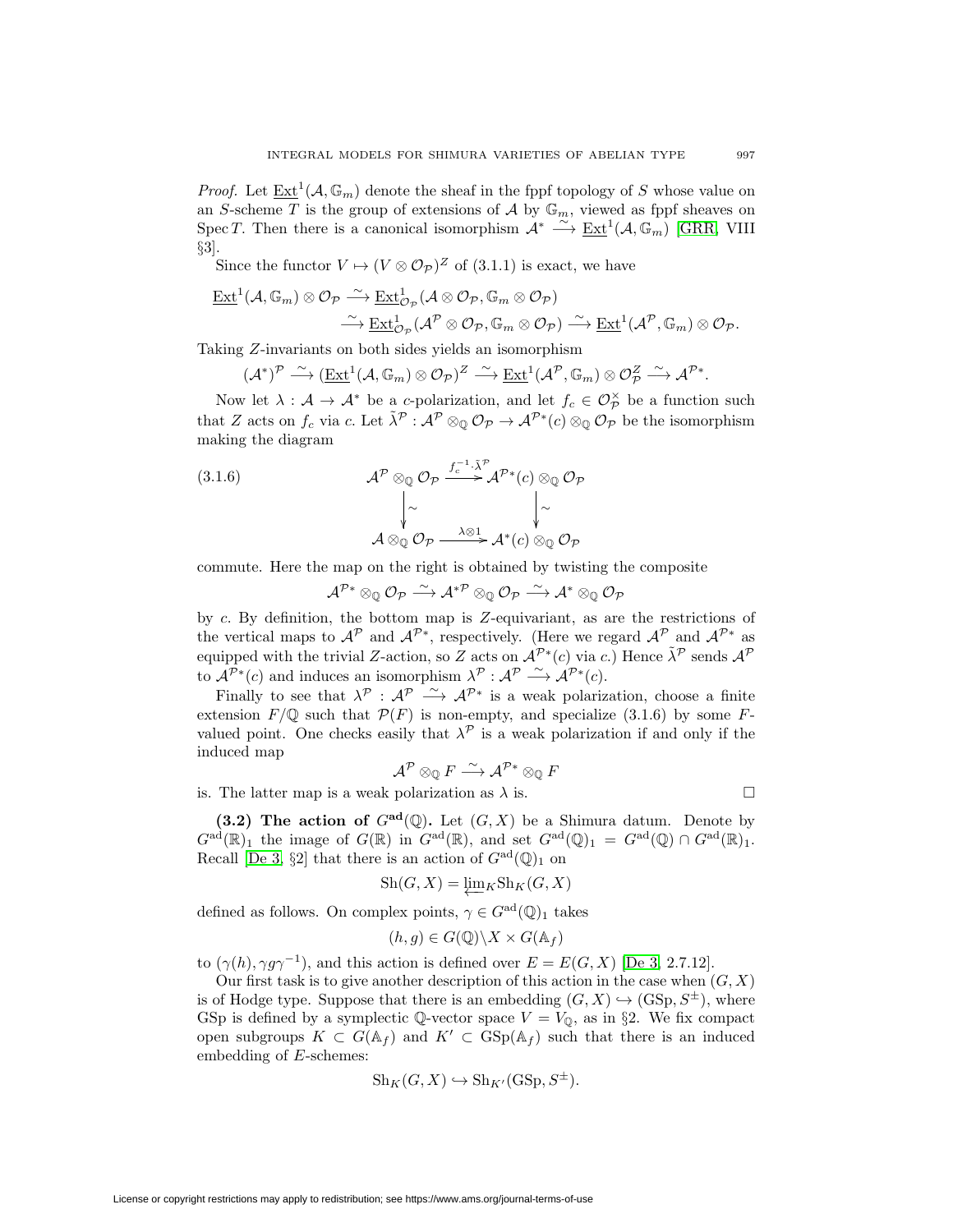*Proof.* Let $\underline{\mathrm{Ext}}^1(\mathcal{A}, \mathbb{G}_m)$ denote the sheaf in the fppf topology of $S$ whose value on an $S$-scheme $T$ is the group of extensions of $\mathcal{A}$ by $\mathbb{G}_m$, viewed as fppf sheaves on $\mathrm{Spec}\, T$. Then there is a canonical isomorphism $\mathcal{A}^* \xrightarrow{\sim} \underline{\mathrm{Ext}}^1(\mathcal{A}, \mathbb{G}_m)$ [GRR, VIII §3].

Since the functor $V \mapsto (V \otimes \mathcal{O}_{\mathcal{P}})^Z$ of (3.1.1) is exact, we have

$$\underline{\mathrm{Ext}}^1(\mathcal{A}, \mathbb{G}_m) \otimes \mathcal{O}_{\mathcal{P}} \xrightarrow{\sim} \underline{\mathrm{Ext}}^1_{\mathcal{O}_{\mathcal{P}}}(\mathcal{A} \otimes \mathcal{O}_{\mathcal{P}}, \mathbb{G}_m \otimes \mathcal{O}_{\mathcal{P}})$$
$$\xrightarrow{\sim} \underline{\mathrm{Ext}}^1_{\mathcal{O}_{\mathcal{P}}}(\mathcal{A}^{\mathcal{P}} \otimes \mathcal{O}_{\mathcal{P}}, \mathbb{G}_m \otimes \mathcal{O}_{\mathcal{P}}) \xrightarrow{\sim} \underline{\mathrm{Ext}}^1(\mathcal{A}^{\mathcal{P}}, \mathbb{G}_m) \otimes \mathcal{O}_{\mathcal{P}}.$$

Taking $Z$-invariants on both sides yields an isomorphism

$$(\mathcal{A}^*)^{\mathcal{P}} \xrightarrow{\sim} (\underline{\mathrm{Ext}}^1(\mathcal{A}, \mathbb{G}_m) \otimes \mathcal{O}_{\mathcal{P}})^Z \xrightarrow{\sim} \underline{\mathrm{Ext}}^1(\mathcal{A}^{\mathcal{P}}, \mathbb{G}_m) \otimes \mathcal{O}_{\mathcal{P}}^Z \xrightarrow{\sim} \mathcal{A}^{\mathcal{P}*}.$$

Now let $\lambda : \mathcal{A} \to \mathcal{A}^*$ be a $c$-polarization, and let $f_c \in \mathcal{O}_{\mathcal{P}}^\times$ be a function such that $Z$ acts on $f_c$ via $c$. Let $\tilde{\lambda}^{\mathcal{P}} : \mathcal{A}^{\mathcal{P}} \otimes_{\mathbb{Q}} \mathcal{O}_{\mathcal{P}} \to \mathcal{A}^{\mathcal{P}*}(c) \otimes_{\mathbb{Q}} \mathcal{O}_{\mathcal{P}}$ be the isomorphism making the diagram

$$\begin{array}{ccc}
\mathcal{A}^{\mathcal{P}} \otimes_{\mathbb{Q}} \mathcal{O}_{\mathcal{P}} & \xrightarrow{f_c^{-1} \cdot \tilde{\lambda}^{\mathcal{P}}} & \mathcal{A}^{\mathcal{P}*}(c) \otimes_{\mathbb{Q}} \mathcal{O}_{\mathcal{P}} \\
\downarrow \sim & & \downarrow \sim \\
\mathcal{A} \otimes_{\mathbb{Q}} \mathcal{O}_{\mathcal{P}} & \xrightarrow{\lambda \otimes 1} & \mathcal{A}^*(c) \otimes_{\mathbb{Q}} \mathcal{O}_{\mathcal{P}}
\end{array} \tag{3.1.6}$$

commute. Here the map on the right is obtained by twisting the composite

$$\mathcal{A}^{\mathcal{P}*} \otimes_{\mathbb{Q}} \mathcal{O}_{\mathcal{P}} \xrightarrow{\sim} \mathcal{A}^{*\mathcal{P}} \otimes_{\mathbb{Q}} \mathcal{O}_{\mathcal{P}} \xrightarrow{\sim} \mathcal{A}^* \otimes_{\mathbb{Q}} \mathcal{O}_{\mathcal{P}}$$

by $c$. By definition, the bottom map is $Z$-equivariant, as are the restrictions of the vertical maps to $\mathcal{A}^{\mathcal{P}}$ and $\mathcal{A}^{\mathcal{P}*}$, respectively. (Here we regard $\mathcal{A}^{\mathcal{P}}$ and $\mathcal{A}^{\mathcal{P}*}$ as equipped with the trivial $Z$-action, so $Z$ acts on $\mathcal{A}^{\mathcal{P}*}(c)$ via $c$.) Hence $\tilde{\lambda}^{\mathcal{P}}$ sends $\mathcal{A}^{\mathcal{P}}$ to $\mathcal{A}^{\mathcal{P}*}(c)$ and induces an isomorphism $\lambda^{\mathcal{P}} : \mathcal{A}^{\mathcal{P}} \xrightarrow{\sim} \mathcal{A}^{\mathcal{P}*}(c)$.

Finally to see that $\lambda^{\mathcal{P}} : \mathcal{A}^{\mathcal{P}} \xrightarrow{\sim} \mathcal{A}^{\mathcal{P}*}$ is a weak polarization, choose a finite extension $F/\mathbb{Q}$ such that $\mathcal{P}(F)$ is non-empty, and specialize (3.1.6) by some $F$-valued point. One checks easily that $\lambda^{\mathcal{P}}$ is a weak polarization if and only if the induced map

$$\mathcal{A}^{\mathcal{P}} \otimes_{\mathbb{Q}} F \xrightarrow{\sim} \mathcal{A}^{\mathcal{P}*} \otimes_{\mathbb{Q}} F$$

is. The latter map is a weak polarization as $\lambda$ is. $\square$

**(3.2) The action of $G^{\mathrm{ad}}(\mathbb{Q})$.** Let $(G, X)$ be a Shimura datum. Denote by $G^{\mathrm{ad}}(\mathbb{R})_1$ the image of $G(\mathbb{R})$ in $G^{\mathrm{ad}}(\mathbb{R})$, and set $G^{\mathrm{ad}}(\mathbb{Q})_1 = G^{\mathrm{ad}}(\mathbb{Q}) \cap G^{\mathrm{ad}}(\mathbb{R})_1$. Recall [De 3, §2] that there is an action of $G^{\mathrm{ad}}(\mathbb{Q})_1$ on

$$\mathrm{Sh}(G, X) = \varprojlim_K \mathrm{Sh}_K(G, X)$$

defined as follows. On complex points, $\gamma \in G^{\mathrm{ad}}(\mathbb{Q})_1$ takes

$$(h, g) \in G(\mathbb{Q}) \backslash X \times G(\mathbb{A}_f)$$

to $(\gamma(h), \gamma g \gamma^{-1})$, and this action is defined over $E = E(G, X)$ [De 3, 2.7.12].

Our first task is to give another description of this action in the case when $(G, X)$ is of Hodge type. Suppose that there is an embedding $(G, X) \hookrightarrow (\mathrm{GSp}, S^{\pm})$, where GSp is defined by a symplectic $\mathbb{Q}$-vector space $V = V_{\mathbb{Q}}$, as in §2. We fix compact open subgroups $K \subset G(\mathbb{A}_f)$ and $K' \subset \mathrm{GSp}(\mathbb{A}_f)$ such that there is an induced embedding of $E$-schemes:

$$\mathrm{Sh}_K(G, X) \hookrightarrow \mathrm{Sh}_{K'}(\mathrm{GSp}, S^{\pm}).$$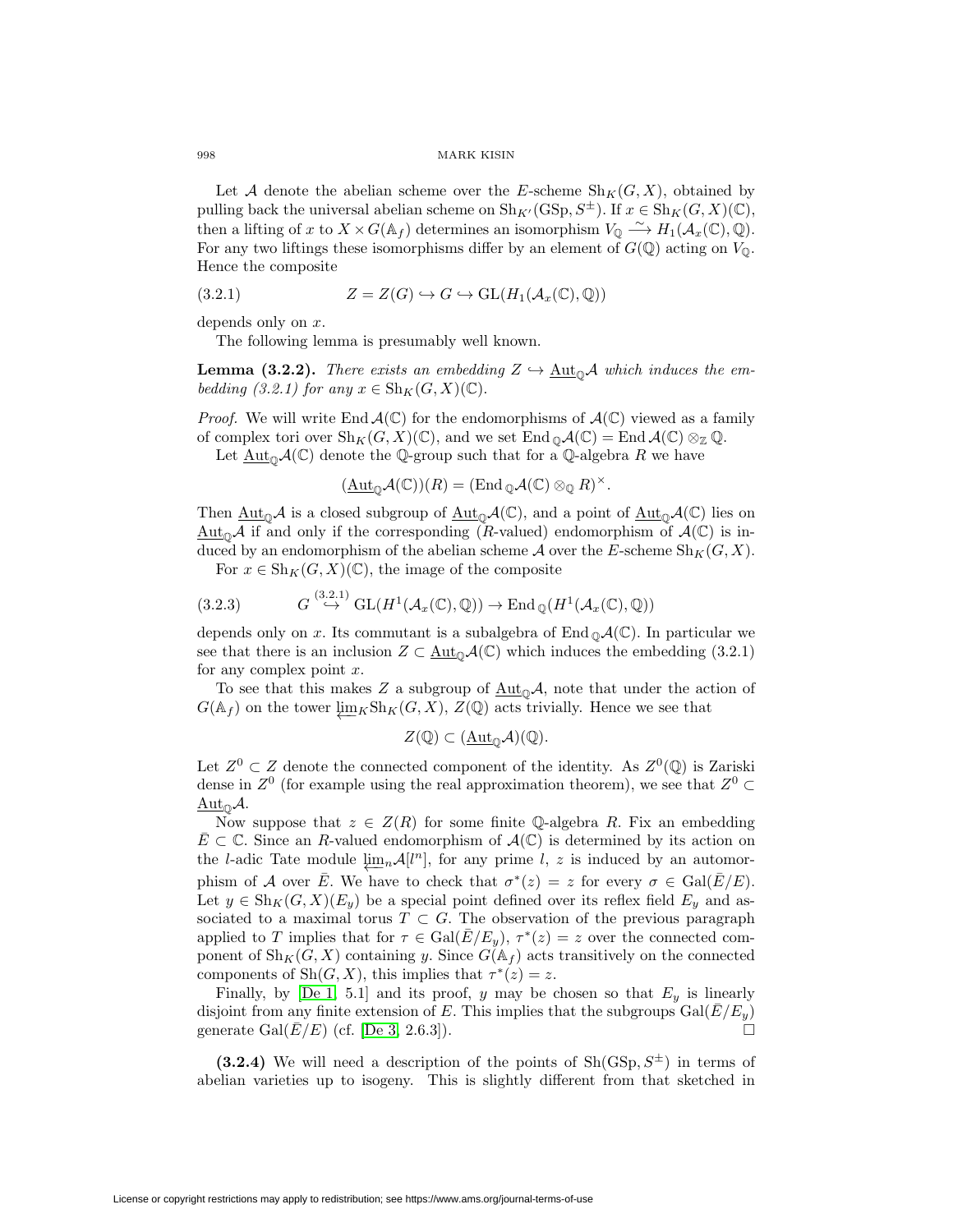Let $\mathcal{A}$ denote the abelian scheme over the $E$-scheme $\mathrm{Sh}_K(G,X)$, obtained by pulling back the universal abelian scheme on $\mathrm{Sh}_{K'}(\mathrm{GSp}, S^{\pm})$. If $x \in \mathrm{Sh}_K(G,X)(\mathbb{C})$, then a lifting of $x$ to $X \times G(\mathbb{A}_f)$ determines an isomorphism $V_{\mathbb{Q}} \xrightarrow{\sim} H_1(\mathcal{A}_x(\mathbb{C}), \mathbb{Q})$. For any two liftings these isomorphisms differ by an element of $G(\mathbb{Q})$ acting on $V_{\mathbb{Q}}$. Hence the composite

$$Z = Z(G) \hookrightarrow G \hookrightarrow \mathrm{GL}(H_1(\mathcal{A}_x(\mathbb{C}), \mathbb{Q})) \tag{3.2.1}$$

depends only on $x$.

The following lemma is presumably well known.

**Lemma (3.2.2).** *There exists an embedding $Z \hookrightarrow \underline{\mathrm{Aut}}_{\mathbb{Q}}\mathcal{A}$ which induces the embedding (3.2.1) for any $x \in \mathrm{Sh}_K(G,X)(\mathbb{C})$.*

*Proof.* We will write $\mathrm{End}\,\mathcal{A}(\mathbb{C})$ for the endomorphisms of $\mathcal{A}(\mathbb{C})$ viewed as a family of complex tori over $\mathrm{Sh}_K(G,X)(\mathbb{C})$, and we set $\mathrm{End}_{\mathbb{Q}}\mathcal{A}(\mathbb{C}) = \mathrm{End}\,\mathcal{A}(\mathbb{C}) \otimes_{\mathbb{Z}} \mathbb{Q}$.

Let $\underline{\mathrm{Aut}}_{\mathbb{Q}}\mathcal{A}(\mathbb{C})$ denote the $\mathbb{Q}$-group such that for a $\mathbb{Q}$-algebra $R$ we have

$$(\underline{\mathrm{Aut}}_{\mathbb{Q}}\mathcal{A}(\mathbb{C}))(R) = (\mathrm{End}_{\mathbb{Q}}\mathcal{A}(\mathbb{C}) \otimes_{\mathbb{Q}} R)^{\times}.$$

Then $\underline{\mathrm{Aut}}_{\mathbb{Q}}\mathcal{A}$ is a closed subgroup of $\underline{\mathrm{Aut}}_{\mathbb{Q}}\mathcal{A}(\mathbb{C})$, and a point of $\underline{\mathrm{Aut}}_{\mathbb{Q}}\mathcal{A}(\mathbb{C})$ lies on $\underline{\mathrm{Aut}}_{\mathbb{Q}}\mathcal{A}$ if and only if the corresponding ($R$-valued) endomorphism of $\mathcal{A}(\mathbb{C})$ is induced by an endomorphism of the abelian scheme $\mathcal{A}$ over the $E$-scheme $\mathrm{Sh}_K(G,X)$.

For $x \in \mathrm{Sh}_K(G,X)(\mathbb{C})$, the image of the composite

$$G \overset{(3.2.1)}{\hookrightarrow} \mathrm{GL}(H^1(\mathcal{A}_x(\mathbb{C}), \mathbb{Q})) \to \mathrm{End}_{\mathbb{Q}}(H^1(\mathcal{A}_x(\mathbb{C}), \mathbb{Q})) \tag{3.2.3}$$

depends only on $x$. Its commutant is a subalgebra of $\mathrm{End}_{\mathbb{Q}}\mathcal{A}(\mathbb{C})$. In particular we see that there is an inclusion $Z \subset \underline{\mathrm{Aut}}_{\mathbb{Q}}\mathcal{A}(\mathbb{C})$ which induces the embedding (3.2.1) for any complex point $x$.

To see that this makes $Z$ a subgroup of $\underline{\mathrm{Aut}}_{\mathbb{Q}}\mathcal{A}$, note that under the action of $G(\mathbb{A}_f)$ on the tower $\varprojlim_K \mathrm{Sh}_K(G,X)$, $Z(\mathbb{Q})$ acts trivially. Hence we see that

$$Z(\mathbb{Q}) \subset (\underline{\mathrm{Aut}}_{\mathbb{Q}}\mathcal{A})(\mathbb{Q}).$$

Let $Z^0 \subset Z$ denote the connected component of the identity. As $Z^0(\mathbb{Q})$ is Zariski dense in $Z^0$ (for example using the real approximation theorem), we see that $Z^0 \subset \underline{\mathrm{Aut}}_{\mathbb{Q}}\mathcal{A}$.

Now suppose that $z \in Z(R)$ for some finite $\mathbb{Q}$-algebra $R$. Fix an embedding $\bar{E} \subset \mathbb{C}$. Since an $R$-valued endomorphism of $\mathcal{A}(\mathbb{C})$ is determined by its action on the $l$-adic Tate module $\varprojlim_n \mathcal{A}[l^n]$, for any prime $l$, $z$ is induced by an automorphism of $\mathcal{A}$ over $\bar{E}$. We have to check that $\sigma^*(z) = z$ for every $\sigma \in \mathrm{Gal}(\bar{E}/E)$. Let $y \in \mathrm{Sh}_K(G,X)(E_y)$ be a special point defined over its reflex field $E_y$ and associated to a maximal torus $T \subset G$. The observation of the previous paragraph applied to $T$ implies that for $\tau \in \mathrm{Gal}(\bar{E}/E_y)$, $\tau^*(z) = z$ over the connected component of $\mathrm{Sh}_K(G,X)$ containing $y$. Since $G(\mathbb{A}_f)$ acts transitively on the connected components of $\mathrm{Sh}(G,X)$, this implies that $\tau^*(z) = z$.

Finally, by [De 1, 5.1] and its proof, $y$ may be chosen so that $E_y$ is linearly disjoint from any finite extension of $E$. This implies that the subgroups $\mathrm{Gal}(\bar{E}/E_y)$ generate $\mathrm{Gal}(\bar{E}/E)$ (cf. [De 3, 2.6.3]). $\square$

**(3.2.4)** We will need a description of the points of $\mathrm{Sh}(\mathrm{GSp}, S^{\pm})$ in terms of abelian varieties up to isogeny. This is slightly different from that sketched in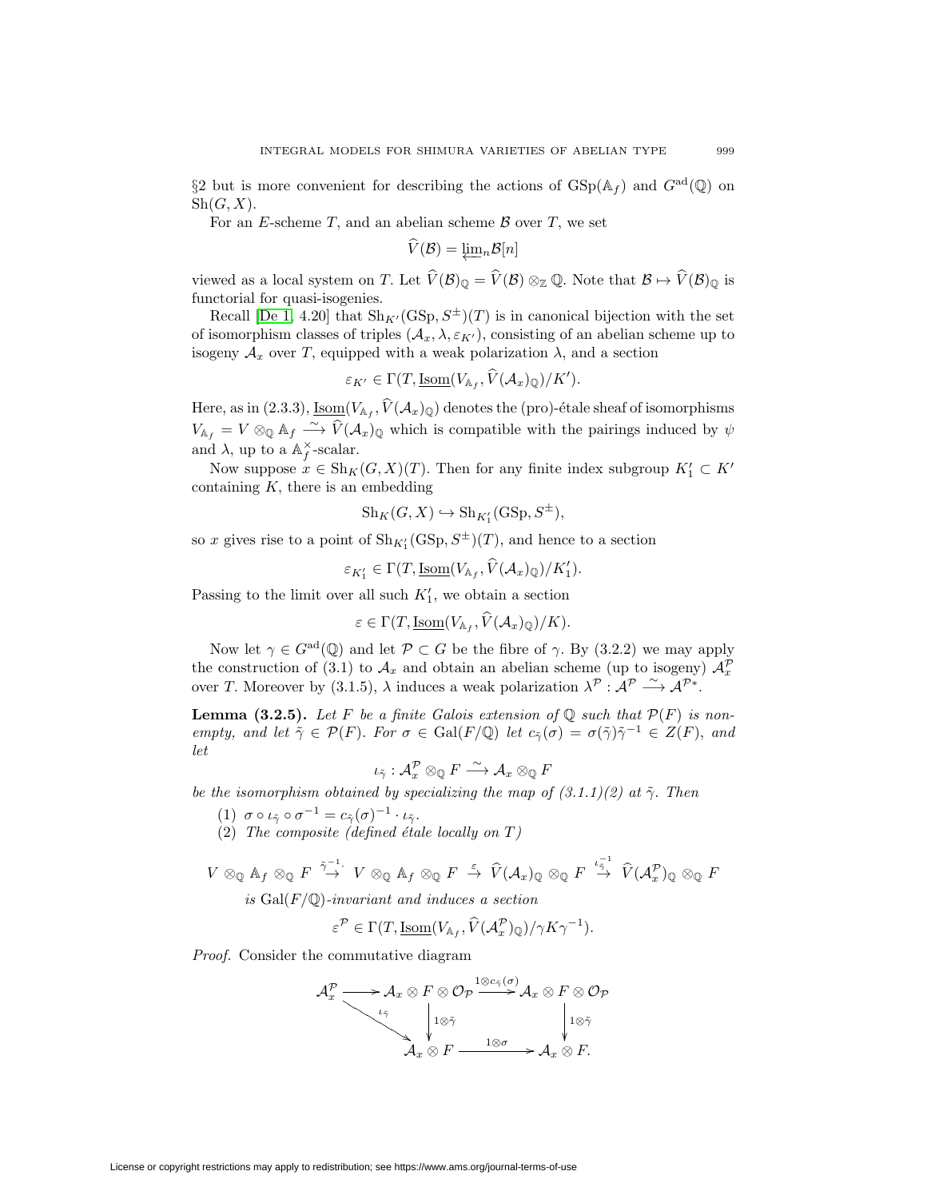§2 but is more convenient for describing the actions of $\mathrm{GSp}(\mathbb{A}_f)$ and $G^{\mathrm{ad}}(\mathbb{Q})$ on $\mathrm{Sh}(G, X)$.

For an $E$-scheme $T$, and an abelian scheme $\mathcal{B}$ over $T$, we set

$$\widehat{V}(\mathcal{B}) = \varprojlim_n \mathcal{B}[n]$$

viewed as a local system on $T$. Let $\widehat{V}(\mathcal{B})_{\mathbb{Q}} = \widehat{V}(\mathcal{B}) \otimes_{\mathbb{Z}} \mathbb{Q}$. Note that $\mathcal{B} \mapsto \widehat{V}(\mathcal{B})_{\mathbb{Q}}$ is functorial for quasi-isogenies.

Recall [De 1, 4.20] that $\mathrm{Sh}_{K'}(\mathrm{GSp}, S^{\pm})(T)$ is in canonical bijection with the set of isomorphism classes of triples $(\mathcal{A}_x, \lambda, \varepsilon_{K'})$, consisting of an abelian scheme up to isogeny $\mathcal{A}_x$ over $T$, equipped with a weak polarization $\lambda$, and a section

$$\varepsilon_{K'} \in \Gamma(T, \underline{\mathrm{Isom}}(V_{\mathbb{A}_f}, \widehat{V}(\mathcal{A}_x)_{\mathbb{Q}})/K').$$

Here, as in (2.3.3), $\underline{\mathrm{Isom}}(V_{\mathbb{A}_f}, \widehat{V}(\mathcal{A}_x)_{\mathbb{Q}})$ denotes the (pro)-étale sheaf of isomorphisms $V_{\mathbb{A}_f} = V \otimes_{\mathbb{Q}} \mathbb{A}_f \xrightarrow{\sim} \widehat{V}(\mathcal{A}_x)_{\mathbb{Q}}$ which is compatible with the pairings induced by $\psi$ and $\lambda$, up to a $\mathbb{A}_f^{\times}$-scalar.

Now suppose $x \in \mathrm{Sh}_K(G, X)(T)$. Then for any finite index subgroup $K'_1 \subset K'$ containing $K$, there is an embedding

$$\mathrm{Sh}_K(G, X) \hookrightarrow \mathrm{Sh}_{K'_1}(\mathrm{GSp}, S^{\pm}),$$

so $x$ gives rise to a point of $\mathrm{Sh}_{K'_1}(\mathrm{GSp}, S^{\pm})(T)$, and hence to a section

$$\varepsilon_{K'_1} \in \Gamma(T, \underline{\mathrm{Isom}}(V_{\mathbb{A}_f}, \widehat{V}(\mathcal{A}_x)_{\mathbb{Q}})/K'_1).$$

Passing to the limit over all such $K'_1$, we obtain a section

$$\varepsilon \in \Gamma(T, \underline{\mathrm{Isom}}(V_{\mathbb{A}_f}, \widehat{V}(\mathcal{A}_x)_{\mathbb{Q}})/K).$$

Now let $\gamma \in G^{\mathrm{ad}}(\mathbb{Q})$ and let $\mathcal{P} \subset G$ be the fibre of $\gamma$. By (3.2.2) we may apply the construction of (3.1) to $\mathcal{A}_x$ and obtain an abelian scheme (up to isogeny) $\mathcal{A}_x^{\mathcal{P}}$ over $T$. Moreover by (3.1.5), $\lambda$ induces a weak polarization $\lambda^{\mathcal{P}} : \mathcal{A}^{\mathcal{P}} \xrightarrow{\sim} \mathcal{A}^{\mathcal{P}*}$.

**Lemma (3.2.5).** *Let $F$ be a finite Galois extension of $\mathbb{Q}$ such that $\mathcal{P}(F)$ is nonempty, and let $\tilde{\gamma} \in \mathcal{P}(F)$. For $\sigma \in \mathrm{Gal}(F/\mathbb{Q})$ let $c_{\tilde{\gamma}}(\sigma) = \sigma(\tilde{\gamma})\tilde{\gamma}^{-1} \in Z(F)$, and let*

$$\iota_{\tilde{\gamma}} : \mathcal{A}_x^{\mathcal{P}} \otimes_{\mathbb{Q}} F \xrightarrow{\sim} \mathcal{A}_x \otimes_{\mathbb{Q}} F$$

*be the isomorphism obtained by specializing the map of (3.1.1)(2) at $\tilde{\gamma}$. Then*

(1) $\sigma \circ \iota_{\tilde{\gamma}} \circ \sigma^{-1} = c_{\tilde{\gamma}}(\sigma)^{-1} \cdot \iota_{\tilde{\gamma}}$.

(2) *The composite (defined étale locally on $T$)*

$$V \otimes_{\mathbb{Q}} \mathbb{A}_f \otimes_{\mathbb{Q}} F \overset{\tilde{\gamma}^{-1}\cdot}{\to} V \otimes_{\mathbb{Q}} \mathbb{A}_f \otimes_{\mathbb{Q}} F \overset{\varepsilon}{\to} \widehat{V}(\mathcal{A}_x)_{\mathbb{Q}} \otimes_{\mathbb{Q}} F \overset{\iota_{\tilde{\gamma}}^{-1}}{\to} \widehat{V}(\mathcal{A}_x^{\mathcal{P}})_{\mathbb{Q}} \otimes_{\mathbb{Q}} F$$

*is $\mathrm{Gal}(F/\mathbb{Q})$-invariant and induces a section*

$$\varepsilon^{\mathcal{P}} \in \Gamma(T, \underline{\mathrm{Isom}}(V_{\mathbb{A}_f}, \widehat{V}(\mathcal{A}_x^{\mathcal{P}})_{\mathbb{Q}})/\gamma K \gamma^{-1}).$$

*Proof.* Consider the commutative diagram

$$\begin{array}{ccccc}
\mathcal{A}_x^{\mathcal{P}} & \longrightarrow & \mathcal{A}_x \otimes F \otimes \mathcal{O}_{\mathcal{P}} & \xrightarrow{1 \otimes c_{\tilde{\gamma}}(\sigma)} & \mathcal{A}_x \otimes F \otimes \mathcal{O}_{\mathcal{P}} \\
& \searrow^{\iota_{\tilde{\gamma}}} & \downarrow{\scriptstyle 1 \otimes \tilde{\gamma}} & & \downarrow{\scriptstyle 1 \otimes \tilde{\gamma}} \\
& & \mathcal{A}_x \otimes F & \xrightarrow{1 \otimes \sigma} & \mathcal{A}_x \otimes F.
\end{array}$$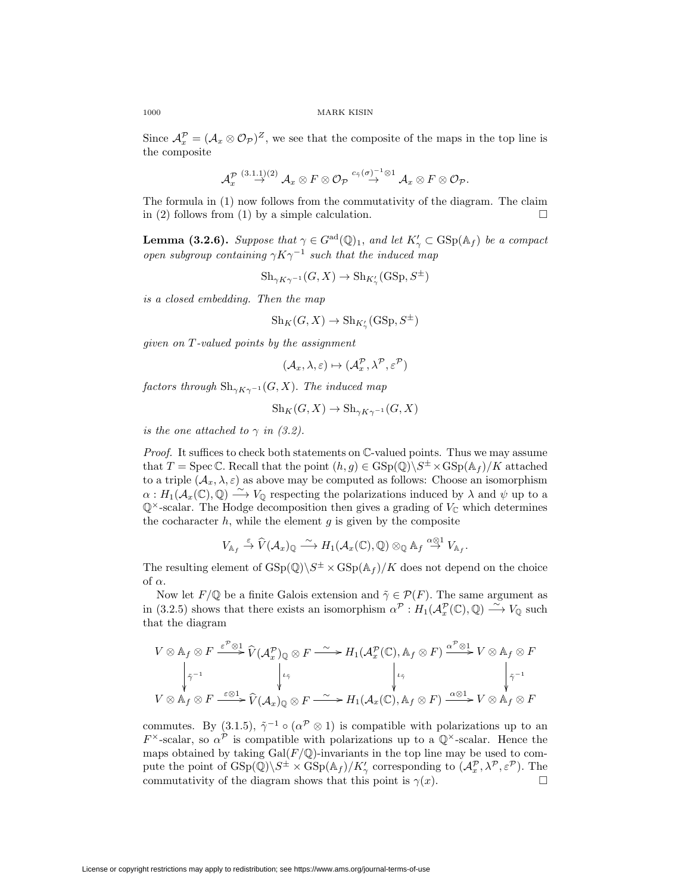Since $\mathcal{A}_x^{\mathcal{P}} = (\mathcal{A}_x \otimes \mathcal{O}_{\mathcal{P}})^Z$, we see that the composite of the maps in the top line is the composite

$$\mathcal{A}_x^{\mathcal{P}} \overset{(3.1.1)(2)}{\to} \mathcal{A}_x \otimes F \otimes \mathcal{O}_{\mathcal{P}} \overset{c_{\tilde{\gamma}}(\sigma)^{-1}\otimes 1}{\to} \mathcal{A}_x \otimes F \otimes \mathcal{O}_{\mathcal{P}}.$$

The formula in (1) now follows from the commutativity of the diagram. The claim in (2) follows from (1) by a simple calculation. □

**Lemma (3.2.6).** *Suppose that $\gamma \in G^{\mathrm{ad}}(\mathbb{Q})_1$, and let $K'_\gamma \subset \mathrm{GSp}(\mathbb{A}_f)$ be a compact open subgroup containing $\gamma K \gamma^{-1}$ such that the induced map*

$$\mathrm{Sh}_{\gamma K \gamma^{-1}}(G, X) \to \mathrm{Sh}_{K'_\gamma}(\mathrm{GSp}, S^{\pm})$$

*is a closed embedding. Then the map*

$$\mathrm{Sh}_K(G, X) \to \mathrm{Sh}_{K'_\gamma}(\mathrm{GSp}, S^{\pm})$$

*given on $T$-valued points by the assignment*

$$(\mathcal{A}_x, \lambda, \varepsilon) \mapsto (\mathcal{A}_x^{\mathcal{P}}, \lambda^{\mathcal{P}}, \varepsilon^{\mathcal{P}})$$

*factors through $\mathrm{Sh}_{\gamma K \gamma^{-1}}(G, X)$. The induced map*

$$\mathrm{Sh}_K(G, X) \to \mathrm{Sh}_{\gamma K \gamma^{-1}}(G, X)$$

*is the one attached to $\gamma$ in (3.2).*

*Proof.* It suffices to check both statements on $\mathbb{C}$-valued points. Thus we may assume that $T = \mathrm{Spec}\,\mathbb{C}$. Recall that the point $(h, g) \in \mathrm{GSp}(\mathbb{Q})\backslash S^{\pm} \times \mathrm{GSp}(\mathbb{A}_f)/K$ attached to a triple $(\mathcal{A}_x, \lambda, \varepsilon)$ as above may be computed as follows: Choose an isomorphism $\alpha : H_1(\mathcal{A}_x(\mathbb{C}), \mathbb{Q}) \xrightarrow{\sim} V_{\mathbb{Q}}$ respecting the polarizations induced by $\lambda$ and $\psi$ up to a $\mathbb{Q}^\times$-scalar. The Hodge decomposition then gives a grading of $V_{\mathbb{C}}$ which determines the cocharacter $h$, while the element $g$ is given by the composite

$$V_{\mathbb{A}_f} \overset{\varepsilon}{\to} \widehat{V}(\mathcal{A}_x)_{\mathbb{Q}} \xrightarrow{\sim} H_1(\mathcal{A}_x(\mathbb{C}), \mathbb{Q}) \otimes_{\mathbb{Q}} \mathbb{A}_f \overset{\alpha\otimes 1}{\to} V_{\mathbb{A}_f}.$$

The resulting element of $\mathrm{GSp}(\mathbb{Q})\backslash S^{\pm} \times \mathrm{GSp}(\mathbb{A}_f)/K$ does not depend on the choice of $\alpha$.

Now let $F/\mathbb{Q}$ be a finite Galois extension and $\tilde{\gamma} \in \mathcal{P}(F)$. The same argument as in (3.2.5) shows that there exists an isomorphism $\alpha^{\mathcal{P}} : H_1(\mathcal{A}_x^{\mathcal{P}}(\mathbb{C}), \mathbb{Q}) \xrightarrow{\sim} V_{\mathbb{Q}}$ such that the diagram

$$\begin{array}{ccccccc}
V \otimes \mathbb{A}_f \otimes F & \xrightarrow{\varepsilon^{\mathcal{P}}\otimes 1} & \widehat{V}(\mathcal{A}_x^{\mathcal{P}})_{\mathbb{Q}} \otimes F & \xrightarrow{\sim} & H_1(\mathcal{A}_x^{\mathcal{P}}(\mathbb{C}), \mathbb{A}_f \otimes F) & \xrightarrow{\alpha^{\mathcal{P}}\otimes 1} & V \otimes \mathbb{A}_f \otimes F \\
\downarrow{\scriptstyle \tilde{\gamma}^{-1}} & & \downarrow{\scriptstyle \iota_{\tilde{\gamma}}} & & \downarrow{\scriptstyle \iota_{\tilde{\gamma}}} & & \downarrow{\scriptstyle \tilde{\gamma}^{-1}} \\
V \otimes \mathbb{A}_f \otimes F & \xrightarrow{\varepsilon\otimes 1} & \widehat{V}(\mathcal{A}_x)_{\mathbb{Q}} \otimes F & \xrightarrow{\sim} & H_1(\mathcal{A}_x(\mathbb{C}), \mathbb{A}_f \otimes F) & \xrightarrow{\alpha\otimes 1} & V \otimes \mathbb{A}_f \otimes F
\end{array}$$

commutes. By (3.1.5), $\tilde{\gamma}^{-1} \circ (\alpha^{\mathcal{P}} \otimes 1)$ is compatible with polarizations up to an $F^\times$-scalar, so $\alpha^{\mathcal{P}}$ is compatible with polarizations up to a $\mathbb{Q}^\times$-scalar. Hence the maps obtained by taking $\mathrm{Gal}(F/\mathbb{Q})$-invariants in the top line may be used to compute the point of $\mathrm{GSp}(\mathbb{Q})\backslash S^{\pm} \times \mathrm{GSp}(\mathbb{A}_f)/K'_\gamma$ corresponding to $(\mathcal{A}_x^{\mathcal{P}}, \lambda^{\mathcal{P}}, \varepsilon^{\mathcal{P}})$. The commutativity of the diagram shows that this point is $\gamma(x)$. □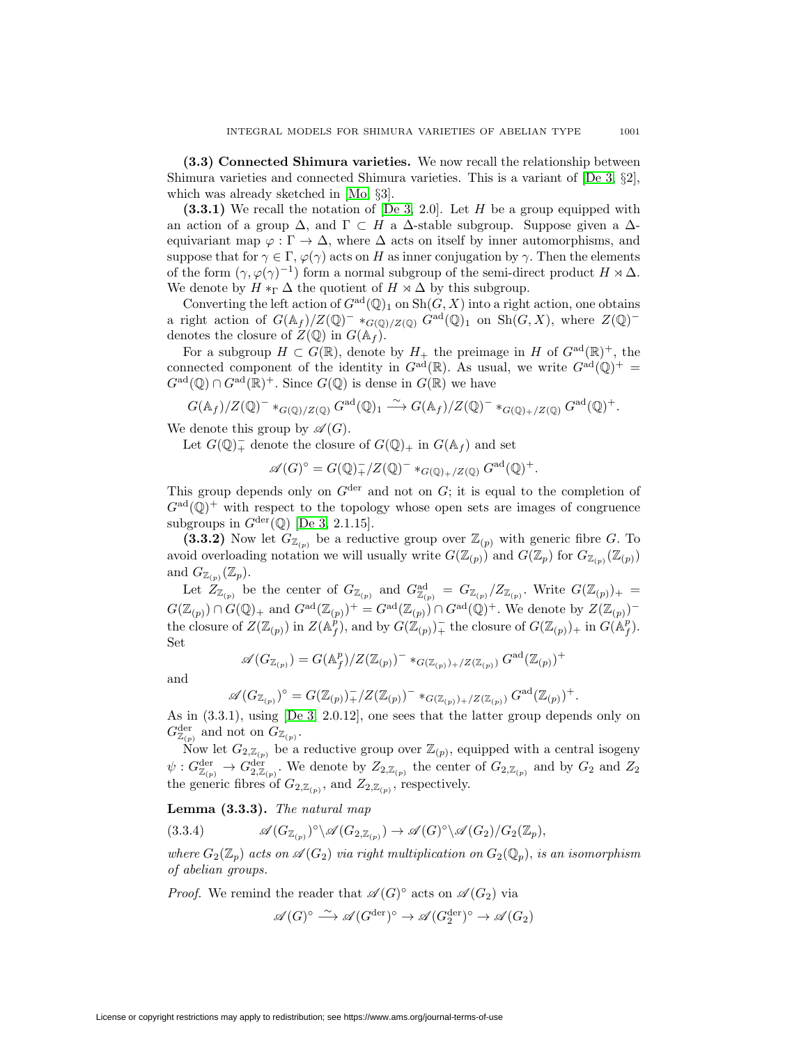**(3.3) Connected Shimura varieties.** We now recall the relationship between Shimura varieties and connected Shimura varieties. This is a variant of [De 3, §2], which was already sketched in [Mo, §3].

**(3.3.1)** We recall the notation of [De 3, 2.0]. Let $H$ be a group equipped with an action of a group $\Delta$, and $\Gamma \subset H$ a $\Delta$-stable subgroup. Suppose given a $\Delta$-equivariant map $\varphi : \Gamma \to \Delta$, where $\Delta$ acts on itself by inner automorphisms, and suppose that for $\gamma \in \Gamma$, $\varphi(\gamma)$ acts on $H$ as inner conjugation by $\gamma$. Then the elements of the form $(\gamma, \varphi(\gamma)^{-1})$ form a normal subgroup of the semi-direct product $H \rtimes \Delta$. We denote by $H *_\Gamma \Delta$ the quotient of $H \rtimes \Delta$ by this subgroup.

Converting the left action of $G^{\mathrm{ad}}(\mathbb{Q})_1$ on $\mathrm{Sh}(G, X)$ into a right action, one obtains a right action of $G(\mathbb{A}_f)/Z(\mathbb{Q})^- *_{G(\mathbb{Q})/Z(\mathbb{Q})} G^{\mathrm{ad}}(\mathbb{Q})_1$ on $\mathrm{Sh}(G, X)$, where $Z(\mathbb{Q})^-$ denotes the closure of $Z(\mathbb{Q})$ in $G(\mathbb{A}_f)$.

For a subgroup $H \subset G(\mathbb{R})$, denote by $H_+$ the preimage in $H$ of $G^{\mathrm{ad}}(\mathbb{R})^+$, the connected component of the identity in $G^{\mathrm{ad}}(\mathbb{R})$. As usual, we write $G^{\mathrm{ad}}(\mathbb{Q})^+ = G^{\mathrm{ad}}(\mathbb{Q}) \cap G^{\mathrm{ad}}(\mathbb{R})^+$. Since $G(\mathbb{Q})$ is dense in $G(\mathbb{R})$ we have

$$G(\mathbb{A}_f)/Z(\mathbb{Q})^- *_{G(\mathbb{Q})/Z(\mathbb{Q})} G^{\mathrm{ad}}(\mathbb{Q})_1 \xrightarrow{\sim} G(\mathbb{A}_f)/Z(\mathbb{Q})^- *_{G(\mathbb{Q})_+/Z(\mathbb{Q})} G^{\mathrm{ad}}(\mathbb{Q})^+.$$

We denote this group by $\mathscr{A}(G)$.

Let $G(\mathbb{Q})_+^-$ denote the closure of $G(\mathbb{Q})_+$ in $G(\mathbb{A}_f)$ and set

$$\mathscr{A}(G)^\circ = G(\mathbb{Q})_+^-/Z(\mathbb{Q})^- *_{G(\mathbb{Q})_+/Z(\mathbb{Q})} G^{\mathrm{ad}}(\mathbb{Q})^+.$$

This group depends only on $G^{\mathrm{der}}$ and not on $G$; it is equal to the completion of $G^{\mathrm{ad}}(\mathbb{Q})^+$ with respect to the topology whose open sets are images of congruence subgroups in $G^{\mathrm{der}}(\mathbb{Q})$ [De 3, 2.1.15].

**(3.3.2)** Now let $G_{\mathbb{Z}_{(p)}}$ be a reductive group over $\mathbb{Z}_{(p)}$ with generic fibre $G$. To avoid overloading notation we will usually write $G(\mathbb{Z}_{(p)})$ and $G(\mathbb{Z}_p)$ for $G_{\mathbb{Z}_{(p)}}(\mathbb{Z}_{(p)})$ and $G_{\mathbb{Z}_{(p)}}(\mathbb{Z}_p)$.

Let $Z_{\mathbb{Z}_{(p)}}$ be the center of $G_{\mathbb{Z}_{(p)}}$ and $G^{\mathrm{ad}}_{\mathbb{Z}_{(p)}} = G_{\mathbb{Z}_{(p)}}/Z_{\mathbb{Z}_{(p)}}$. Write $G(\mathbb{Z}_{(p)})_+ = G(\mathbb{Z}_{(p)}) \cap G(\mathbb{Q})_+$ and $G^{\mathrm{ad}}(\mathbb{Z}_{(p)})^+ = G^{\mathrm{ad}}(\mathbb{Z}_{(p)}) \cap G^{\mathrm{ad}}(\mathbb{Q})^+$. We denote by $Z(\mathbb{Z}_{(p)})^-$ the closure of $Z(\mathbb{Z}_{(p)})$ in $Z(\mathbb{A}_f^p)$, and by $G(\mathbb{Z}_{(p)})_+^-$ the closure of $G(\mathbb{Z}_{(p)})_+$ in $G(\mathbb{A}_f^p)$. Set

$$\mathscr{A}(G_{\mathbb{Z}_{(p)}}) = G(\mathbb{A}_f^p)/Z(\mathbb{Z}_{(p)})^- *_{G(\mathbb{Z}_{(p)})_+/Z(\mathbb{Z}_{(p)})} G^{\mathrm{ad}}(\mathbb{Z}_{(p)})^+$$

and

$$\mathscr{A}(G_{\mathbb{Z}_{(p)}})^\circ = G(\mathbb{Z}_{(p)})_+^-/Z(\mathbb{Z}_{(p)})^- *_{G(\mathbb{Z}_{(p)})_+/Z(\mathbb{Z}_{(p)})} G^{\mathrm{ad}}(\mathbb{Z}_{(p)})^+.$$

As in (3.3.1), using [De 3, 2.0.12], one sees that the latter group depends only on $G^{\mathrm{der}}_{\mathbb{Z}_{(p)}}$ and not on $G_{\mathbb{Z}_{(p)}}$.

Now let $G_{2,\mathbb{Z}_{(p)}}$ be a reductive group over $\mathbb{Z}_{(p)}$, equipped with a central isogeny $\psi : G^{\mathrm{der}}_{\mathbb{Z}_{(p)}} \to G^{\mathrm{der}}_{2,\mathbb{Z}_{(p)}}$. We denote by $Z_{2,\mathbb{Z}_{(p)}}$ the center of $G_{2,\mathbb{Z}_{(p)}}$ and by $G_2$ and $Z_2$ the generic fibres of $G_{2,\mathbb{Z}_{(p)}}$, and $Z_{2,\mathbb{Z}_{(p)}}$, respectively.

**Lemma (3.3.3).** *The natural map*

$$\mathscr{A}(G_{\mathbb{Z}_{(p)}})^\circ \backslash \mathscr{A}(G_{2,\mathbb{Z}_{(p)}}) \to \mathscr{A}(G)^\circ \backslash \mathscr{A}(G_2)/G_2(\mathbb{Z}_p), \tag{3.3.4}$$

*where $G_2(\mathbb{Z}_p)$ acts on $\mathscr{A}(G_2)$ via right multiplication on $G_2(\mathbb{Q}_p)$, is an isomorphism of abelian groups.*

*Proof.* We remind the reader that $\mathscr{A}(G)^\circ$ acts on $\mathscr{A}(G_2)$ via

$$\mathscr{A}(G)^\circ \xrightarrow{\sim} \mathscr{A}(G^{\mathrm{der}})^\circ \to \mathscr{A}(G_2^{\mathrm{der}})^\circ \to \mathscr{A}(G_2)$$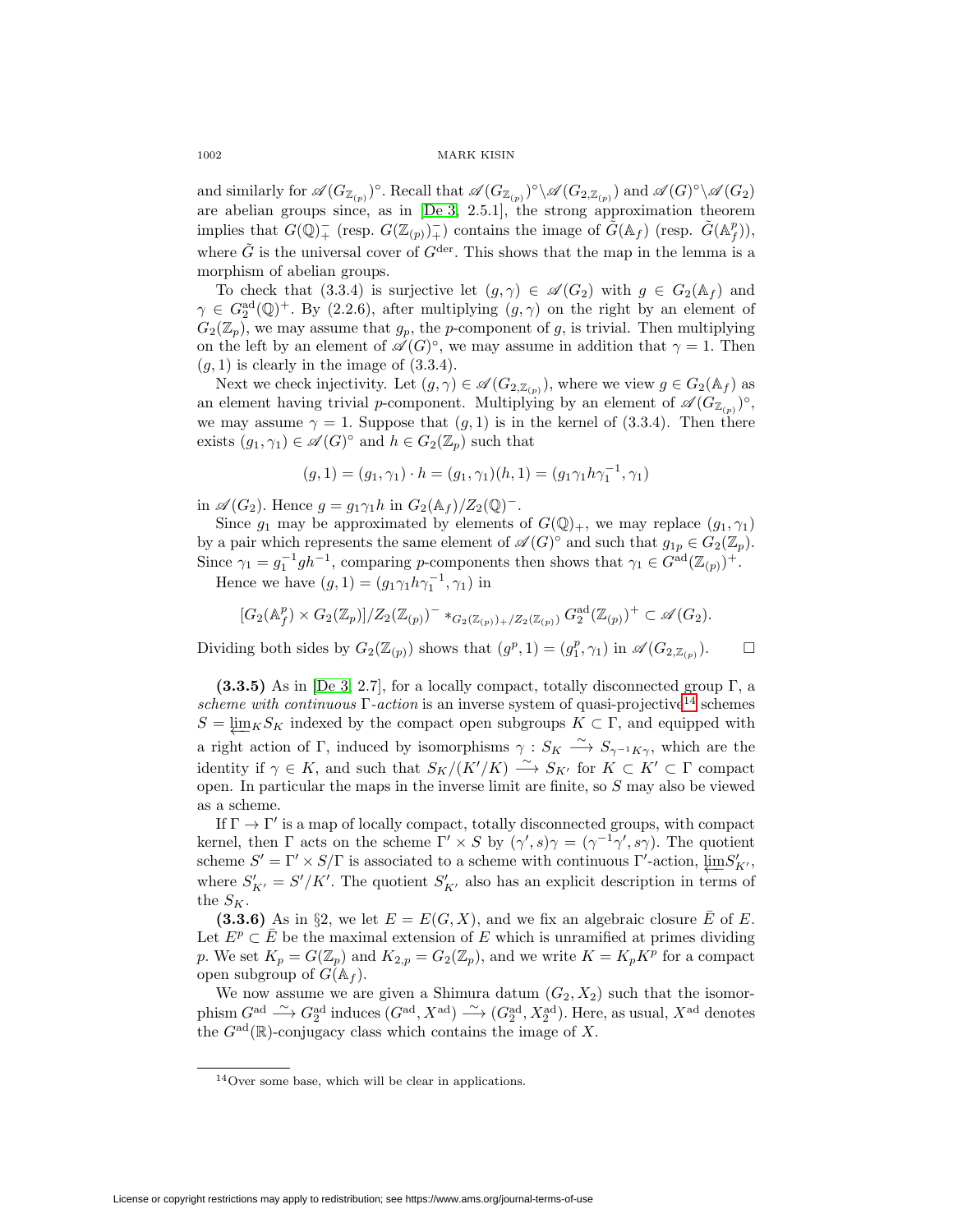and similarly for $\mathscr{A}(G_{\mathbb{Z}_{(p)}})^\circ$. Recall that $\mathscr{A}(G_{\mathbb{Z}_{(p)}})^\circ\backslash\mathscr{A}(G_{2,\mathbb{Z}_{(p)}})$ and $\mathscr{A}(G)^\circ\backslash\mathscr{A}(G_2)$ are abelian groups since, as in [De 3, 2.5.1], the strong approximation theorem implies that $G(\mathbb{Q})_+^-$ (resp. $G(\mathbb{Z}_{(p)})_+^-$) contains the image of $\tilde{G}(\mathbb{A}_f)$ (resp. $\tilde{G}(\mathbb{A}_f^p)$), where $\tilde{G}$ is the universal cover of $G^{\mathrm{der}}$. This shows that the map in the lemma is a morphism of abelian groups.

To check that (3.3.4) is surjective let $(g,\gamma) \in \mathscr{A}(G_2)$ with $g \in G_2(\mathbb{A}_f)$ and $\gamma \in G_2^{\mathrm{ad}}(\mathbb{Q})^+$. By (2.2.6), after multiplying $(g,\gamma)$ on the right by an element of $G_2(\mathbb{Z}_p)$, we may assume that $g_p$, the $p$-component of $g$, is trivial. Then multiplying on the left by an element of $\mathscr{A}(G)^\circ$, we may assume in addition that $\gamma = 1$. Then $(g,1)$ is clearly in the image of (3.3.4).

Next we check injectivity. Let $(g,\gamma) \in \mathscr{A}(G_{2,\mathbb{Z}_{(p)}})$, where we view $g \in G_2(\mathbb{A}_f)$ as an element having trivial $p$-component. Multiplying by an element of $\mathscr{A}(G_{\mathbb{Z}_{(p)}})^\circ$, we may assume $\gamma = 1$. Suppose that $(g,1)$ is in the kernel of (3.3.4). Then there exists $(g_1,\gamma_1) \in \mathscr{A}(G)^\circ$ and $h \in G_2(\mathbb{Z}_p)$ such that

$$(g,1) = (g_1,\gamma_1)\cdot h = (g_1,\gamma_1)(h,1) = (g_1\gamma_1 h\gamma_1^{-1},\gamma_1)$$

in $\mathscr{A}(G_2)$. Hence $g = g_1\gamma_1 h$ in $G_2(\mathbb{A}_f)/Z_2(\mathbb{Q})^-$.

Since $g_1$ may be approximated by elements of $G(\mathbb{Q})_+$, we may replace $(g_1,\gamma_1)$ by a pair which represents the same element of $\mathscr{A}(G)^\circ$ and such that $g_{1p} \in G_2(\mathbb{Z}_p)$. Since $\gamma_1 = g_1^{-1}gh^{-1}$, comparing $p$-components then shows that $\gamma_1 \in G^{\mathrm{ad}}(\mathbb{Z}_{(p)})^+$.

Hence we have $(g,1) = (g_1\gamma_1 h\gamma_1^{-1},\gamma_1)$ in

$$[G_2(\mathbb{A}_f^p)\times G_2(\mathbb{Z}_p)]/Z_2(\mathbb{Z}_{(p)})^- *_{G_2(\mathbb{Z}_{(p)})_+/Z_2(\mathbb{Z}_{(p)})} G_2^{\mathrm{ad}}(\mathbb{Z}_{(p)})^+ \subset \mathscr{A}(G_2).$$

Dividing both sides by $G_2(\mathbb{Z}_{(p)})$ shows that $(g^p,1) = (g_1^p,\gamma_1)$ in $\mathscr{A}(G_{2,\mathbb{Z}_{(p)}})$. □

**(3.3.5)** As in [De 3, 2.7], for a locally compact, totally disconnected group $\Gamma$, a *scheme with continuous* $\Gamma$*-action* is an inverse system of quasi-projective[14] schemes $S = \varprojlim_K S_K$ indexed by the compact open subgroups $K \subset \Gamma$, and equipped with a right action of $\Gamma$, induced by isomorphisms $\gamma : S_K \xrightarrow{\sim} S_{\gamma^{-1}K\gamma}$, which are the identity if $\gamma \in K$, and such that $S_K/(K'/K) \xrightarrow{\sim} S_{K'}$ for $K \subset K' \subset \Gamma$ compact open. In particular the maps in the inverse limit are finite, so $S$ may also be viewed as a scheme.

If $\Gamma \to \Gamma'$ is a map of locally compact, totally disconnected groups, with compact kernel, then $\Gamma$ acts on the scheme $\Gamma'\times S$ by $(\gamma',s)\gamma = (\gamma^{-1}\gamma', s\gamma)$. The quotient scheme $S' = \Gamma'\times S/\Gamma$ is associated to a scheme with continuous $\Gamma'$-action, $\varprojlim S'_{K'}$, where $S'_{K'} = S'/K'$. The quotient $S'_{K'}$ also has an explicit description in terms of the $S_K$.

**(3.3.6)** As in §2, we let $E = E(G,X)$, and we fix an algebraic closure $\bar{E}$ of $E$. Let $E^p \subset \bar{E}$ be the maximal extension of $E$ which is unramified at primes dividing $p$. We set $K_p = G(\mathbb{Z}_p)$ and $K_{2,p} = G_2(\mathbb{Z}_p)$, and we write $K = K_pK^p$ for a compact open subgroup of $G(\mathbb{A}_f)$.

We now assume we are given a Shimura datum $(G_2,X_2)$ such that the isomorphism $G^{\mathrm{ad}} \xrightarrow{\sim} G_2^{\mathrm{ad}}$ induces $(G^{\mathrm{ad}},X^{\mathrm{ad}}) \xrightarrow{\sim} (G_2^{\mathrm{ad}},X_2^{\mathrm{ad}})$. Here, as usual, $X^{\mathrm{ad}}$ denotes the $G^{\mathrm{ad}}(\mathbb{R})$-conjugacy class which contains the image of $X$.

---

[14] Over some base, which will be clear in applications.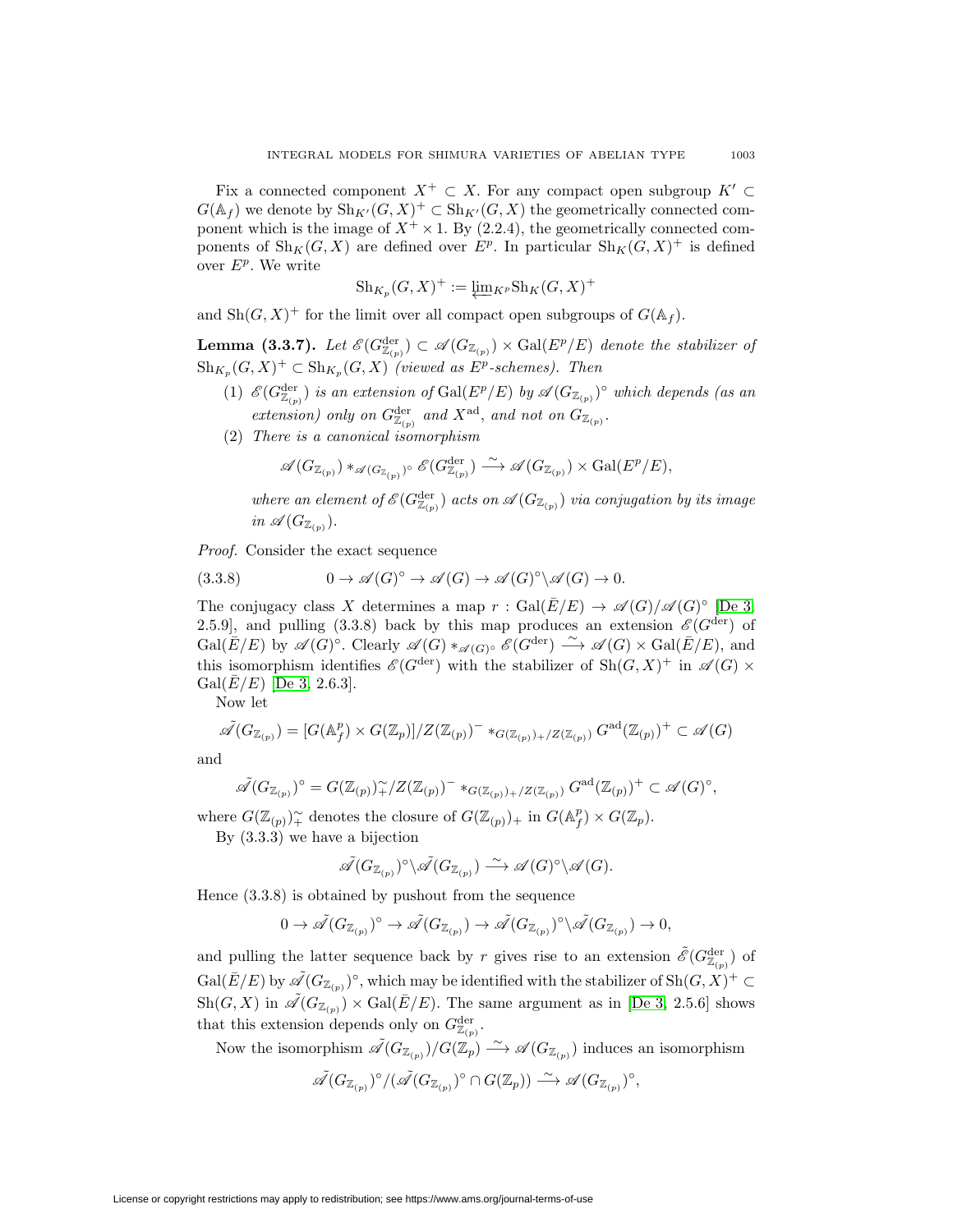Fix a connected component $X^+ \subset X$. For any compact open subgroup $K' \subset G(\mathbb{A}_f)$ we denote by $\mathrm{Sh}_{K'}(G,X)^+ \subset \mathrm{Sh}_{K'}(G,X)$ the geometrically connected component which is the image of $X^+ \times 1$. By (2.2.4), the geometrically connected components of $\mathrm{Sh}_K(G,X)$ are defined over $E^p$. In particular $\mathrm{Sh}_K(G,X)^+$ is defined over $E^p$. We write

$$\mathrm{Sh}_{K_p}(G,X)^+ := \varprojlim_{K^p} \mathrm{Sh}_K(G,X)^+$$

and $\mathrm{Sh}(G,X)^+$ for the limit over all compact open subgroups of $G(\mathbb{A}_f)$.

**Lemma (3.3.7).** *Let $\mathscr{E}(G^{\mathrm{der}}_{\mathbb{Z}_{(p)}}) \subset \mathscr{A}(G_{\mathbb{Z}_{(p)}}) \times \mathrm{Gal}(E^p/E)$ denote the stabilizer of $\mathrm{Sh}_{K_p}(G,X)^+ \subset \mathrm{Sh}_{K_p}(G,X)$ (viewed as $E^p$-schemes). Then*

1. *$\mathscr{E}(G^{\mathrm{der}}_{\mathbb{Z}_{(p)}})$ is an extension of $\mathrm{Gal}(E^p/E)$ by $\mathscr{A}(G_{\mathbb{Z}_{(p)}})^\circ$ which depends (as an extension) only on $G^{\mathrm{der}}_{\mathbb{Z}_{(p)}}$ and $X^{\mathrm{ad}}$, and not on $G_{\mathbb{Z}_{(p)}}$.*
2. *There is a canonical isomorphism*

$$\mathscr{A}(G_{\mathbb{Z}_{(p)}}) *_{\mathscr{A}(G_{\mathbb{Z}_{(p)}})^\circ} \mathscr{E}(G^{\mathrm{der}}_{\mathbb{Z}_{(p)}}) \xrightarrow{\sim} \mathscr{A}(G_{\mathbb{Z}_{(p)}}) \times \mathrm{Gal}(E^p/E),$$

*where an element of $\mathscr{E}(G^{\mathrm{der}}_{\mathbb{Z}_{(p)}})$ acts on $\mathscr{A}(G_{\mathbb{Z}_{(p)}})$ via conjugation by its image in $\mathscr{A}(G_{\mathbb{Z}_{(p)}})$.*

*Proof.* Consider the exact sequence

$$0 \to \mathscr{A}(G)^\circ \to \mathscr{A}(G) \to \mathscr{A}(G)^\circ \backslash \mathscr{A}(G) \to 0. \tag{3.3.8}$$

The conjugacy class $X$ determines a map $r : \mathrm{Gal}(\bar{E}/E) \to \mathscr{A}(G)/\mathscr{A}(G)^\circ$ [De 3, 2.5.9], and pulling (3.3.8) back by this map produces an extension $\mathscr{E}(G^{\mathrm{der}})$ of $\mathrm{Gal}(\bar{E}/E)$ by $\mathscr{A}(G)^\circ$. Clearly $\mathscr{A}(G) *_{\mathscr{A}(G)^\circ} \mathscr{E}(G^{\mathrm{der}}) \xrightarrow{\sim} \mathscr{A}(G) \times \mathrm{Gal}(\bar{E}/E)$, and this isomorphism identifies $\mathscr{E}(G^{\mathrm{der}})$ with the stabilizer of $\mathrm{Sh}(G,X)^+$ in $\mathscr{A}(G) \times \mathrm{Gal}(\bar{E}/E)$ [De 3, 2.6.3].

Now let

$$\tilde{\mathscr{A}}(G_{\mathbb{Z}_{(p)}}) = [G(\mathbb{A}_f^p) \times G(\mathbb{Z}_p)]/Z(\mathbb{Z}_{(p)})^- *_{G(\mathbb{Z}_{(p)})_+/Z(\mathbb{Z}_{(p)})} G^{\mathrm{ad}}(\mathbb{Z}_{(p)})^+ \subset \mathscr{A}(G)$$

and

$$\tilde{\mathscr{A}}(G_{\mathbb{Z}_{(p)}})^\circ = G(\mathbb{Z}_{(p)})_+^\sim/Z(\mathbb{Z}_{(p)})^- *_{G(\mathbb{Z}_{(p)})_+/Z(\mathbb{Z}_{(p)})} G^{\mathrm{ad}}(\mathbb{Z}_{(p)})^+ \subset \mathscr{A}(G)^\circ,$$

where $G(\mathbb{Z}_{(p)})_+^\sim$ denotes the closure of $G(\mathbb{Z}_{(p)})_+$ in $G(\mathbb{A}_f^p) \times G(\mathbb{Z}_p)$.

By (3.3.3) we have a bijection

$$\tilde{\mathscr{A}}(G_{\mathbb{Z}_{(p)}})^\circ \backslash \tilde{\mathscr{A}}(G_{\mathbb{Z}_{(p)}}) \xrightarrow{\sim} \mathscr{A}(G)^\circ \backslash \mathscr{A}(G).$$

Hence (3.3.8) is obtained by pushout from the sequence

$$0 \to \tilde{\mathscr{A}}(G_{\mathbb{Z}_{(p)}})^\circ \to \tilde{\mathscr{A}}(G_{\mathbb{Z}_{(p)}}) \to \tilde{\mathscr{A}}(G_{\mathbb{Z}_{(p)}})^\circ \backslash \tilde{\mathscr{A}}(G_{\mathbb{Z}_{(p)}}) \to 0,$$

and pulling the latter sequence back by $r$ gives rise to an extension $\tilde{\mathscr{E}}(G^{\mathrm{der}}_{\mathbb{Z}_{(p)}})$ of $\mathrm{Gal}(\bar{E}/E)$ by $\tilde{\mathscr{A}}(G_{\mathbb{Z}_{(p)}})^\circ$, which may be identified with the stabilizer of $\mathrm{Sh}(G,X)^+ \subset \mathrm{Sh}(G,X)$ in $\tilde{\mathscr{A}}(G_{\mathbb{Z}_{(p)}}) \times \mathrm{Gal}(\bar{E}/E)$. The same argument as in [De 3, 2.5.6] shows that this extension depends only on $G^{\mathrm{der}}_{\mathbb{Z}_{(p)}}$.

Now the isomorphism $\tilde{\mathscr{A}}(G_{\mathbb{Z}_{(p)}})/G(\mathbb{Z}_p) \xrightarrow{\sim} \mathscr{A}(G_{\mathbb{Z}_{(p)}})$ induces an isomorphism

$$\tilde{\mathscr{A}}(G_{\mathbb{Z}_{(p)}})^\circ/(\tilde{\mathscr{A}}(G_{\mathbb{Z}_{(p)}})^\circ \cap G(\mathbb{Z}_p)) \xrightarrow{\sim} \mathscr{A}(G_{\mathbb{Z}_{(p)}})^\circ,$$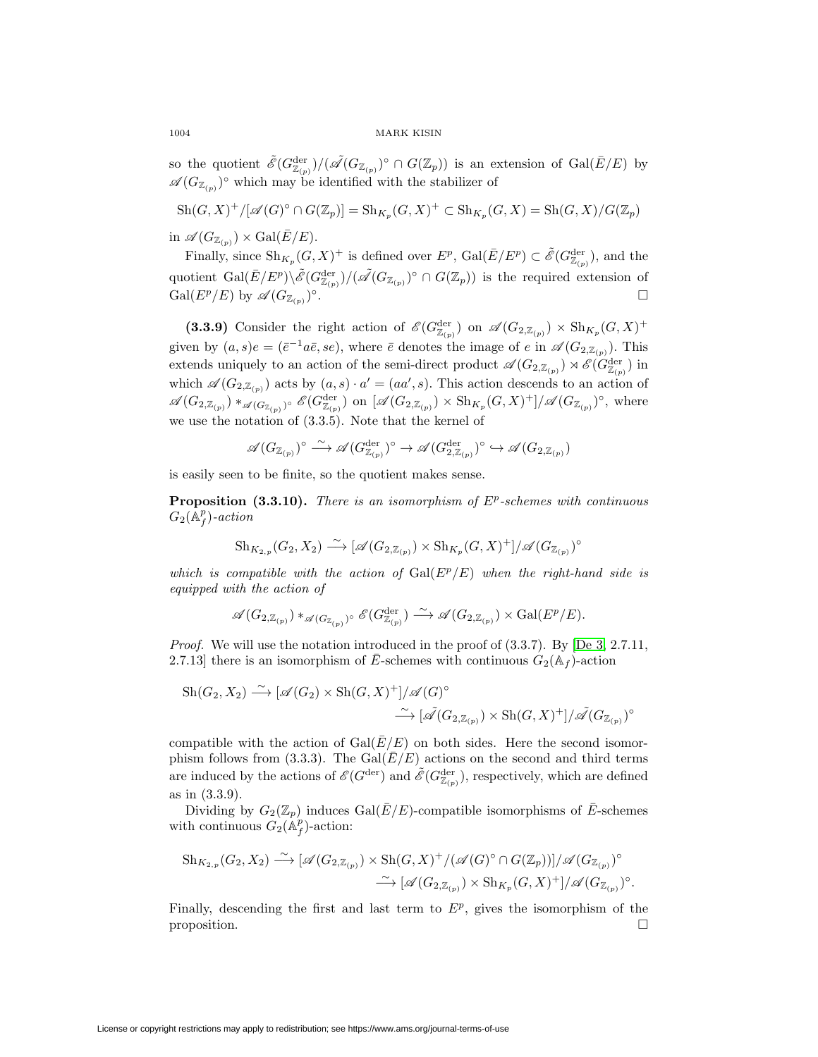so the quotient $\tilde{\mathscr{E}}(G^{\mathrm{der}}_{\mathbb{Z}_{(p)}})/(\tilde{\mathscr{A}}(G_{\mathbb{Z}_{(p)}})^\circ \cap G(\mathbb{Z}_p))$ is an extension of $\mathrm{Gal}(\bar{E}/E)$ by $\mathscr{A}(G_{\mathbb{Z}_{(p)}})^\circ$ which may be identified with the stabilizer of

$$\mathrm{Sh}(G,X)^+/[\mathscr{A}(G)^\circ \cap G(\mathbb{Z}_p)] = \mathrm{Sh}_{K_p}(G,X)^+ \subset \mathrm{Sh}_{K_p}(G,X) = \mathrm{Sh}(G,X)/G(\mathbb{Z}_p)$$

in $\mathscr{A}(G_{\mathbb{Z}_{(p)}}) \times \mathrm{Gal}(\bar{E}/E)$.

Finally, since $\mathrm{Sh}_{K_p}(G,X)^+$ is defined over $E^p$, $\mathrm{Gal}(\bar{E}/E^p) \subset \tilde{\mathscr{E}}(G^{\mathrm{der}}_{\mathbb{Z}_{(p)}})$, and the quotient $\mathrm{Gal}(\bar{E}/E^p)\backslash\tilde{\mathscr{E}}(G^{\mathrm{der}}_{\mathbb{Z}_{(p)}})/(\tilde{\mathscr{A}}(G_{\mathbb{Z}_{(p)}})^\circ \cap G(\mathbb{Z}_p))$ is the required extension of $\mathrm{Gal}(E^p/E)$ by $\mathscr{A}(G_{\mathbb{Z}_{(p)}})^\circ$. □

**(3.3.9)** Consider the right action of $\mathscr{E}(G^{\mathrm{der}}_{\mathbb{Z}_{(p)}})$ on $\mathscr{A}(G_{2,\mathbb{Z}_{(p)}}) \times \mathrm{Sh}_{K_p}(G,X)^+$ given by $(a,s)e = (\bar{e}^{-1}a\bar{e}, se)$, where $\bar{e}$ denotes the image of $e$ in $\mathscr{A}(G_{2,\mathbb{Z}_{(p)}})$. This extends uniquely to an action of the semi-direct product $\mathscr{A}(G_{2,\mathbb{Z}_{(p)}}) \rtimes \mathscr{E}(G^{\mathrm{der}}_{\mathbb{Z}_{(p)}})$ in which $\mathscr{A}(G_{2,\mathbb{Z}_{(p)}})$ acts by $(a,s)\cdot a' = (aa',s)$. This action descends to an action of $\mathscr{A}(G_{2,\mathbb{Z}_{(p)}}) *_{\mathscr{A}(G_{\mathbb{Z}_{(p)}})^\circ} \mathscr{E}(G^{\mathrm{der}}_{\mathbb{Z}_{(p)}})$ on $[\mathscr{A}(G_{2,\mathbb{Z}_{(p)}}) \times \mathrm{Sh}_{K_p}(G,X)^+]/\mathscr{A}(G_{\mathbb{Z}_{(p)}})^\circ$, where we use the notation of (3.3.5). Note that the kernel of

$$\mathscr{A}(G_{\mathbb{Z}_{(p)}})^\circ \xrightarrow{\sim} \mathscr{A}(G^{\mathrm{der}}_{\mathbb{Z}_{(p)}})^\circ \to \mathscr{A}(G^{\mathrm{der}}_{2,\mathbb{Z}_{(p)}})^\circ \hookrightarrow \mathscr{A}(G_{2,\mathbb{Z}_{(p)}})$$

is easily seen to be finite, so the quotient makes sense.

**Proposition (3.3.10).** *There is an isomorphism of $E^p$-schemes with continuous $G_2(\mathbb{A}^p_f)$-action*

$$\mathrm{Sh}_{K_{2,p}}(G_2,X_2) \xrightarrow{\sim} [\mathscr{A}(G_{2,\mathbb{Z}_{(p)}}) \times \mathrm{Sh}_{K_p}(G,X)^+]/\mathscr{A}(G_{\mathbb{Z}_{(p)}})^\circ$$

*which is compatible with the action of $\mathrm{Gal}(E^p/E)$ when the right-hand side is equipped with the action of*

$$\mathscr{A}(G_{2,\mathbb{Z}_{(p)}}) *_{\mathscr{A}(G_{\mathbb{Z}_{(p)}})^\circ} \mathscr{E}(G^{\mathrm{der}}_{\mathbb{Z}_{(p)}}) \xrightarrow{\sim} \mathscr{A}(G_{2,\mathbb{Z}_{(p)}}) \times \mathrm{Gal}(E^p/E).$$

*Proof.* We will use the notation introduced in the proof of (3.3.7). By [De 3, 2.7.11, 2.7.13] there is an isomorphism of $\bar{E}$-schemes with continuous $G_2(\mathbb{A}_f)$-action

$$\begin{aligned}\mathrm{Sh}(G_2,X_2) &\xrightarrow{\sim} [\mathscr{A}(G_2) \times \mathrm{Sh}(G,X)^+]/\mathscr{A}(G)^\circ \\ &\xrightarrow{\sim} [\tilde{\mathscr{A}}(G_{2,\mathbb{Z}_{(p)}}) \times \mathrm{Sh}(G,X)^+]/\tilde{\mathscr{A}}(G_{\mathbb{Z}_{(p)}})^\circ\end{aligned}$$

compatible with the action of $\mathrm{Gal}(\bar{E}/E)$ on both sides. Here the second isomorphism follows from (3.3.3). The $\mathrm{Gal}(\bar{E}/E)$ actions on the second and third terms are induced by the actions of $\mathscr{E}(G^{\mathrm{der}})$ and $\tilde{\mathscr{E}}(G^{\mathrm{der}}_{\mathbb{Z}_{(p)}})$, respectively, which are defined as in (3.3.9).

Dividing by $G_2(\mathbb{Z}_p)$ induces $\mathrm{Gal}(\bar{E}/E)$-compatible isomorphisms of $\bar{E}$-schemes with continuous $G_2(\mathbb{A}^p_f)$-action:

$$\begin{aligned}\mathrm{Sh}_{K_{2,p}}(G_2,X_2) &\xrightarrow{\sim} [\mathscr{A}(G_{2,\mathbb{Z}_{(p)}}) \times \mathrm{Sh}(G,X)^+/(\mathscr{A}(G)^\circ \cap G(\mathbb{Z}_p))]/\mathscr{A}(G_{\mathbb{Z}_{(p)}})^\circ \\ &\xrightarrow{\sim} [\mathscr{A}(G_{2,\mathbb{Z}_{(p)}}) \times \mathrm{Sh}_{K_p}(G,X)^+]/\mathscr{A}(G_{\mathbb{Z}_{(p)}})^\circ.\end{aligned}$$

Finally, descending the first and last term to $E^p$, gives the isomorphism of the proposition. □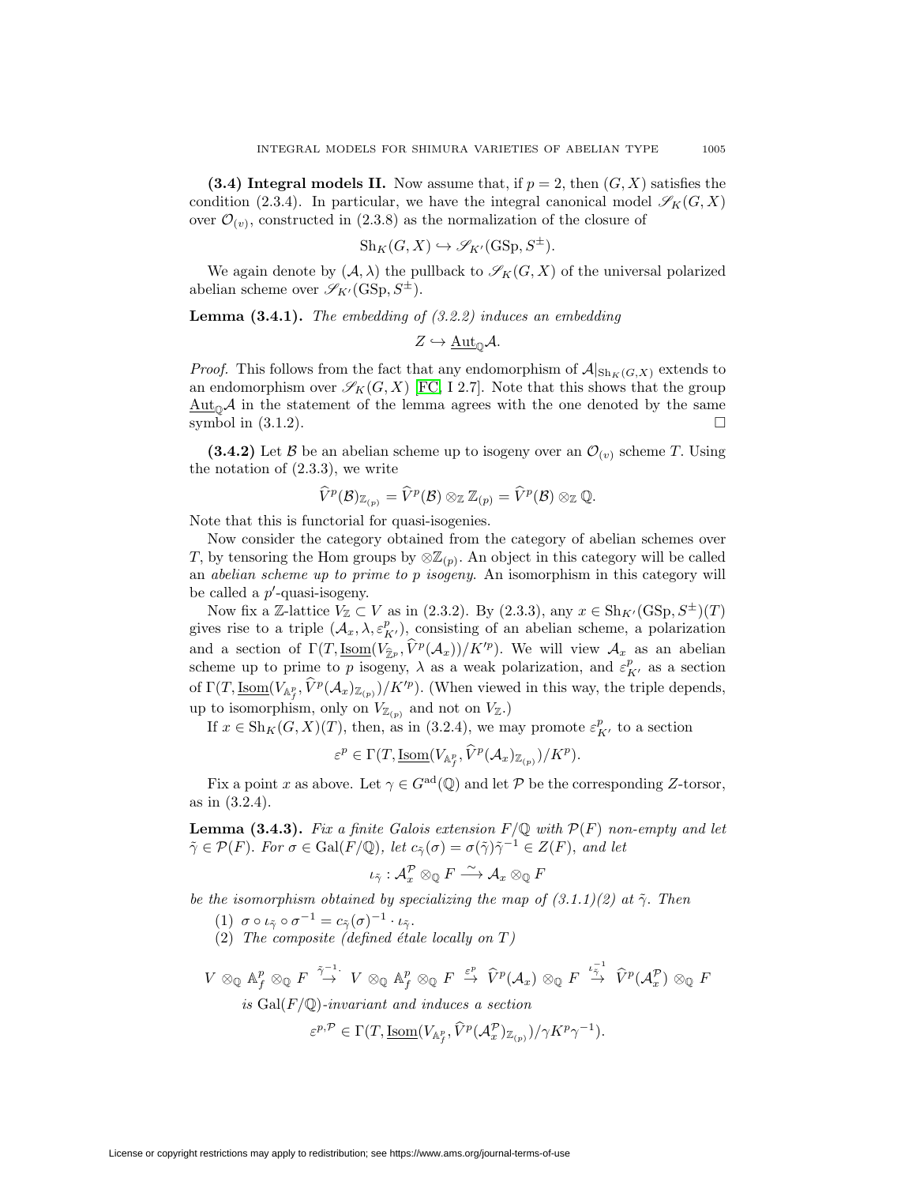**(3.4) Integral models II.** Now assume that, if $p = 2$, then $(G, X)$ satisfies the condition (2.3.4). In particular, we have the integral canonical model $\mathscr{S}_K(G, X)$ over $\mathcal{O}_{(v)}$, constructed in (2.3.8) as the normalization of the closure of

$$\mathrm{Sh}_K(G, X) \hookrightarrow \mathscr{S}_{K'}(\mathrm{GSp}, S^{\pm}).$$

We again denote by $(\mathcal{A}, \lambda)$ the pullback to $\mathscr{S}_K(G, X)$ of the universal polarized abelian scheme over $\mathscr{S}_{K'}(\mathrm{GSp}, S^{\pm})$.

**Lemma (3.4.1).** *The embedding of (3.2.2) induces an embedding*

$$Z \hookrightarrow \underline{\mathrm{Aut}}_{\mathbb{Q}} \mathcal{A}.$$

*Proof.* This follows from the fact that any endomorphism of $\mathcal{A}|_{\mathrm{Sh}_K(G,X)}$ extends to an endomorphism over $\mathscr{S}_K(G, X)$ [FC, I 2.7]. Note that this shows that the group $\underline{\mathrm{Aut}}_{\mathbb{Q}} \mathcal{A}$ in the statement of the lemma agrees with the one denoted by the same symbol in (3.1.2). $\square$

**(3.4.2)** Let $\mathcal{B}$ be an abelian scheme up to isogeny over an $\mathcal{O}_{(v)}$ scheme $T$. Using the notation of (2.3.3), we write

$$\widehat{V}^p(\mathcal{B})_{\mathbb{Z}_{(p)}} = \widehat{V}^p(\mathcal{B}) \otimes_{\mathbb{Z}} \mathbb{Z}_{(p)} = \widehat{V}^p(\mathcal{B}) \otimes_{\mathbb{Z}} \mathbb{Q}.$$

Note that this is functorial for quasi-isogenies.

Now consider the category obtained from the category of abelian schemes over $T$, by tensoring the Hom groups by $\otimes \mathbb{Z}_{(p)}$. An object in this category will be called an *abelian scheme up to prime to $p$ isogeny*. An isomorphism in this category will be called a $p'$-quasi-isogeny.

Now fix a $\mathbb{Z}$-lattice $V_{\mathbb{Z}} \subset V$ as in (2.3.2). By (2.3.3), any $x \in \mathrm{Sh}_{K'}(\mathrm{GSp}, S^{\pm})(T)$ gives rise to a triple $(\mathcal{A}_x, \lambda, \varepsilon^p_{K'})$, consisting of an abelian scheme, a polarization and a section of $\Gamma(T, \underline{\mathrm{Isom}}(V_{\widehat{\mathbb{Z}}^p}, \widehat{V}^p(\mathcal{A}_x))/K'^p)$. We will view $\mathcal{A}_x$ as an abelian scheme up to prime to $p$ isogeny, $\lambda$ as a weak polarization, and $\varepsilon^p_{K'}$ as a section of $\Gamma(T, \underline{\mathrm{Isom}}(V_{\mathbb{A}^p_f}, \widehat{V}^p(\mathcal{A}_x)_{\mathbb{Z}_{(p)}})/K'^p)$. (When viewed in this way, the triple depends, up to isomorphism, only on $V_{\mathbb{Z}_{(p)}}$ and not on $V_{\mathbb{Z}}$.)

If $x \in \mathrm{Sh}_K(G, X)(T)$, then, as in (3.2.4), we may promote $\varepsilon^p_{K'}$ to a section

$$\varepsilon^p \in \Gamma(T, \underline{\mathrm{Isom}}(V_{\mathbb{A}^p_f}, \widehat{V}^p(\mathcal{A}_x)_{\mathbb{Z}_{(p)}})/K^p).$$

Fix a point $x$ as above. Let $\gamma \in G^{\mathrm{ad}}(\mathbb{Q})$ and let $\mathcal{P}$ be the corresponding $Z$-torsor, as in (3.2.4).

**Lemma (3.4.3).** *Fix a finite Galois extension $F/\mathbb{Q}$ with $\mathcal{P}(F)$ non-empty and let $\tilde{\gamma} \in \mathcal{P}(F)$. For $\sigma \in \mathrm{Gal}(F/\mathbb{Q})$, let $c_{\tilde{\gamma}}(\sigma) = \sigma(\tilde{\gamma})\tilde{\gamma}^{-1} \in Z(F)$, and let*

$$\iota_{\tilde{\gamma}} : \mathcal{A}^{\mathcal{P}}_x \otimes_{\mathbb{Q}} F \xrightarrow{\sim} \mathcal{A}_x \otimes_{\mathbb{Q}} F$$

*be the isomorphism obtained by specializing the map of (3.1.1)(2) at $\tilde{\gamma}$. Then*

1. $\sigma \circ \iota_{\tilde{\gamma}} \circ \sigma^{-1} = c_{\tilde{\gamma}}(\sigma)^{-1} \cdot \iota_{\tilde{\gamma}}$.
2. *The composite (defined étale locally on $T$)*

$$V \otimes_{\mathbb{Q}} \mathbb{A}^p_f \otimes_{\mathbb{Q}} F \overset{\tilde{\gamma}^{-1}\cdot}{\to} V \otimes_{\mathbb{Q}} \mathbb{A}^p_f \otimes_{\mathbb{Q}} F \overset{\varepsilon^p}{\to} \widehat{V}^p(\mathcal{A}_x) \otimes_{\mathbb{Q}} F \overset{\iota^{-1}_{\tilde{\gamma}}}{\to} \widehat{V}^p(\mathcal{A}^{\mathcal{P}}_x) \otimes_{\mathbb{Q}} F$$

*is $\mathrm{Gal}(F/\mathbb{Q})$-invariant and induces a section*

$$\varepsilon^{p,\mathcal{P}} \in \Gamma(T, \underline{\mathrm{Isom}}(V_{\mathbb{A}^p_f}, \widehat{V}^p(\mathcal{A}^{\mathcal{P}}_x)_{\mathbb{Z}_{(p)}})/\gamma K^p \gamma^{-1}).$$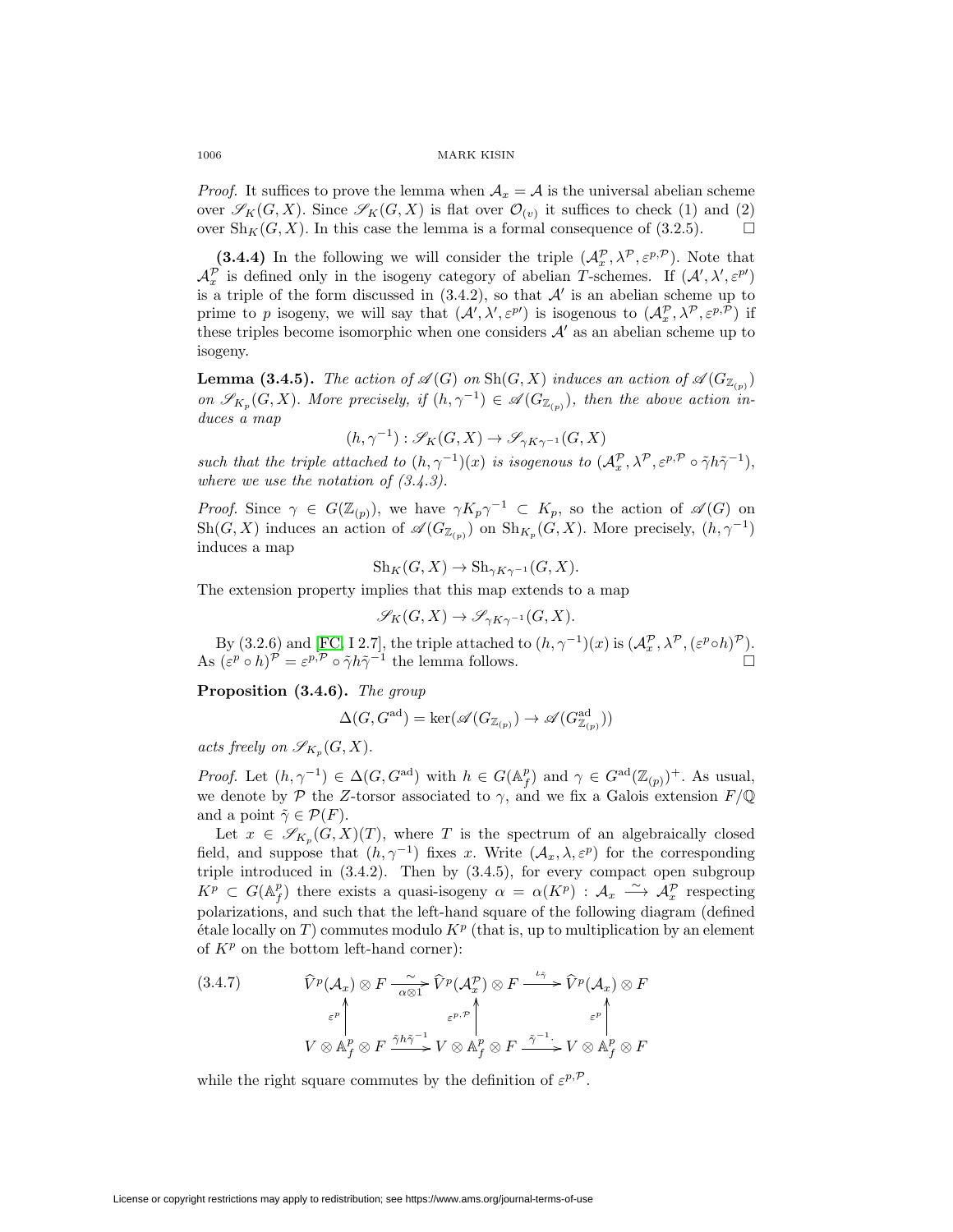*Proof.* It suffices to prove the lemma when $\mathcal{A}_x = \mathcal{A}$ is the universal abelian scheme over $\mathscr{S}_K(G,X)$. Since $\mathscr{S}_K(G,X)$ is flat over $\mathcal{O}_{(v)}$ it suffices to check (1) and (2) over $\mathrm{Sh}_K(G,X)$. In this case the lemma is a formal consequence of (3.2.5). $\square$

**(3.4.4)** In the following we will consider the triple $(\mathcal{A}_x^{\mathcal{P}}, \lambda^{\mathcal{P}}, \varepsilon^{p,\mathcal{P}})$. Note that $\mathcal{A}_x^{\mathcal{P}}$ is defined only in the isogeny category of abelian $T$-schemes. If $(\mathcal{A}', \lambda', \varepsilon^{p\prime})$ is a triple of the form discussed in (3.4.2), so that $\mathcal{A}'$ is an abelian scheme up to prime to $p$ isogeny, we will say that $(\mathcal{A}', \lambda', \varepsilon^{p\prime})$ is isogenous to $(\mathcal{A}_x^{\mathcal{P}}, \lambda^{\mathcal{P}}, \varepsilon^{p,\mathcal{P}})$ if these triples become isomorphic when one considers $\mathcal{A}'$ as an abelian scheme up to isogeny.

**Lemma (3.4.5).** *The action of $\mathscr{A}(G)$ on $\mathrm{Sh}(G,X)$ induces an action of $\mathscr{A}(G_{\mathbb{Z}_{(p)}})$ on $\mathscr{S}_{K_p}(G,X)$. More precisely, if $(h,\gamma^{-1}) \in \mathscr{A}(G_{\mathbb{Z}_{(p)}})$, then the above action induces a map*

$$(h,\gamma^{-1}) : \mathscr{S}_K(G,X) \to \mathscr{S}_{\gamma K \gamma^{-1}}(G,X)$$

*such that the triple attached to $(h,\gamma^{-1})(x)$ is isogenous to $(\mathcal{A}_x^{\mathcal{P}}, \lambda^{\mathcal{P}}, \varepsilon^{p,\mathcal{P}} \circ \tilde{\gamma} h \tilde{\gamma}^{-1})$, where we use the notation of (3.4.3).*

*Proof.* Since $\gamma \in G(\mathbb{Z}_{(p)})$, we have $\gamma K_p \gamma^{-1} \subset K_p$, so the action of $\mathscr{A}(G)$ on $\mathrm{Sh}(G,X)$ induces an action of $\mathscr{A}(G_{\mathbb{Z}_{(p)}})$ on $\mathrm{Sh}_{K_p}(G,X)$. More precisely, $(h,\gamma^{-1})$ induces a map

$$\mathrm{Sh}_K(G,X) \to \mathrm{Sh}_{\gamma K \gamma^{-1}}(G,X).$$

The extension property implies that this map extends to a map

$$\mathscr{S}_K(G,X) \to \mathscr{S}_{\gamma K \gamma^{-1}}(G,X).$$

By (3.2.6) and [FC, I 2.7], the triple attached to $(h,\gamma^{-1})(x)$ is $(\mathcal{A}_x^{\mathcal{P}}, \lambda^{\mathcal{P}}, (\varepsilon^p \circ h)^{\mathcal{P}})$. As $(\varepsilon^p \circ h)^{\mathcal{P}} = \varepsilon^{p,\mathcal{P}} \circ \tilde{\gamma} h \tilde{\gamma}^{-1}$ the lemma follows. $\square$

**Proposition (3.4.6).** *The group*

$$\Delta(G, G^{\mathrm{ad}}) = \ker(\mathscr{A}(G_{\mathbb{Z}_{(p)}}) \to \mathscr{A}(G^{\mathrm{ad}}_{\mathbb{Z}_{(p)}}))$$

*acts freely on $\mathscr{S}_{K_p}(G,X)$.*

*Proof.* Let $(h,\gamma^{-1}) \in \Delta(G,G^{\mathrm{ad}})$ with $h \in G(\mathbb{A}_f^p)$ and $\gamma \in G^{\mathrm{ad}}(\mathbb{Z}_{(p)})^+$. As usual, we denote by $\mathcal{P}$ the $Z$-torsor associated to $\gamma$, and we fix a Galois extension $F/\mathbb{Q}$ and a point $\tilde{\gamma} \in \mathcal{P}(F)$.

Let $x \in \mathscr{S}_{K_p}(G,X)(T)$, where $T$ is the spectrum of an algebraically closed field, and suppose that $(h,\gamma^{-1})$ fixes $x$. Write $(\mathcal{A}_x, \lambda, \varepsilon^p)$ for the corresponding triple introduced in (3.4.2). Then by (3.4.5), for every compact open subgroup $K^p \subset G(\mathbb{A}_f^p)$ there exists a quasi-isogeny $\alpha = \alpha(K^p) : \mathcal{A}_x \xrightarrow{\sim} \mathcal{A}_x^{\mathcal{P}}$ respecting polarizations, and such that the left-hand square of the following diagram (defined étale locally on $T$) commutes modulo $K^p$ (that is, up to multiplication by an element of $K^p$ on the bottom left-hand corner):

$$(3.4.7) \qquad \begin{array}{ccccc} \widehat{V}^p(\mathcal{A}_x) \otimes F & \xrightarrow[\alpha \otimes 1]{\sim} & \widehat{V}^p(\mathcal{A}_x^{\mathcal{P}}) \otimes F & \xrightarrow{\iota_{\tilde{\gamma}}} & \widehat{V}^p(\mathcal{A}_x) \otimes F \\ \uparrow{\scriptstyle \varepsilon^p} & & \uparrow{\scriptstyle \varepsilon^{p,\mathcal{P}}} & & \uparrow{\scriptstyle \varepsilon^p} \\ V \otimes \mathbb{A}_f^p \otimes F & \xrightarrow{\tilde{\gamma} h \tilde{\gamma}^{-1}} & V \otimes \mathbb{A}_f^p \otimes F & \xrightarrow{\tilde{\gamma}^{-1}\cdot} & V \otimes \mathbb{A}_f^p \otimes F \end{array}$$

while the right square commutes by the definition of $\varepsilon^{p,\mathcal{P}}$.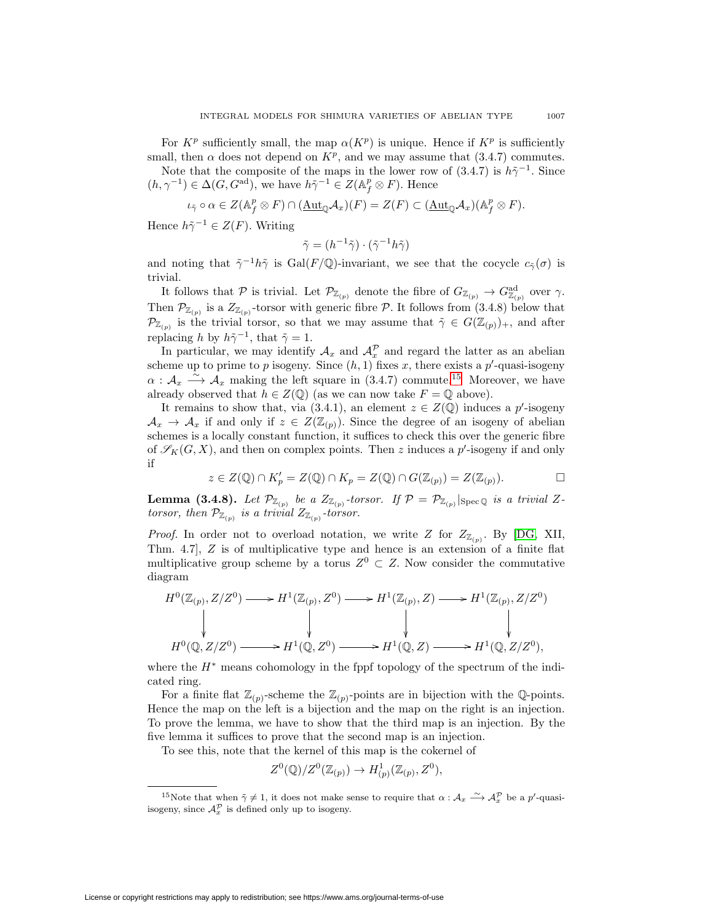For $K^p$ sufficiently small, the map $\alpha(K^p)$ is unique. Hence if $K^p$ is sufficiently small, then $\alpha$ does not depend on $K^p$, and we may assume that (3.4.7) commutes.

Note that the composite of the maps in the lower row of (3.4.7) is $h\tilde{\gamma}^{-1}$. Since $(h, \gamma^{-1}) \in \Delta(G, G^{\mathrm{ad}})$, we have $h\tilde{\gamma}^{-1} \in Z(\mathbb{A}_f^p \otimes F)$. Hence

$$\iota_{\tilde{\gamma}} \circ \alpha \in Z(\mathbb{A}_f^p \otimes F) \cap (\underline{\mathrm{Aut}}_{\mathbb{Q}}\mathcal{A}_x)(F) = Z(F) \subset (\underline{\mathrm{Aut}}_{\mathbb{Q}}\mathcal{A}_x)(\mathbb{A}_f^p \otimes F).$$

Hence $h\tilde{\gamma}^{-1} \in Z(F)$. Writing

$$\tilde{\gamma} = (h^{-1}\tilde{\gamma}) \cdot (\tilde{\gamma}^{-1}h\tilde{\gamma})$$

and noting that $\tilde{\gamma}^{-1}h\tilde{\gamma}$ is $\mathrm{Gal}(F/\mathbb{Q})$-invariant, we see that the cocycle $c_{\tilde{\gamma}}(\sigma)$ is trivial.

It follows that $\mathcal{P}$ is trivial. Let $\mathcal{P}_{\mathbb{Z}_{(p)}}$ denote the fibre of $G_{\mathbb{Z}_{(p)}} \to G^{\mathrm{ad}}_{\mathbb{Z}_{(p)}}$ over $\gamma$. Then $\mathcal{P}_{\mathbb{Z}_{(p)}}$ is a $Z_{\mathbb{Z}_{(p)}}$-torsor with generic fibre $\mathcal{P}$. It follows from (3.4.8) below that $\mathcal{P}_{\mathbb{Z}_{(p)}}$ is the trivial torsor, so that we may assume that $\tilde{\gamma} \in G(\mathbb{Z}_{(p)})_+$, and after replacing $h$ by $h\tilde{\gamma}^{-1}$, that $\tilde{\gamma} = 1$.

In particular, we may identify $\mathcal{A}_x$ and $\mathcal{A}_x^{\mathcal{P}}$ and regard the latter as an abelian scheme up to prime to $p$ isogeny. Since $(h, 1)$ fixes $x$, there exists a $p'$-quasi-isogeny $\alpha : \mathcal{A}_x \xrightarrow{\sim} \mathcal{A}_x$ making the left square in (3.4.7) commute.[15] Moreover, we have already observed that $h \in Z(\mathbb{Q})$ (as we can now take $F = \mathbb{Q}$ above).

It remains to show that, via (3.4.1), an element $z \in Z(\mathbb{Q})$ induces a $p'$-isogeny $\mathcal{A}_x \to \mathcal{A}_x$ if and only if $z \in Z(\mathbb{Z}_{(p)})$. Since the degree of an isogeny of abelian schemes is a locally constant function, it suffices to check this over the generic fibre of $\mathscr{S}_K(G, X)$, and then on complex points. Then $z$ induces a $p'$-isogeny if and only if

$$z \in Z(\mathbb{Q}) \cap K_p' = Z(\mathbb{Q}) \cap K_p = Z(\mathbb{Q}) \cap G(\mathbb{Z}_{(p)}) = Z(\mathbb{Z}_{(p)}). \qquad \square$$

**Lemma (3.4.8).** *Let $\mathcal{P}_{\mathbb{Z}_{(p)}}$ be a $Z_{\mathbb{Z}_{(p)}}$-torsor. If $\mathcal{P} = \mathcal{P}_{\mathbb{Z}_{(p)}}|_{\mathrm{Spec}\,\mathbb{Q}}$ is a trivial $Z$-torsor, then $\mathcal{P}_{\mathbb{Z}_{(p)}}$ is a trivial $Z_{\mathbb{Z}_{(p)}}$-torsor.*

*Proof.* In order not to overload notation, we write $Z$ for $Z_{\mathbb{Z}_{(p)}}$. By [DG, XII, Thm. 4.7], $Z$ is of multiplicative type and hence is an extension of a finite flat multiplicative group scheme by a torus $Z^0 \subset Z$. Now consider the commutative diagram

$$\begin{array}{ccccccc}
H^0(\mathbb{Z}_{(p)}, Z/Z^0) & \longrightarrow & H^1(\mathbb{Z}_{(p)}, Z^0) & \longrightarrow & H^1(\mathbb{Z}_{(p)}, Z) & \longrightarrow & H^1(\mathbb{Z}_{(p)}, Z/Z^0) \\
\downarrow & & \downarrow & & \downarrow & & \downarrow \\
H^0(\mathbb{Q}, Z/Z^0) & \longrightarrow & H^1(\mathbb{Q}, Z^0) & \longrightarrow & H^1(\mathbb{Q}, Z) & \longrightarrow & H^1(\mathbb{Q}, Z/Z^0),
\end{array}$$

where the $H^*$ means cohomology in the fppf topology of the spectrum of the indicated ring.

For a finite flat $\mathbb{Z}_{(p)}$-scheme the $\mathbb{Z}_{(p)}$-points are in bijection with the $\mathbb{Q}$-points. Hence the map on the left is a bijection and the map on the right is an injection. To prove the lemma, we have to show that the third map is an injection. By the five lemma it suffices to prove that the second map is an injection.

To see this, note that the kernel of this map is the cokernel of

$$Z^0(\mathbb{Q})/Z^0(\mathbb{Z}_{(p)}) \to H^1_{(p)}(\mathbb{Z}_{(p)}, Z^0),$$

[15] Note that when $\tilde{\gamma} \neq 1$, it does not make sense to require that $\alpha : \mathcal{A}_x \xrightarrow{\sim} \mathcal{A}_x^{\mathcal{P}}$ be a $p'$-quasi-isogeny, since $\mathcal{A}_x^{\mathcal{P}}$ is defined only up to isogeny.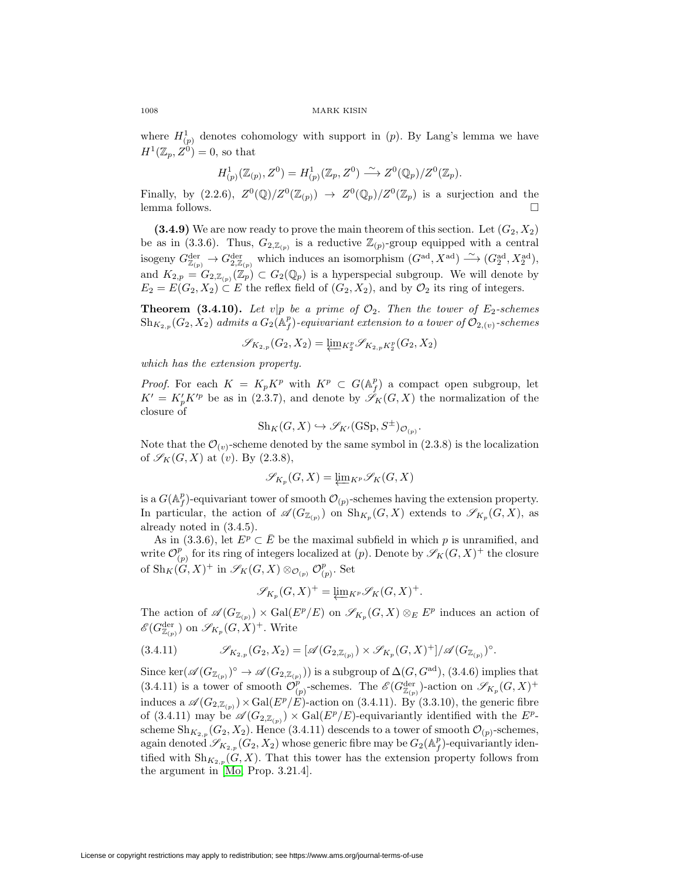where $H^1_{(p)}$ denotes cohomology with support in $(p)$. By Lang's lemma we have $H^1(\mathbb{Z}_p, Z^0) = 0$, so that

$$H^1_{(p)}(\mathbb{Z}_{(p)}, Z^0) = H^1_{(p)}(\mathbb{Z}_p, Z^0) \xrightarrow{\sim} Z^0(\mathbb{Q}_p)/Z^0(\mathbb{Z}_p).$$

Finally, by (2.2.6), $Z^0(\mathbb{Q})/Z^0(\mathbb{Z}_{(p)}) \to Z^0(\mathbb{Q}_p)/Z^0(\mathbb{Z}_p)$ is a surjection and the lemma follows. $\square$

**(3.4.9)** We are now ready to prove the main theorem of this section. Let $(G_2, X_2)$ be as in (3.3.6). Thus, $G_{2,\mathbb{Z}_{(p)}}$ is a reductive $\mathbb{Z}_{(p)}$-group equipped with a central isogeny $G^{\mathrm{der}}_{\mathbb{Z}_{(p)}} \to G^{\mathrm{der}}_{2,\mathbb{Z}_{(p)}}$ which induces an isomorphism $(G^{\mathrm{ad}}, X^{\mathrm{ad}}) \xrightarrow{\sim} (G_2^{\mathrm{ad}}, X_2^{\mathrm{ad}})$, and $K_{2,p} = G_{2,\mathbb{Z}_{(p)}}(\mathbb{Z}_p) \subset G_2(\mathbb{Q}_p)$ is a hyperspecial subgroup. We will denote by $E_2 = E(G_2, X_2) \subset E$ the reflex field of $(G_2, X_2)$, and by $\mathcal{O}_2$ its ring of integers.

**Theorem (3.4.10).** *Let $v|p$ be a prime of $\mathcal{O}_2$. Then the tower of $E_2$-schemes $\mathrm{Sh}_{K_{2,p}}(G_2, X_2)$ admits a $G_2(\mathbb{A}_f^p)$-equivariant extension to a tower of $\mathcal{O}_{2,(v)}$-schemes*

$$\mathscr{S}_{K_{2,p}}(G_2, X_2) = \varprojlim_{K_2^p} \mathscr{S}_{K_{2,p}K_2^p}(G_2, X_2)$$

*which has the extension property.*

*Proof.* For each $K = K_pK^p$ with $K^p \subset G(\mathbb{A}_f^p)$ a compact open subgroup, let $K' = K'_pK'^p$ be as in (2.3.7), and denote by $\mathscr{S}_K(G, X)$ the normalization of the closure of

$$\mathrm{Sh}_K(G, X) \hookrightarrow \mathscr{S}_{K'}(\mathrm{GSp}, S^{\pm})_{\mathcal{O}_{(p)}}.$$

Note that the $\mathcal{O}_{(v)}$-scheme denoted by the same symbol in (2.3.8) is the localization of $\mathscr{S}_K(G, X)$ at $(v)$. By (2.3.8),

$$\mathscr{S}_{K_p}(G, X) = \varprojlim_{K^p} \mathscr{S}_K(G, X)$$

is a $G(\mathbb{A}_f^p)$-equivariant tower of smooth $\mathcal{O}_{(p)}$-schemes having the extension property. In particular, the action of $\mathscr{A}(G_{\mathbb{Z}_{(p)}})$ on $\mathrm{Sh}_{K_p}(G, X)$ extends to $\mathscr{S}_{K_p}(G, X)$, as already noted in (3.4.5).

As in (3.3.6), let $E^p \subset \bar{E}$ be the maximal subfield in which $p$ is unramified, and write $\mathcal{O}^p_{(p)}$ for its ring of integers localized at $(p)$. Denote by $\mathscr{S}_K(G, X)^+$ the closure of $\mathrm{Sh}_K(G, X)^+$ in $\mathscr{S}_K(G, X) \otimes_{\mathcal{O}_{(p)}} \mathcal{O}^p_{(p)}$. Set

$$\mathscr{S}_{K_p}(G, X)^+ = \varprojlim_{K^p} \mathscr{S}_K(G, X)^+.$$

The action of $\mathscr{A}(G_{\mathbb{Z}_{(p)}}) \times \mathrm{Gal}(E^p/E)$ on $\mathscr{S}_{K_p}(G, X) \otimes_E E^p$ induces an action of $\mathscr{E}(G^{\mathrm{der}}_{\mathbb{Z}_{(p)}})$ on $\mathscr{S}_{K_p}(G, X)^+$. Write

$$\mathscr{S}_{K_{2,p}}(G_2, X_2) = [\mathscr{A}(G_{2,\mathbb{Z}_{(p)}}) \times \mathscr{S}_{K_p}(G, X)^+]/\mathscr{A}(G_{\mathbb{Z}_{(p)}})^\circ. \tag{3.4.11}$$

Since $\ker(\mathscr{A}(G_{\mathbb{Z}_{(p)}})^\circ \to \mathscr{A}(G_{2,\mathbb{Z}_{(p)}}))$ is a subgroup of $\Delta(G, G^{\mathrm{ad}})$, (3.4.6) implies that (3.4.11) is a tower of smooth $\mathcal{O}^p_{(p)}$-schemes. The $\mathscr{E}(G^{\mathrm{der}}_{\mathbb{Z}_{(p)}})$-action on $\mathscr{S}_{K_p}(G, X)^+$ induces a $\mathscr{A}(G_{2,\mathbb{Z}_{(p)}}) \times \mathrm{Gal}(E^p/E)$-action on (3.4.11). By (3.3.10), the generic fibre of (3.4.11) may be $\mathscr{A}(G_{2,\mathbb{Z}_{(p)}}) \times \mathrm{Gal}(E^p/E)$-equivariantly identified with the $E^p$-scheme $\mathrm{Sh}_{K_{2,p}}(G_2, X_2)$. Hence (3.4.11) descends to a tower of smooth $\mathcal{O}_{(p)}$-schemes, again denoted $\mathscr{S}_{K_{2,p}}(G_2, X_2)$ whose generic fibre may be $G_2(\mathbb{A}_f^p)$-equivariantly identified with $\mathrm{Sh}_{K_{2,p}}(G, X)$. That this tower has the extension property follows from the argument in [Mo, Prop. 3.21.4].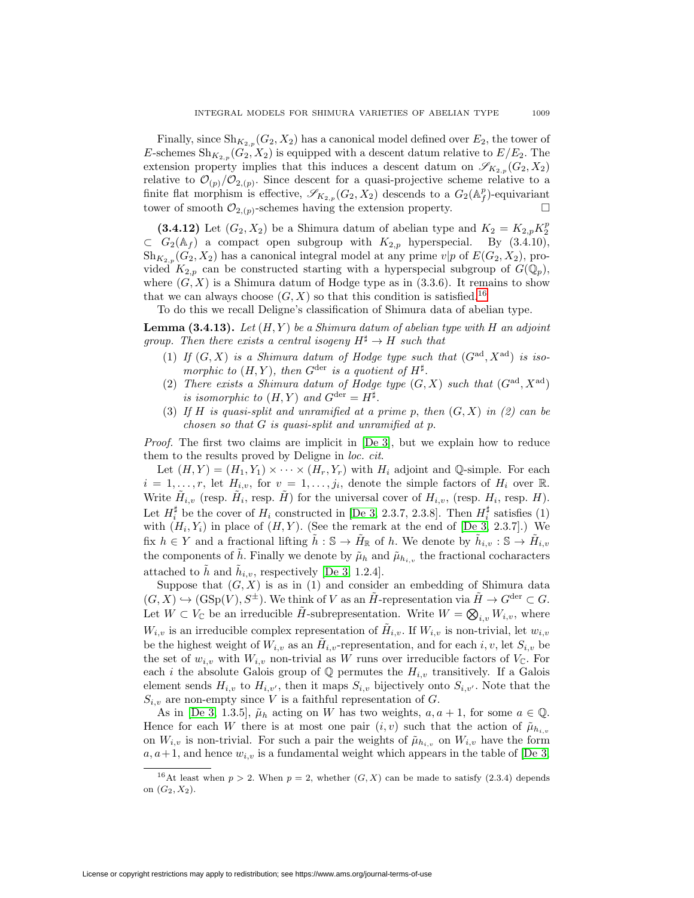Finally, since $\mathrm{Sh}_{K_{2,p}}(G_2, X_2)$ has a canonical model defined over $E_2$, the tower of $E$-schemes $\mathrm{Sh}_{K_{2,p}}(G_2, X_2)$ is equipped with a descent datum relative to $E/E_2$. The extension property implies that this induces a descent datum on $\mathscr{S}_{K_{2,p}}(G_2, X_2)$ relative to $\mathcal{O}_{(p)}/\mathcal{O}_{2,(p)}$. Since descent for a quasi-projective scheme relative to a finite flat morphism is effective, $\mathscr{S}_{K_{2,p}}(G_2, X_2)$ descends to a $G_2(\mathbb{A}_f^p)$-equivariant tower of smooth $\mathcal{O}_{2,(p)}$-schemes having the extension property. $\square$

**(3.4.12)** Let $(G_2, X_2)$ be a Shimura datum of abelian type and $K_2 = K_{2,p}K_2^p \subset G_2(\mathbb{A}_f)$ a compact open subgroup with $K_{2,p}$ hyperspecial. By (3.4.10), $\mathrm{Sh}_{K_{2,p}}(G_2, X_2)$ has a canonical integral model at any prime $v|p$ of $E(G_2, X_2)$, provided $K_{2,p}$ can be constructed starting with a hyperspecial subgroup of $G(\mathbb{Q}_p)$, where $(G, X)$ is a Shimura datum of Hodge type as in (3.3.6). It remains to show that we can always choose $(G, X)$ so that this condition is satisfied.[16]

To do this we recall Deligne's classification of Shimura data of abelian type.

**Lemma (3.4.13).** *Let $(H, Y)$ be a Shimura datum of abelian type with $H$ an adjoint group. Then there exists a central isogeny $H^\sharp \to H$ such that*

1. *If $(G, X)$ is a Shimura datum of Hodge type such that $(G^{\mathrm{ad}}, X^{\mathrm{ad}})$ is isomorphic to $(H, Y)$, then $G^{\mathrm{der}}$ is a quotient of $H^\sharp$.*
2. *There exists a Shimura datum of Hodge type $(G, X)$ such that $(G^{\mathrm{ad}}, X^{\mathrm{ad}})$ is isomorphic to $(H, Y)$ and $G^{\mathrm{der}} = H^\sharp$.*
3. *If $H$ is quasi-split and unramified at a prime $p$, then $(G, X)$ in (2) can be chosen so that $G$ is quasi-split and unramified at $p$.*

*Proof.* The first two claims are implicit in [De 3], but we explain how to reduce them to the results proved by Deligne in *loc. cit.*

Let $(H, Y) = (H_1, Y_1) \times \cdots \times (H_r, Y_r)$ with $H_i$ adjoint and $\mathbb{Q}$-simple. For each $i = 1, \dots, r$, let $H_{i,v}$, for $v = 1, \dots, j_i$, denote the simple factors of $H_i$ over $\mathbb{R}$. Write $\tilde{H}_{i,v}$ (resp. $\tilde{H}_i$, resp. $\tilde{H}$) for the universal cover of $H_{i,v}$, (resp. $H_i$, resp. $H$). Let $H_i^\sharp$ be the cover of $H_i$ constructed in [De 3, 2.3.7, 2.3.8]. Then $H_i^\sharp$ satisfies (1) with $(H_i, Y_i)$ in place of $(H, Y)$. (See the remark at the end of [De 3, 2.3.7].) We fix $h \in Y$ and a fractional lifting $\tilde{h} : \mathbb{S} \to \tilde{H}_{\mathbb{R}}$ of $h$. We denote by $\tilde{h}_{i,v} : \mathbb{S} \to \tilde{H}_{i,v}$ the components of $\tilde{h}$. Finally we denote by $\tilde{\mu}_h$ and $\tilde{\mu}_{h_{i,v}}$ the fractional cocharacters attached to $\tilde{h}$ and $\tilde{h}_{i,v}$, respectively [De 3, 1.2.4].

Suppose that $(G, X)$ is as in (1) and consider an embedding of Shimura data $(G, X) \hookrightarrow (\mathrm{GSp}(V), S^\pm)$. We think of $V$ as an $\tilde{H}$-representation via $\tilde{H} \to G^{\mathrm{der}} \subset G$. Let $W \subset V_{\mathbb{C}}$ be an irreducible $\tilde{H}$-subrepresentation. Write $W = \bigotimes_{i,v} W_{i,v}$, where $W_{i,v}$ is an irreducible complex representation of $\tilde{H}_{i,v}$. If $W_{i,v}$ is non-trivial, let $w_{i,v}$ be the highest weight of $W_{i,v}$ as an $\tilde{H}_{i,v}$-representation, and for each $i, v$, let $S_{i,v}$ be the set of $w_{i,v}$ with $W_{i,v}$ non-trivial as $W$ runs over irreducible factors of $V_{\mathbb{C}}$. For each $i$ the absolute Galois group of $\mathbb{Q}$ permutes the $H_{i,v}$ transitively. If a Galois element sends $H_{i,v}$ to $H_{i,v'}$, then it maps $S_{i,v}$ bijectively onto $S_{i,v'}$. Note that the $S_{i,v}$ are non-empty since $V$ is a faithful representation of $G$.

As in [De 3, 1.3.5], $\tilde{\mu}_h$ acting on $W$ has two weights, $a, a+1$, for some $a \in \mathbb{Q}$. Hence for each $W$ there is at most one pair $(i, v)$ such that the action of $\tilde{\mu}_{h_{i,v}}$ on $W_{i,v}$ is non-trivial. For such a pair the weights of $\tilde{\mu}_{h_{i,v}}$ on $W_{i,v}$ have the form $a, a+1$, and hence $w_{i,v}$ is a fundamental weight which appears in the table of [De 3,

[16] At least when $p > 2$. When $p = 2$, whether $(G, X)$ can be made to satisfy (2.3.4) depends on $(G_2, X_2)$.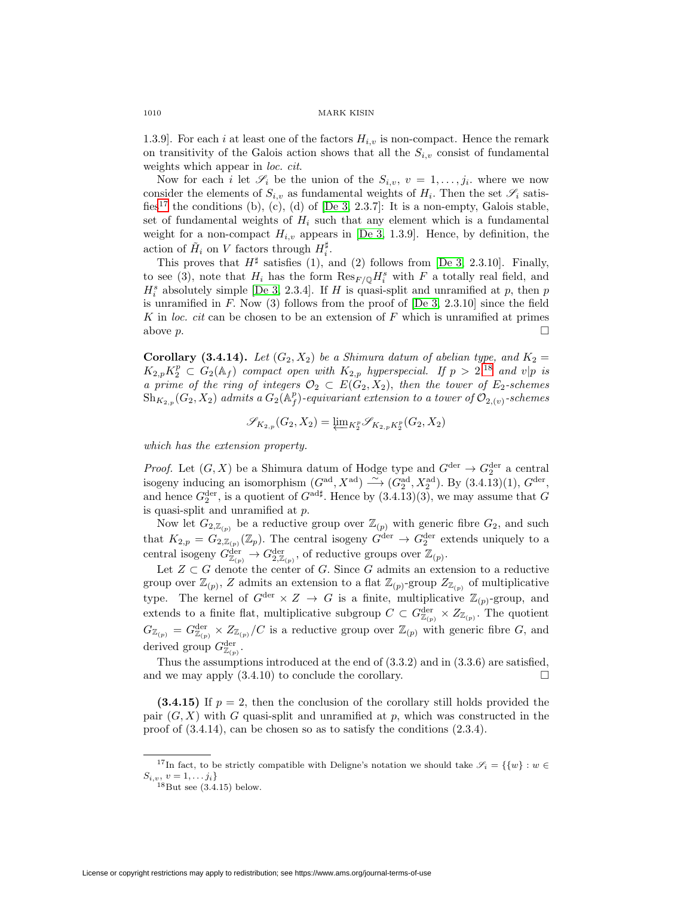1.3.9]. For each $i$ at least one of the factors $H_{i,v}$ is non-compact. Hence the remark on transitivity of the Galois action shows that all the $S_{i,v}$ consist of fundamental weights which appear in *loc. cit*.

Now for each $i$ let $\mathscr{S}_i$ be the union of the $S_{i,v}$, $v = 1, \dots, j_i$. where we now consider the elements of $S_{i,v}$ as fundamental weights of $H_i$. Then the set $\mathscr{S}_i$ satisfies[17] the conditions (b), (c), (d) of [De 3, 2.3.7]: It is a non-empty, Galois stable, set of fundamental weights of $H_i$ such that any element which is a fundamental weight for a non-compact $H_{i,v}$ appears in [De 3, 1.3.9]. Hence, by definition, the action of $\tilde{H}_i$ on $V$ factors through $H_i^\sharp$.

This proves that $H^\sharp$ satisfies (1), and (2) follows from [De 3, 2.3.10]. Finally, to see (3), note that $H_i$ has the form $\mathrm{Res}_{F/\mathbb{Q}} H_i^s$ with $F$ a totally real field, and $H_i^s$ absolutely simple [De 3, 2.3.4]. If $H$ is quasi-split and unramified at $p$, then $p$ is unramified in $F$. Now (3) follows from the proof of [De 3, 2.3.10] since the field $K$ in *loc. cit* can be chosen to be an extension of $F$ which is unramified at primes above $p$. □

**Corollary (3.4.14).** *Let $(G_2, X_2)$ be a Shimura datum of abelian type, and $K_2 = K_{2,p}K_2^p \subset G_2(\mathbb{A}_f)$ compact open with $K_{2,p}$ hyperspecial. If $p > 2$,[18] and $v|p$ is a prime of the ring of integers $\mathcal{O}_2 \subset E(G_2, X_2)$, then the tower of $E_2$-schemes $\mathrm{Sh}_{K_{2,p}}(G_2, X_2)$ admits a $G_2(\mathbb{A}_f^p)$-equivariant extension to a tower of $\mathcal{O}_{2,(v)}$-schemes*

$$\mathscr{S}_{K_{2,p}}(G_2, X_2) = \varprojlim_{K_2^p} \mathscr{S}_{K_{2,p}K_2^p}(G_2, X_2)$$

*which has the extension property.*

*Proof.* Let $(G, X)$ be a Shimura datum of Hodge type and $G^{\mathrm{der}} \to G_2^{\mathrm{der}}$ a central isogeny inducing an isomorphism $(G^{\mathrm{ad}}, X^{\mathrm{ad}}) \xrightarrow{\sim} (G_2^{\mathrm{ad}}, X_2^{\mathrm{ad}})$. By (3.4.13)(1), $G^{\mathrm{der}}$, and hence $G_2^{\mathrm{der}}$, is a quotient of $G^{\mathrm{ad}\sharp}$. Hence by (3.4.13)(3), we may assume that $G$ is quasi-split and unramified at $p$.

Now let $G_{2,\mathbb{Z}_{(p)}}$ be a reductive group over $\mathbb{Z}_{(p)}$ with generic fibre $G_2$, and such that $K_{2,p} = G_{2,\mathbb{Z}_{(p)}}(\mathbb{Z}_p)$. The central isogeny $G^{\mathrm{der}} \to G_2^{\mathrm{der}}$ extends uniquely to a central isogeny $G^{\mathrm{der}}_{\mathbb{Z}_{(p)}} \to G^{\mathrm{der}}_{2,\mathbb{Z}_{(p)}}$, of reductive groups over $\mathbb{Z}_{(p)}$.

Let $Z \subset G$ denote the center of $G$. Since $G$ admits an extension to a reductive group over $\mathbb{Z}_{(p)}$, $Z$ admits an extension to a flat $\mathbb{Z}_{(p)}$-group $Z_{\mathbb{Z}_{(p)}}$ of multiplicative type. The kernel of $G^{\mathrm{der}} \times Z \to G$ is a finite, multiplicative $\mathbb{Z}_{(p)}$-group, and extends to a finite flat, multiplicative subgroup $C \subset G^{\mathrm{der}}_{\mathbb{Z}_{(p)}} \times Z_{\mathbb{Z}_{(p)}}$. The quotient $G_{\mathbb{Z}_{(p)}} = G^{\mathrm{der}}_{\mathbb{Z}_{(p)}} \times Z_{\mathbb{Z}_{(p)}}/C$ is a reductive group over $\mathbb{Z}_{(p)}$ with generic fibre $G$, and derived group $G^{\mathrm{der}}_{\mathbb{Z}_{(p)}}$.

Thus the assumptions introduced at the end of (3.3.2) and in (3.3.6) are satisfied, and we may apply (3.4.10) to conclude the corollary. □

**(3.4.15)** If $p = 2$, then the conclusion of the corollary still holds provided the pair $(G, X)$ with $G$ quasi-split and unramified at $p$, which was constructed in the proof of (3.4.14), can be chosen so as to satisfy the conditions (2.3.4).

[17] In fact, to be strictly compatible with Deligne's notation we should take $\mathscr{S}_i = \{\{w\} : w \in S_{i,v}, v = 1, \dots j_i\}$

[18] But see (3.4.15) below.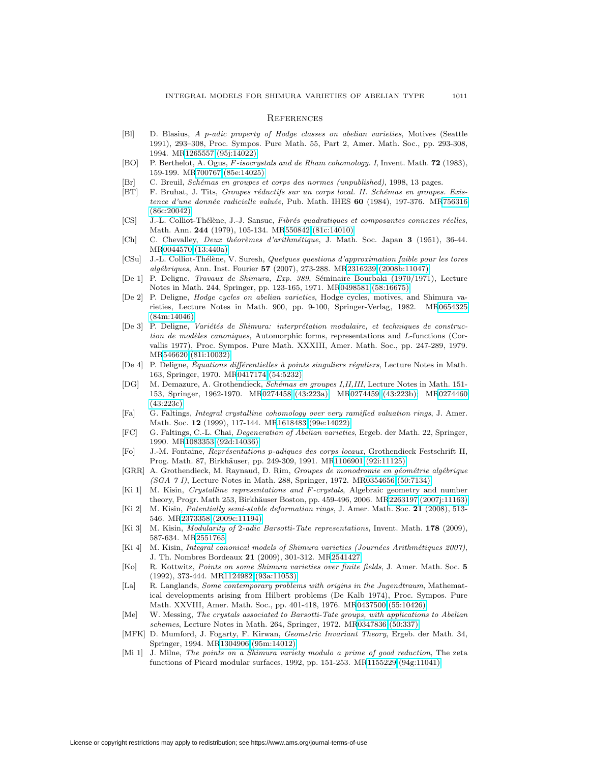## References

- [Bl] D. Blasius, *A p-adic property of Hodge classes on abelian varieties*, Motives (Seattle 1991), 293–308, Proc. Sympos. Pure Math. 55, Part 2, Amer. Math. Soc., pp. 293-308, 1994. MR1265557 (95j:14022)
- [BO] P. Berthelot, A. Ogus, *F-isocrystals and de Rham cohomology. I*, Invent. Math. **72** (1983), 159-199. MR700767 (85e:14025)
- [Br] C. Breuil, *Schémas en groupes et corps des normes (unpublished)*, 1998, 13 pages.
- [BT] F. Bruhat, J. Tits, *Groupes réductifs sur un corps local. II. Schémas en groupes. Existence d'une donnée radicielle valuée*, Pub. Math. IHES **60** (1984), 197-376. MR756316 (86c:20042)
- [CS] J.-L. Colliot-Thélène, J.-J. Sansuc, *Fibrés quadratiques et composantes connexes réelles*, Math. Ann. **244** (1979), 105-134. MR550842 (81c:14010)
- [Ch] C. Chevalley, *Deux théorèmes d'arithmétique*, J. Math. Soc. Japan **3** (1951), 36-44. MR0044570 (13:440a)
- [CSu] J.-L. Colliot-Thélène, V. Suresh, *Quelques questions d'approximation faible pour les tores algébriques*, Ann. Inst. Fourier **57** (2007), 273-288. MR2316239 (2008b:11047)
- [De 1] P. Deligne, *Travaux de Shimura, Exp. 389*, Séminaire Bourbaki (1970/1971), Lecture Notes in Math. 244, Springer, pp. 123-165, 1971. MR0498581 (58:16675)
- [De 2] P. Deligne, *Hodge cycles on abelian varieties*, Hodge cycles, motives, and Shimura varieties, Lecture Notes in Math. 900, pp. 9-100, Springer-Verlag, 1982. MR0654325 (84m:14046)
- [De 3] P. Deligne, *Variétés de Shimura: interprétation modulaire, et techniques de construction de modèles canoniques*, Automorphic forms, representations and L-functions (Corvallis 1977), Proc. Sympos. Pure Math. XXXIII, Amer. Math. Soc., pp. 247-289, 1979. MR546620 (81i:10032)
- [De 4] P. Deligne, *Équations différentielles à points singuliers réguliers*, Lecture Notes in Math. 163, Springer, 1970. MR0417174 (54:5232)
- [DG] M. Demazure, A. Grothendieck, *Schémas en groupes I,II,III*, Lecture Notes in Math. 151-153, Springer, 1962-1970. MR0274458 (43:223a), MR0274459 (43:223b), MR0274460 (43:223c)
- [Fa] G. Faltings, *Integral crystalline cohomology over very ramified valuation rings*, J. Amer. Math. Soc. **12** (1999), 117-144. MR1618483 (99e:14022)
- [FC] G. Faltings, C.-L. Chai, *Degeneration of Abelian varieties*, Ergeb. der Math. 22, Springer, 1990. MR1083353 (92d:14036)
- [Fo] J.-M. Fontaine, *Représentations p-adiques des corps locaux*, Grothendieck Festschrift II, Prog. Math. 87, Birkhäuser, pp. 249-309, 1991. MR1106901 (92i:11125)
- [GRR] A. Grothendieck, M. Raynaud, D. Rim, *Groupes de monodromie en géométrie algébrique (SGA 7 I)*, Lecture Notes in Math. 288, Springer, 1972. MR0354656 (50:7134)
- [Ki 1] M. Kisin, *Crystalline representations and F-crystals*, Algebraic geometry and number theory, Progr. Math 253, Birkhäuser Boston, pp. 459-496, 2006. MR2263197 (2007j:11163)
- [Ki 2] M. Kisin, *Potentially semi-stable deformation rings*, J. Amer. Math. Soc. **21** (2008), 513-546. MR2373358 (2009c:11194)
- [Ki 3] M. Kisin, *Modularity of 2-adic Barsotti-Tate representations*, Invent. Math. **178** (2009), 587-634. MR2551765
- [Ki 4] M. Kisin, *Integral canonical models of Shimura varieties (Journées Arithmétiques 2007)*, J. Th. Nombres Bordeaux **21** (2009), 301-312. MR2541427
- [Ko] R. Kottwitz, *Points on some Shimura varieties over finite fields*, J. Amer. Math. Soc. **5** (1992), 373-444. MR1124982 (93a:11053)
- [La] R. Langlands, *Some contemporary problems with origins in the Jugendtraum*, Mathematical developments arising from Hilbert problems (De Kalb 1974), Proc. Sympos. Pure Math. XXVIII, Amer. Math. Soc., pp. 401-418, 1976. MR0437500 (55:10426)
- [Me] W. Messing, *The crystals associated to Barsotti-Tate groups, with applications to Abelian schemes*, Lecture Notes in Math. 264, Springer, 1972. MR0347836 (50:337)
- [MFK] D. Mumford, J. Fogarty, F. Kirwan, *Geometric Invariant Theory*, Ergeb. der Math. 34, Springer, 1994. MR1304906 (95m:14012)
- [Mi 1] J. Milne, *The points on a Shimura variety modulo a prime of good reduction*, The zeta functions of Picard modular surfaces, 1992, pp. 151-253. MR1155229 (94g:11041)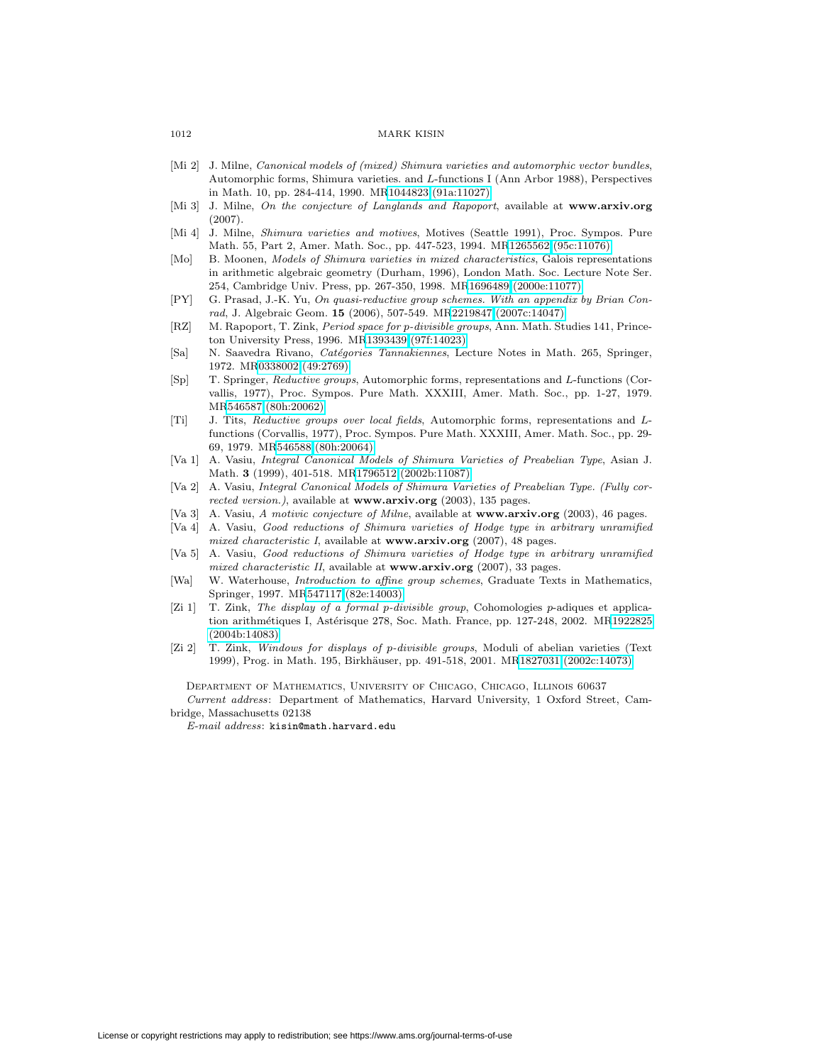- [Mi 2] J. Milne, *Canonical models of (mixed) Shimura varieties and automorphic vector bundles*, Automorphic forms, Shimura varieties. and $L$-functions I (Ann Arbor 1988), Perspectives in Math. 10, pp. 284-414, 1990. MR1044823 (91a:11027)
- [Mi 3] J. Milne, *On the conjecture of Langlands and Rapoport*, available at **www.arxiv.org** (2007).
- [Mi 4] J. Milne, *Shimura varieties and motives*, Motives (Seattle 1991), Proc. Sympos. Pure Math. 55, Part 2, Amer. Math. Soc., pp. 447-523, 1994. MR1265562 (95c:11076)
- [Mo] B. Moonen, *Models of Shimura varieties in mixed characteristics*, Galois representations in arithmetic algebraic geometry (Durham, 1996), London Math. Soc. Lecture Note Ser. 254, Cambridge Univ. Press, pp. 267-350, 1998. MR1696489 (2000e:11077)
- [PY] G. Prasad, J.-K. Yu, *On quasi-reductive group schemes. With an appendix by Brian Conrad*, J. Algebraic Geom. **15** (2006), 507-549. MR2219847 (2007c:14047)
- [RZ] M. Rapoport, T. Zink, *Period space for p-divisible groups*, Ann. Math. Studies 141, Princeton University Press, 1996. MR1393439 (97f:14023)
- [Sa] N. Saavedra Rivano, *Catégories Tannakiennes*, Lecture Notes in Math. 265, Springer, 1972. MR0338002 (49:2769)
- [Sp] T. Springer, *Reductive groups*, Automorphic forms, representations and $L$-functions (Corvallis, 1977), Proc. Sympos. Pure Math. XXXIII, Amer. Math. Soc., pp. 1-27, 1979. MR546587 (80h:20062)
- [Ti] J. Tits, *Reductive groups over local fields*, Automorphic forms, representations and $L$-functions (Corvallis, 1977), Proc. Sympos. Pure Math. XXXIII, Amer. Math. Soc., pp. 29-69, 1979. MR546588 (80h:20064)
- [Va 1] A. Vasiu, *Integral Canonical Models of Shimura Varieties of Preabelian Type*, Asian J. Math. **3** (1999), 401-518. MR1796512 (2002b:11087)
- [Va 2] A. Vasiu, *Integral Canonical Models of Shimura Varieties of Preabelian Type. (Fully corrected version.)*, available at **www.arxiv.org** (2003), 135 pages.
- [Va 3] A. Vasiu, *A motivic conjecture of Milne*, available at **www.arxiv.org** (2003), 46 pages.
- [Va 4] A. Vasiu, *Good reductions of Shimura varieties of Hodge type in arbitrary unramified mixed characteristic I*, available at **www.arxiv.org** (2007), 48 pages.
- [Va 5] A. Vasiu, *Good reductions of Shimura varieties of Hodge type in arbitrary unramified mixed characteristic II*, available at **www.arxiv.org** (2007), 33 pages.
- [Wa] W. Waterhouse, *Introduction to affine group schemes*, Graduate Texts in Mathematics, Springer, 1997. MR547117 (82e:14003)
- [Zi 1] T. Zink, *The display of a formal p-divisible group*, Cohomologies $p$-adiques et application arithmétiques I, Astérisque 278, Soc. Math. France, pp. 127-248, 2002. MR1922825 (2004b:14083)
- [Zi 2] T. Zink, *Windows for displays of p-divisible groups*, Moduli of abelian varieties (Text 1999), Prog. in Math. 195, Birkhäuser, pp. 491-518, 2001. MR1827031 (2002c:14073)

Department of Mathematics, University of Chicago, Chicago, Illinois 60637

*Current address*: Department of Mathematics, Harvard University, 1 Oxford Street, Cambridge, Massachusetts 02138

*E-mail address*: kisin@math.harvard.edu